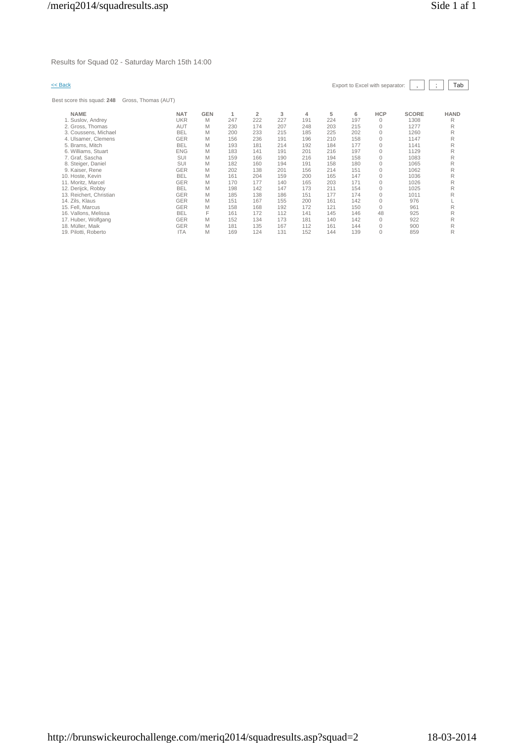Results for Squad 02 - Saturday March 15th 14:00

<< Back

Export to Excel with separator: , ; Tab

Best score this squad: **248** Gross, Thomas (AUT)

| NAME | NAT | GEN | 1 | 2 | 3 | 4 | 5 | 6 | HCP | SCORE | HAND |
|---|---|---|---|---|---|---|---|---|---|---|---|
| 1. Suslov, Andrey | UKR | M | 247 | 222 | 227 | 191 | 224 | 197 | 0 | 1308 | R |
| 2. Gross, Thomas | AUT | M | 230 | 174 | 207 | 248 | 203 | 215 | 0 | 1277 | R |
| 3. Coussens, Michael | BEL | M | 200 | 233 | 215 | 185 | 225 | 202 | 0 | 1260 | R |
| 4. Ulsamer, Clemens | GER | M | 156 | 236 | 191 | 196 | 210 | 158 | 0 | 1147 | R |
| 5. Brams, Mitch | BEL | M | 193 | 181 | 214 | 192 | 184 | 177 | 0 | 1141 | R |
| 6. Williams, Stuart | ENG | M | 183 | 141 | 191 | 201 | 216 | 197 | 0 | 1129 | R |
| 7. Graf, Sascha | SUI | M | 159 | 166 | 190 | 216 | 194 | 158 | 0 | 1083 | R |
| 8. Steiger, Daniel | SUI | M | 182 | 160 | 194 | 191 | 158 | 180 | 0 | 1065 | R |
| 9. Kaiser, Rene | GER | M | 202 | 138 | 201 | 156 | 214 | 151 | 0 | 1062 | R |
| 10. Hoste, Kevin | BEL | M | 161 | 204 | 159 | 200 | 165 | 147 | 0 | 1036 | R |
| 11. Moritz, Marcel | GER | M | 170 | 177 | 140 | 165 | 203 | 171 | 0 | 1026 | R |
| 12. Derijck, Robby | BEL | M | 198 | 142 | 147 | 173 | 211 | 154 | 0 | 1025 | R |
| 13. Reichert, Christian | GER | M | 185 | 138 | 186 | 151 | 177 | 174 | 0 | 1011 | R |
| 14. Zils, Klaus | GER | M | 151 | 167 | 155 | 200 | 161 | 142 | 0 | 976 | L |
| 15. Fell, Marcus | GER | M | 158 | 168 | 192 | 172 | 121 | 150 | 0 | 961 | R |
| 16. Vallons, Melissa | BEL | F | 161 | 172 | 112 | 141 | 145 | 146 | 48 | 925 | R |
| 17. Huber, Wolfgang | GER | M | 152 | 134 | 173 | 181 | 140 | 142 | 0 | 922 | R |
| 18. Müller, Maik | GER | M | 181 | 135 | 167 | 112 | 161 | 144 | 0 | 900 | R |
| 19. Pilotti, Roberto | ITA | M | 169 | 124 | 131 | 152 | 144 | 139 | 0 | 859 | R |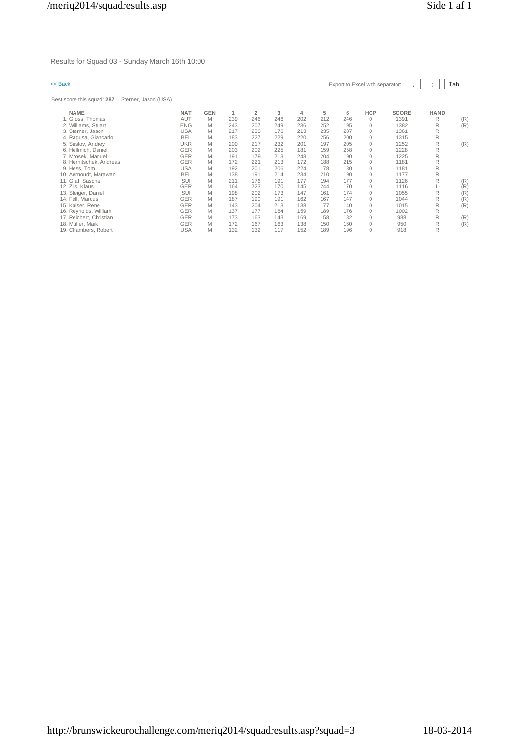Results for Squad 03 - Sunday March 16th 10:00

<< Back

Export to Excel with separator: , ; Tab

Best score this squad: **287** Sterner, Jason (USA)

| NAME | NAT | GEN | 1 | 2 | 3 | 4 | 5 | 6 | HCP | SCORE | HAND | |
|---|---|---|---|---|---|---|---|---|---|---|---|---|
| 1. Gross, Thomas | AUT | M | 239 | 246 | 246 | 202 | 212 | 246 | 0 | 1391 | R | (R) |
| 2. Williams, Stuart | ENG | M | 243 | 207 | 249 | 236 | 252 | 195 | 0 | 1382 | R | (R) |
| 3. Sterner, Jason | USA | M | 217 | 233 | 176 | 213 | 235 | 287 | 0 | 1361 | R | |
| 4. Ragusa, Giancarlo | BEL | M | 183 | 227 | 229 | 220 | 256 | 200 | 0 | 1315 | R | |
| 5. Suslov, Andrey | UKR | M | 200 | 217 | 232 | 201 | 197 | 205 | 0 | 1252 | R | (R) |
| 6. Hellmich, Daniel | GER | M | 203 | 202 | 225 | 181 | 159 | 258 | 0 | 1228 | R | |
| 7. Mrosek, Manuel | GER | M | 191 | 179 | 213 | 248 | 204 | 190 | 0 | 1225 | R | |
| 8. Hernitschek, Andreas | GER | M | 172 | 221 | 213 | 172 | 188 | 215 | 0 | 1181 | R | |
| 9. Hess, Tom | USA | M | 192 | 201 | 206 | 224 | 178 | 180 | 0 | 1181 | R | |
| 10. Aernoudt, Marawan | BEL | M | 138 | 191 | 214 | 234 | 210 | 190 | 0 | 1177 | R | |
| 11. Graf, Sascha | SUI | M | 211 | 176 | 191 | 177 | 194 | 177 | 0 | 1126 | R | (R) |
| 12. Zils, Klaus | GER | M | 164 | 223 | 170 | 145 | 244 | 170 | 0 | 1116 | L | (R) |
| 13. Steiger, Daniel | SUI | M | 198 | 202 | 173 | 147 | 161 | 174 | 0 | 1055 | R | (R) |
| 14. Fell, Marcus | GER | M | 187 | 190 | 191 | 162 | 167 | 147 | 0 | 1044 | R | (R) |
| 15. Kaiser, Rene | GER | M | 143 | 204 | 213 | 138 | 177 | 140 | 0 | 1015 | R | (R) |
| 16. Reynolds, William | GER | M | 137 | 177 | 164 | 159 | 189 | 176 | 0 | 1002 | R | |
| 17. Reichert, Christian | GER | M | 173 | 163 | 143 | 169 | 158 | 182 | 0 | 988 | R | (R) |
| 18. Müller, Maik | GER | M | 172 | 167 | 163 | 138 | 150 | 160 | 0 | 950 | R | (R) |
| 19. Chambers, Robert | USA | M | 132 | 132 | 117 | 152 | 189 | 196 | 0 | 918 | R | |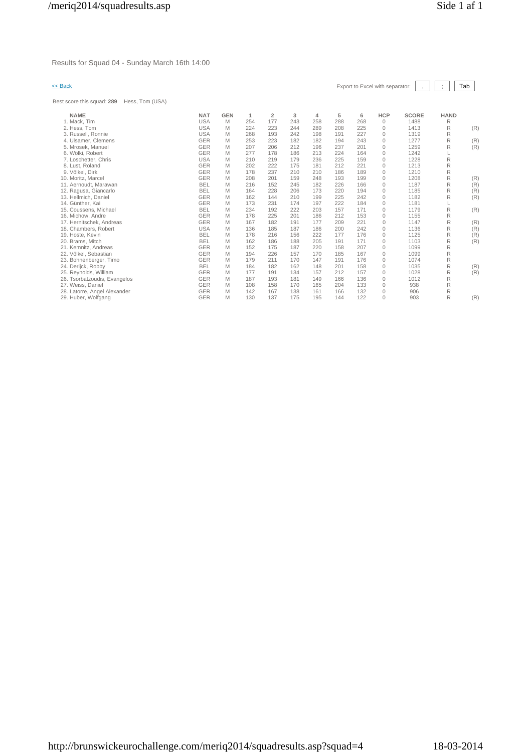Results for Squad 04 - Sunday March 16th 14:00

<< Back

Export to Excel with separator: , ; Tab

Best score this squad: **289** Hess, Tom (USA)

| NAME | NAT | GEN | 1 | 2 | 3 | 4 | 5 | 6 | HCP | SCORE | HAND | |
|---|---|---|---|---|---|---|---|---|---|---|---|---|
| 1. Mack, Tim | USA | M | 254 | 177 | 243 | 258 | 288 | 268 | 0 | 1488 | R | |
| 2. Hess, Tom | USA | M | 224 | 223 | 244 | 289 | 208 | 225 | 0 | 1413 | R | (R) |
| 3. Russell, Ronnie | USA | M | 268 | 193 | 242 | 198 | 191 | 227 | 0 | 1319 | R | |
| 4. Ulsamer, Clemens | GER | M | 253 | 223 | 182 | 182 | 194 | 243 | 0 | 1277 | R | (R) |
| 5. Mrosek, Manuel | GER | M | 207 | 206 | 212 | 196 | 237 | 201 | 0 | 1259 | R | (R) |
| 6. Wölki, Robert | GER | M | 277 | 178 | 186 | 213 | 224 | 164 | 0 | 1242 | L | |
| 7. Loschetter, Chris | USA | M | 210 | 219 | 179 | 236 | 225 | 159 | 0 | 1228 | R | |
| 8. Lust, Roland | GER | M | 202 | 222 | 175 | 181 | 212 | 221 | 0 | 1213 | R | |
| 9. Völkel, Dirk | GER | M | 178 | 237 | 210 | 210 | 186 | 189 | 0 | 1210 | R | |
| 10. Moritz, Marcel | GER | M | 208 | 201 | 159 | 248 | 193 | 199 | 0 | 1208 | R | (R) |
| 11. Aernoudt, Marawan | BEL | M | 216 | 152 | 245 | 182 | 226 | 166 | 0 | 1187 | R | (R) |
| 12. Ragusa, Giancarlo | BEL | M | 164 | 228 | 206 | 173 | 220 | 194 | 0 | 1185 | R | (R) |
| 13. Hellmich, Daniel | GER | M | 162 | 144 | 210 | 199 | 225 | 242 | 0 | 1182 | R | (R) |
| 14. Günther, Kai | GER | M | 173 | 231 | 174 | 197 | 222 | 184 | 0 | 1181 | L | |
| 15. Coussens, Michael | BEL | M | 234 | 192 | 222 | 203 | 157 | 171 | 0 | 1179 | R | (R) |
| 16. Michow, Andre | GER | M | 178 | 225 | 201 | 186 | 212 | 153 | 0 | 1155 | R | |
| 17. Hernitschek, Andreas | GER | M | 167 | 182 | 191 | 177 | 209 | 221 | 0 | 1147 | R | (R) |
| 18. Chambers, Robert | USA | M | 136 | 185 | 187 | 186 | 200 | 242 | 0 | 1136 | R | (R) |
| 19. Hoste, Kevin | BEL | M | 178 | 216 | 156 | 222 | 177 | 176 | 0 | 1125 | R | (R) |
| 20. Brams, Mitch | BEL | M | 162 | 186 | 188 | 205 | 191 | 171 | 0 | 1103 | R | (R) |
| 21. Kemnitz, Andreas | GER | M | 152 | 175 | 187 | 220 | 158 | 207 | 0 | 1099 | R | |
| 22. Völkel, Sebastian | GER | M | 194 | 226 | 157 | 170 | 185 | 167 | 0 | 1099 | R | |
| 23. Bohnenberger, Timo | GER | M | 179 | 211 | 170 | 147 | 191 | 176 | 0 | 1074 | R | |
| 24. Derijck, Robby | BEL | M | 184 | 182 | 162 | 148 | 201 | 158 | 0 | 1035 | R | (R) |
| 25. Reynolds, William | GER | M | 177 | 191 | 134 | 157 | 212 | 157 | 0 | 1028 | R | (R) |
| 26. Tsorbatzoudis, Evangelos | GER | M | 187 | 193 | 181 | 149 | 166 | 136 | 0 | 1012 | R | |
| 27. Weiss, Daniel | GER | M | 108 | 158 | 170 | 165 | 204 | 133 | 0 | 938 | R | |
| 28. Latorre, Angel Alexander | GER | M | 142 | 167 | 138 | 161 | 166 | 132 | 0 | 906 | R | |
| 29. Huber, Wolfgang | GER | M | 130 | 137 | 175 | 195 | 144 | 122 | 0 | 903 | R | (R) |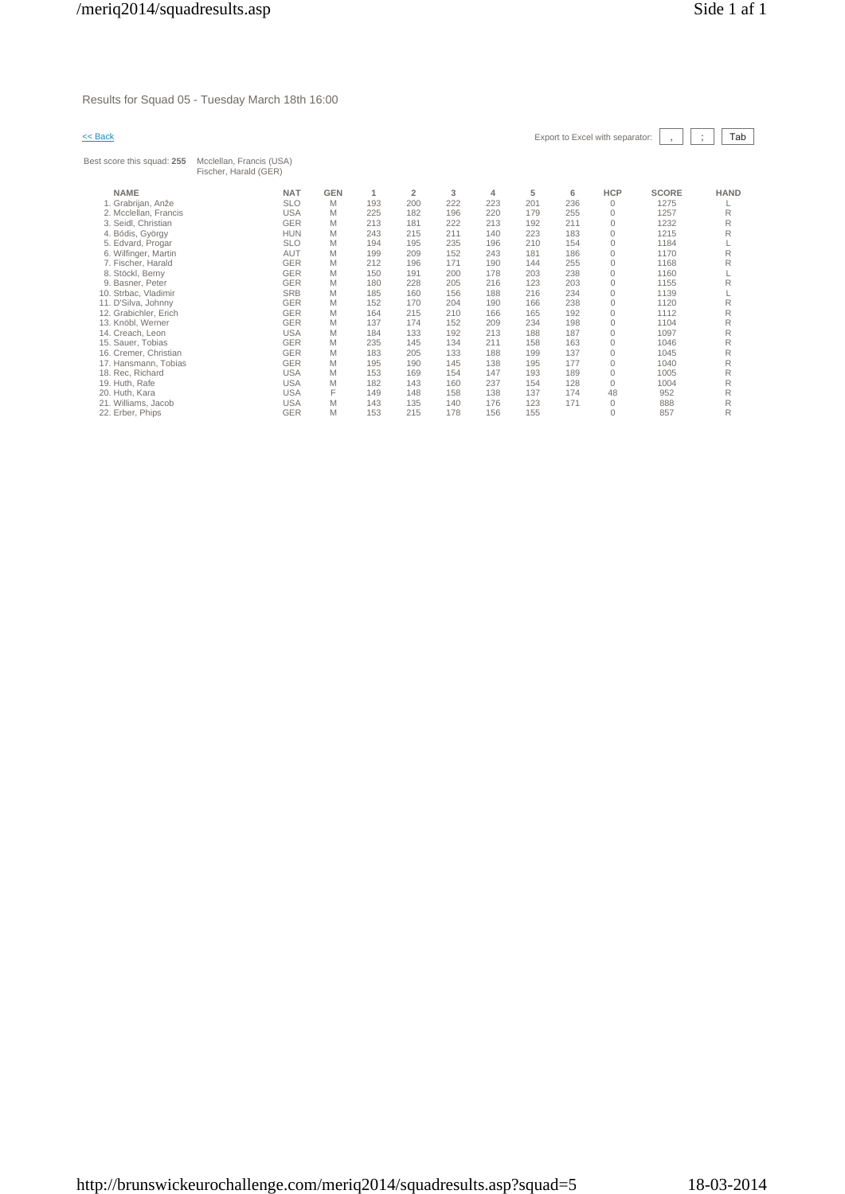Results for Squad 05 - Tuesday March 18th 16:00

<< Back

Export to Excel with separator: , ; Tab

Best score this squad: **255** Mcclellan, Francis (USA)
Fischer, Harald (GER)

| NAME | NAT | GEN | 1 | 2 | 3 | 4 | 5 | 6 | HCP | SCORE | HAND |
|---|---|---|---|---|---|---|---|---|---|---|---|
| 1. Grabrijan, Anže | SLO | M | 193 | 200 | 222 | 223 | 201 | 236 | 0 | 1275 | L |
| 2. Mcclellan, Francis | USA | M | 225 | 182 | 196 | 220 | 179 | 255 | 0 | 1257 | R |
| 3. Seidl, Christian | GER | M | 213 | 181 | 222 | 213 | 192 | 211 | 0 | 1232 | R |
| 4. Bódis, György | HUN | M | 243 | 215 | 211 | 140 | 223 | 183 | 0 | 1215 | R |
| 5. Edvard, Progar | SLO | M | 194 | 195 | 235 | 196 | 210 | 154 | 0 | 1184 | L |
| 6. Wilfinger, Martin | AUT | M | 199 | 209 | 152 | 243 | 181 | 186 | 0 | 1170 | R |
| 7. Fischer, Harald | GER | M | 212 | 196 | 171 | 190 | 144 | 255 | 0 | 1168 | R |
| 8. Stöckl, Berny | GER | M | 150 | 191 | 200 | 178 | 203 | 238 | 0 | 1160 | L |
| 9. Basner, Peter | GER | M | 180 | 228 | 205 | 216 | 123 | 203 | 0 | 1155 | R |
| 10. Strbac, Vladimir | SRB | M | 185 | 160 | 156 | 188 | 216 | 234 | 0 | 1139 | L |
| 11. D'Silva, Johnny | GER | M | 152 | 170 | 204 | 190 | 166 | 238 | 0 | 1120 | R |
| 12. Grabichler, Erich | GER | M | 164 | 215 | 210 | 166 | 165 | 192 | 0 | 1112 | R |
| 13. Knöbl, Werner | GER | M | 137 | 174 | 152 | 209 | 234 | 198 | 0 | 1104 | R |
| 14. Creach, Leon | USA | M | 184 | 133 | 192 | 213 | 188 | 187 | 0 | 1097 | R |
| 15. Sauer, Tobias | GER | M | 235 | 145 | 134 | 211 | 158 | 163 | 0 | 1046 | R |
| 16. Cremer, Christian | GER | M | 183 | 205 | 133 | 188 | 199 | 137 | 0 | 1045 | R |
| 17. Hansmann, Tobias | GER | M | 195 | 190 | 145 | 138 | 195 | 177 | 0 | 1040 | R |
| 18. Rec, Richard | USA | M | 153 | 169 | 154 | 147 | 193 | 189 | 0 | 1005 | R |
| 19. Huth, Rafe | USA | M | 182 | 143 | 160 | 237 | 154 | 128 | 0 | 1004 | R |
| 20. Huth, Kara | USA | F | 149 | 148 | 158 | 138 | 137 | 174 | 48 | 952 | R |
| 21. Williams, Jacob | USA | M | 143 | 135 | 140 | 176 | 123 | 171 | 0 | 888 | R |
| 22. Erber, Phips | GER | M | 153 | 215 | 178 | 156 | 155 | | 0 | 857 | R |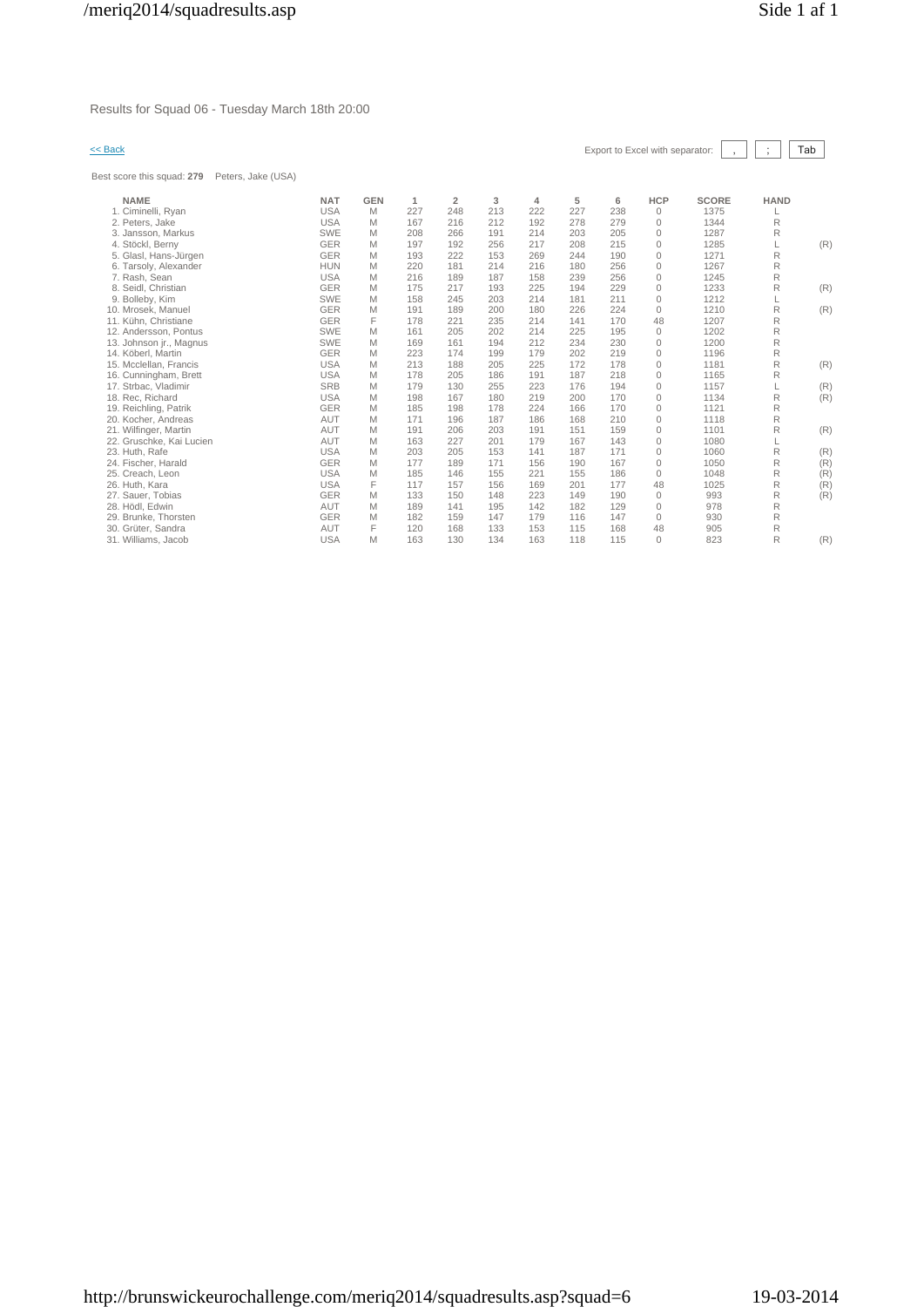Results for Squad 06 - Tuesday March 18th 20:00

<< Back

Export to Excel with separator: , ; Tab

Best score this squad: **279** Peters, Jake (USA)

| NAME | NAT | GEN | 1 | 2 | 3 | 4 | 5 | 6 | HCP | SCORE | HAND | |
|---|---|---|---|---|---|---|---|---|---|---|---|---|
| 1. Ciminelli, Ryan | USA | M | 227 | 248 | 213 | 222 | 227 | 238 | 0 | 1375 | L | |
| 2. Peters, Jake | USA | M | 167 | 216 | 212 | 192 | 278 | 279 | 0 | 1344 | R | |
| 3. Jansson, Markus | SWE | M | 208 | 266 | 191 | 214 | 203 | 205 | 0 | 1287 | R | |
| 4. Stöckl, Berny | GER | M | 197 | 192 | 256 | 217 | 208 | 215 | 0 | 1285 | L | (R) |
| 5. Glasl, Hans-Jürgen | GER | M | 193 | 222 | 153 | 269 | 244 | 190 | 0 | 1271 | R | |
| 6. Tarsoly, Alexander | HUN | M | 220 | 181 | 214 | 216 | 180 | 256 | 0 | 1267 | R | |
| 7. Rash, Sean | USA | M | 216 | 189 | 187 | 158 | 239 | 256 | 0 | 1245 | R | |
| 8. Seidl, Christian | GER | M | 175 | 217 | 193 | 225 | 194 | 229 | 0 | 1233 | R | (R) |
| 9. Bolleby, Kim | SWE | M | 158 | 245 | 203 | 214 | 181 | 211 | 0 | 1212 | L | |
| 10. Mrosek, Manuel | GER | M | 191 | 189 | 200 | 180 | 226 | 224 | 0 | 1210 | R | (R) |
| 11. Kühn, Christiane | GER | F | 178 | 221 | 235 | 214 | 141 | 170 | 48 | 1207 | R | |
| 12. Andersson, Pontus | SWE | M | 161 | 205 | 202 | 214 | 225 | 195 | 0 | 1202 | R | |
| 13. Johnson jr., Magnus | SWE | M | 169 | 161 | 194 | 212 | 234 | 230 | 0 | 1200 | R | |
| 14. Köberl, Martin | GER | M | 223 | 174 | 199 | 179 | 202 | 219 | 0 | 1196 | R | |
| 15. Mcclellan, Francis | USA | M | 213 | 188 | 205 | 225 | 172 | 178 | 0 | 1181 | R | (R) |
| 16. Cunningham, Brett | USA | M | 178 | 205 | 186 | 191 | 187 | 218 | 0 | 1165 | R | |
| 17. Strbac, Vladimir | SRB | M | 179 | 130 | 255 | 223 | 176 | 194 | 0 | 1157 | L | (R) |
| 18. Rec, Richard | USA | M | 198 | 167 | 180 | 219 | 200 | 170 | 0 | 1134 | R | (R) |
| 19. Reichling, Patrik | GER | M | 185 | 198 | 178 | 224 | 166 | 170 | 0 | 1121 | R | |
| 20. Kocher, Andreas | AUT | M | 171 | 196 | 187 | 186 | 168 | 210 | 0 | 1118 | R | |
| 21. Wilfinger, Martin | AUT | M | 191 | 206 | 203 | 191 | 151 | 159 | 0 | 1101 | R | (R) |
| 22. Gruschke, Kai Lucien | AUT | M | 163 | 227 | 201 | 179 | 167 | 143 | 0 | 1080 | L | |
| 23. Huth, Rafe | USA | M | 203 | 205 | 153 | 141 | 187 | 171 | 0 | 1060 | R | (R) |
| 24. Fischer, Harald | GER | M | 177 | 189 | 171 | 156 | 190 | 167 | 0 | 1050 | R | (R) |
| 25. Creach, Leon | USA | M | 185 | 146 | 155 | 221 | 155 | 186 | 0 | 1048 | R | (R) |
| 26. Huth, Kara | USA | F | 117 | 157 | 156 | 169 | 201 | 177 | 48 | 1025 | R | (R) |
| 27. Sauer, Tobias | GER | M | 133 | 150 | 148 | 223 | 149 | 190 | 0 | 993 | R | (R) |
| 28. Hödl, Edwin | AUT | M | 189 | 141 | 195 | 142 | 182 | 129 | 0 | 978 | R | |
| 29. Brunke, Thorsten | GER | M | 182 | 159 | 147 | 179 | 116 | 147 | 0 | 930 | R | |
| 30. Grüter, Sandra | AUT | F | 120 | 168 | 133 | 153 | 115 | 168 | 48 | 905 | R | |
| 31. Williams, Jacob | USA | M | 163 | 130 | 134 | 163 | 118 | 115 | 0 | 823 | R | (R) |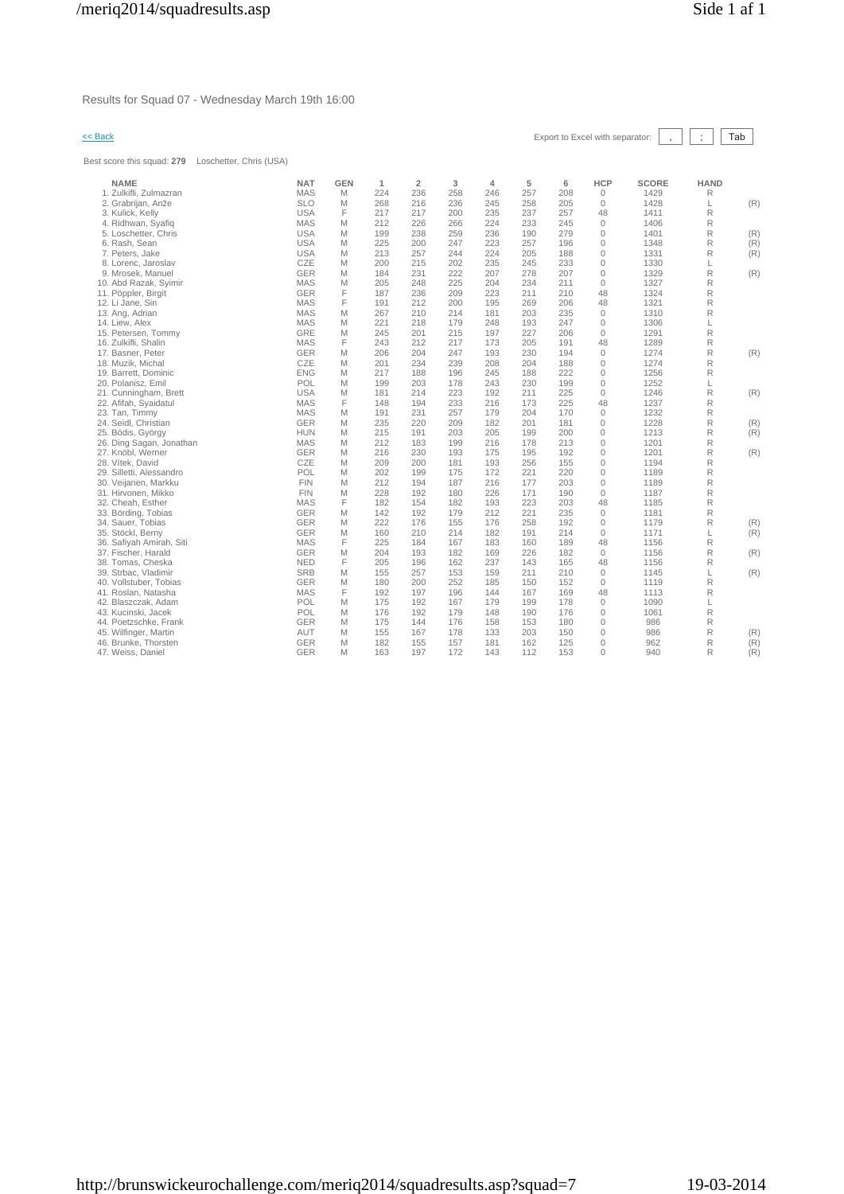Results for Squad 07 - Wednesday March 19th 16:00

<< Back

Export to Excel with separator: , ; Tab

Best score this squad: **279** Loschetter, Chris (USA)

| NAME | NAT | GEN | 1 | 2 | 3 | 4 | 5 | 6 | HCP | SCORE | HAND | |
|---|---|---|---|---|---|---|---|---|---|---|---|---|
| 1. Zulkifli, Zulmazran | MAS | M | 224 | 236 | 258 | 246 | 257 | 208 | 0 | 1429 | R | |
| 2. Grabrijan, Anže | SLO | M | 268 | 216 | 236 | 245 | 258 | 205 | 0 | 1428 | L | (R) |
| 3. Kulick, Kelly | USA | F | 217 | 217 | 200 | 235 | 237 | 257 | 48 | 1411 | R | |
| 4. Ridhwan, Syafiq | MAS | M | 212 | 226 | 266 | 224 | 233 | 245 | 0 | 1406 | R | |
| 5. Loschetter, Chris | USA | M | 199 | 238 | 259 | 236 | 190 | 279 | 0 | 1401 | R | (R) |
| 6. Rash, Sean | USA | M | 225 | 200 | 247 | 223 | 257 | 196 | 0 | 1348 | R | (R) |
| 7. Peters, Jake | USA | M | 213 | 257 | 244 | 224 | 205 | 188 | 0 | 1331 | R | (R) |
| 8. Lorenc, Jaroslav | CZE | M | 200 | 215 | 202 | 235 | 245 | 233 | 0 | 1330 | L | |
| 9. Mrosek, Manuel | GER | M | 184 | 231 | 222 | 207 | 278 | 207 | 0 | 1329 | R | (R) |
| 10. Abd Razak, Syimir | MAS | M | 205 | 248 | 225 | 204 | 234 | 211 | 0 | 1327 | R | |
| 11. Pöppler, Birgit | GER | F | 187 | 236 | 209 | 223 | 211 | 210 | 48 | 1324 | R | |
| 12. Li Jane, Sin | MAS | F | 191 | 212 | 200 | 195 | 269 | 206 | 48 | 1321 | R | |
| 13. Ang, Adrian | MAS | M | 267 | 210 | 214 | 181 | 203 | 235 | 0 | 1310 | R | |
| 14. Liew, Alex | MAS | M | 221 | 218 | 179 | 248 | 193 | 247 | 0 | 1306 | L | |
| 15. Petersen, Tommy | GRE | M | 245 | 201 | 215 | 197 | 227 | 206 | 0 | 1291 | R | |
| 16. Zulkifli, Shalin | MAS | F | 243 | 212 | 217 | 173 | 205 | 191 | 48 | 1289 | R | |
| 17. Basner, Peter | GER | M | 206 | 204 | 247 | 193 | 230 | 194 | 0 | 1274 | R | (R) |
| 18. Muzik, Michal | CZE | M | 201 | 234 | 239 | 208 | 204 | 188 | 0 | 1274 | R | |
| 19. Barrett, Dominic | ENG | M | 217 | 188 | 196 | 245 | 188 | 222 | 0 | 1256 | R | |
| 20. Polanisz, Emil | POL | M | 199 | 203 | 178 | 243 | 230 | 199 | 0 | 1252 | L | |
| 21. Cunningham, Brett | USA | M | 181 | 214 | 223 | 192 | 211 | 225 | 0 | 1246 | R | (R) |
| 22. Afifah, Syaidatul | MAS | F | 148 | 194 | 233 | 216 | 173 | 225 | 48 | 1237 | R | |
| 23. Tan, Timmy | MAS | M | 191 | 231 | 257 | 179 | 204 | 170 | 0 | 1232 | R | |
| 24. Seidl, Christian | GER | M | 235 | 220 | 209 | 182 | 201 | 181 | 0 | 1228 | R | (R) |
| 25. Bódis, György | HUN | M | 215 | 191 | 203 | 205 | 199 | 200 | 0 | 1213 | R | (R) |
| 26. Ding Sagan, Jonathan | MAS | M | 212 | 183 | 199 | 216 | 178 | 213 | 0 | 1201 | R | |
| 27. Knöbl, Werner | GER | M | 216 | 230 | 193 | 175 | 195 | 192 | 0 | 1201 | R | (R) |
| 28. Vítek, David | CZE | M | 209 | 200 | 181 | 193 | 256 | 155 | 0 | 1194 | R | |
| 29. Silletti, Alessandro | POL | M | 202 | 199 | 175 | 172 | 221 | 220 | 0 | 1189 | R | |
| 30. Veijanen, Markku | FIN | M | 212 | 194 | 187 | 216 | 177 | 203 | 0 | 1189 | R | |
| 31. Hirvonen, Mikko | FIN | M | 228 | 192 | 180 | 226 | 171 | 190 | 0 | 1187 | R | |
| 32. Cheah, Esther | MAS | F | 182 | 154 | 182 | 193 | 223 | 203 | 48 | 1185 | R | |
| 33. Börding, Tobias | GER | M | 142 | 192 | 179 | 212 | 221 | 235 | 0 | 1181 | R | |
| 34. Sauer, Tobias | GER | M | 222 | 176 | 155 | 176 | 258 | 192 | 0 | 1179 | R | (R) |
| 35. Stöckl, Berny | GER | M | 160 | 210 | 214 | 182 | 191 | 214 | 0 | 1171 | L | (R) |
| 36. Safiyah Amirah, Siti | MAS | F | 225 | 184 | 167 | 183 | 160 | 189 | 48 | 1156 | R | |
| 37. Fischer, Harald | GER | M | 204 | 193 | 182 | 169 | 226 | 182 | 0 | 1156 | R | (R) |
| 38. Tomas, Cheska | NED | F | 205 | 196 | 162 | 237 | 143 | 165 | 48 | 1156 | R | |
| 39. Strbac, Vladimir | SRB | M | 155 | 257 | 153 | 159 | 211 | 210 | 0 | 1145 | L | (R) |
| 40. Vollstuber, Tobias | GER | M | 180 | 200 | 252 | 185 | 150 | 152 | 0 | 1119 | R | |
| 41. Roslan, Natasha | MAS | F | 192 | 197 | 196 | 144 | 167 | 169 | 48 | 1113 | R | |
| 42. Blaszczak, Adam | POL | M | 175 | 192 | 167 | 179 | 199 | 178 | 0 | 1090 | L | |
| 43. Kucinski, Jacek | POL | M | 176 | 192 | 179 | 148 | 190 | 176 | 0 | 1061 | R | |
| 44. Poetzschke, Frank | GER | M | 175 | 144 | 176 | 158 | 153 | 180 | 0 | 986 | R | |
| 45. Wilfinger, Martin | AUT | M | 155 | 167 | 178 | 133 | 203 | 150 | 0 | 986 | R | (R) |
| 46. Brunke, Thorsten | GER | M | 182 | 155 | 157 | 181 | 162 | 125 | 0 | 962 | R | (R) |
| 47. Weiss, Daniel | GER | M | 163 | 197 | 172 | 143 | 112 | 153 | 0 | 940 | R | (R) |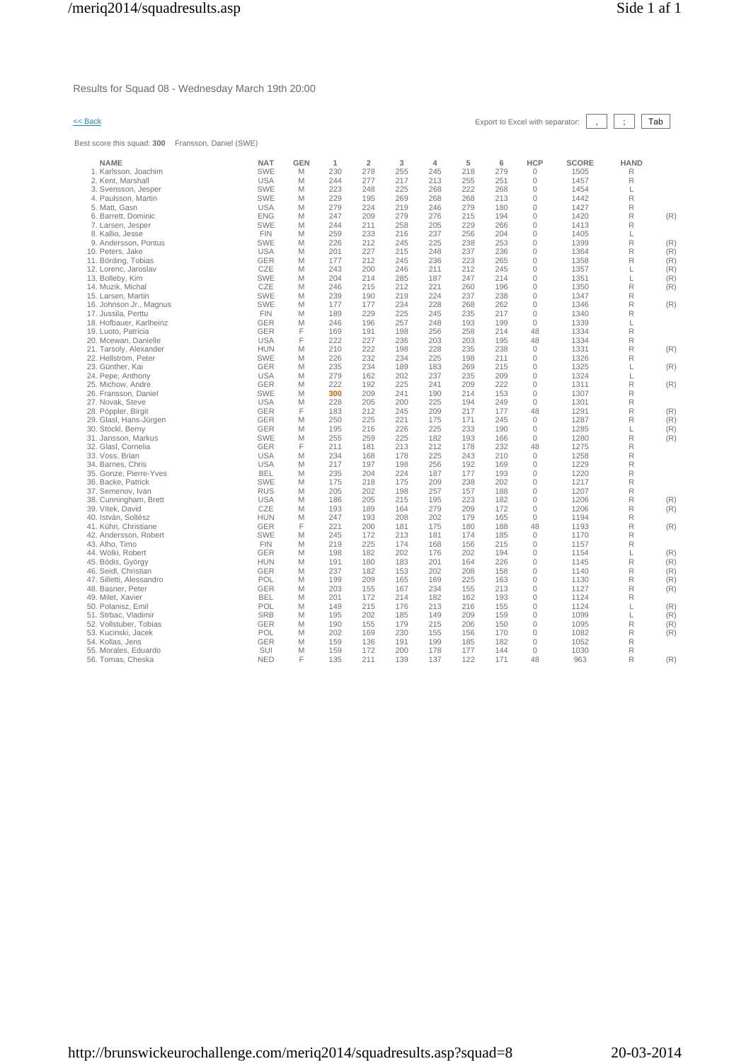Results for Squad 08 - Wednesday March 19th 20:00

<< Back

Export to Excel with separator: , ; Tab

Best score this squad: **300** Fransson, Daniel (SWE)

| NAME | NAT | GEN | 1 | 2 | 3 | 4 | 5 | 6 | HCP | SCORE | HAND | |
|---|---|---|---|---|---|---|---|---|---|---|---|---|
| 1. Karlsson, Joachim | SWE | M | 230 | 278 | 255 | 245 | 218 | 279 | 0 | 1505 | R | |
| 2. Kent, Marshall | USA | M | 244 | 277 | 217 | 213 | 255 | 251 | 0 | 1457 | R | |
| 3. Svensson, Jesper | SWE | M | 223 | 248 | 225 | 268 | 222 | 268 | 0 | 1454 | L | |
| 4. Paulsson, Martin | SWE | M | 229 | 195 | 269 | 268 | 268 | 213 | 0 | 1442 | R | |
| 5. Matt, Gasn | USA | M | 279 | 224 | 219 | 246 | 279 | 180 | 0 | 1427 | R | |
| 6. Barrett, Dominic | ENG | M | 247 | 209 | 279 | 276 | 215 | 194 | 0 | 1420 | R | (R) |
| 7. Larsen, Jesper | SWE | M | 244 | 211 | 258 | 205 | 229 | 266 | 0 | 1413 | R | |
| 8. Kallio, Jesse | FIN | M | 259 | 233 | 216 | 237 | 256 | 204 | 0 | 1405 | L | |
| 9. Andersson, Pontus | SWE | M | 226 | 212 | 245 | 225 | 238 | 253 | 0 | 1399 | R | (R) |
| 10. Peters, Jake | USA | M | 201 | 227 | 215 | 248 | 237 | 236 | 0 | 1364 | R | (R) |
| 11. Börding, Tobias | GER | M | 177 | 212 | 245 | 236 | 223 | 265 | 0 | 1358 | R | (R) |
| 12. Lorenc, Jaroslav | CZE | M | 243 | 200 | 246 | 211 | 212 | 245 | 0 | 1357 | L | (R) |
| 13. Bolleby, Kim | SWE | M | 204 | 214 | 285 | 187 | 247 | 214 | 0 | 1351 | L | (R) |
| 14. Muzik, Michal | CZE | M | 246 | 215 | 212 | 221 | 260 | 196 | 0 | 1350 | R | (R) |
| 15. Larsen, Martin | SWE | M | 239 | 190 | 219 | 224 | 237 | 238 | 0 | 1347 | R | |
| 16. Johnson Jr., Magnus | SWE | M | 177 | 177 | 234 | 228 | 268 | 262 | 0 | 1346 | R | (R) |
| 17. Jussila, Perttu | FIN | M | 189 | 229 | 225 | 245 | 235 | 217 | 0 | 1340 | R | |
| 18. Hofbauer, Karlheinz | GER | M | 246 | 196 | 257 | 248 | 193 | 199 | 0 | 1339 | L | |
| 19. Luoto, Patricia | GER | F | 169 | 191 | 198 | 256 | 258 | 214 | 48 | 1334 | R | |
| 20. Mcewan, Danielle | USA | F | 222 | 227 | 236 | 203 | 203 | 195 | 48 | 1334 | R | |
| 21. Tarsoly, Alexander | HUN | M | 210 | 222 | 198 | 228 | 235 | 238 | 0 | 1331 | R | (R) |
| 22. Hellström, Peter | SWE | M | 226 | 232 | 234 | 225 | 198 | 211 | 0 | 1326 | R | |
| 23. Günther, Kai | GER | M | 235 | 234 | 189 | 183 | 269 | 215 | 0 | 1325 | L | (R) |
| 24. Pepe, Anthony | USA | M | 279 | 162 | 202 | 237 | 235 | 209 | 0 | 1324 | L | |
| 25. Michow, Andre | GER | M | 222 | 192 | 225 | 241 | 209 | 222 | 0 | 1311 | R | (R) |
| 26. Fransson, Daniel | SWE | M | **300** | 209 | 241 | 190 | 214 | 153 | 0 | 1307 | R | |
| 27. Novak, Steve | USA | M | 228 | 205 | 200 | 225 | 194 | 249 | 0 | 1301 | R | |
| 28. Pöppler, Birgit | GER | F | 183 | 212 | 245 | 209 | 217 | 177 | 48 | 1291 | R | (R) |
| 29. Glasl, Hans-Jürgen | GER | M | 250 | 225 | 221 | 175 | 171 | 245 | 0 | 1287 | R | (R) |
| 30. Stöckl, Berny | GER | M | 195 | 216 | 226 | 225 | 233 | 190 | 0 | 1285 | L | (R) |
| 31. Jansson, Markus | SWE | M | 255 | 259 | 225 | 182 | 193 | 166 | 0 | 1280 | R | (R) |
| 32. Glasl, Cornelia | GER | F | 211 | 181 | 213 | 212 | 178 | 232 | 48 | 1275 | R | |
| 33. Voss, Brian | USA | M | 234 | 168 | 178 | 225 | 243 | 210 | 0 | 1258 | R | |
| 34. Barnes, Chris | USA | M | 217 | 197 | 198 | 256 | 192 | 169 | 0 | 1229 | R | |
| 35. Gonze, Pierre-Yves | BEL | M | 235 | 204 | 224 | 187 | 177 | 193 | 0 | 1220 | R | |
| 36. Backe, Patrick | SWE | M | 175 | 218 | 175 | 209 | 238 | 202 | 0 | 1217 | R | |
| 37. Semenov, Ivan | RUS | M | 205 | 202 | 198 | 257 | 157 | 188 | 0 | 1207 | R | |
| 38. Cunningham, Brett | USA | M | 186 | 205 | 215 | 195 | 223 | 182 | 0 | 1206 | R | (R) |
| 39. Vítek, David | CZE | M | 193 | 189 | 164 | 279 | 209 | 172 | 0 | 1206 | R | (R) |
| 40. István, Soltész | HUN | M | 247 | 193 | 208 | 202 | 179 | 165 | 0 | 1194 | R | |
| 41. Kühn, Christiane | GER | F | 221 | 200 | 181 | 175 | 180 | 188 | 48 | 1193 | R | (R) |
| 42. Andersson, Robert | SWE | M | 245 | 172 | 213 | 181 | 174 | 185 | 0 | 1170 | R | |
| 43. Alho, Timo | FIN | M | 219 | 225 | 174 | 168 | 156 | 215 | 0 | 1157 | R | |
| 44. Wölki, Robert | GER | M | 198 | 182 | 202 | 176 | 202 | 194 | 0 | 1154 | L | (R) |
| 45. Bódis, György | HUN | M | 191 | 180 | 183 | 201 | 164 | 226 | 0 | 1145 | R | (R) |
| 46. Seidl, Christian | GER | M | 237 | 182 | 153 | 202 | 208 | 158 | 0 | 1140 | R | (R) |
| 47. Silletti, Alessandro | POL | M | 199 | 209 | 165 | 169 | 225 | 163 | 0 | 1130 | R | (R) |
| 48. Basner, Peter | GER | M | 203 | 155 | 167 | 234 | 155 | 213 | 0 | 1127 | R | (R) |
| 49. Milet, Xavier | BEL | M | 201 | 172 | 214 | 182 | 162 | 193 | 0 | 1124 | R | |
| 50. Polanisz, Emil | POL | M | 149 | 215 | 176 | 213 | 216 | 155 | 0 | 1124 | L | (R) |
| 51. Strbac, Vladimir | SRB | M | 195 | 202 | 185 | 149 | 209 | 159 | 0 | 1099 | L | (R) |
| 52. Vollstuber, Tobias | GER | M | 190 | 155 | 179 | 215 | 206 | 150 | 0 | 1095 | R | (R) |
| 53. Kucinski, Jacek | POL | M | 202 | 169 | 230 | 155 | 156 | 170 | 0 | 1082 | R | (R) |
| 54. Kollas, Jens | GER | M | 159 | 136 | 191 | 199 | 185 | 182 | 0 | 1052 | R | |
| 55. Morales, Eduardo | SUI | M | 159 | 172 | 200 | 178 | 177 | 144 | 0 | 1030 | R | |
| 56. Tomas, Cheska | NED | F | 135 | 211 | 139 | 137 | 122 | 171 | 48 | 963 | R | (R) |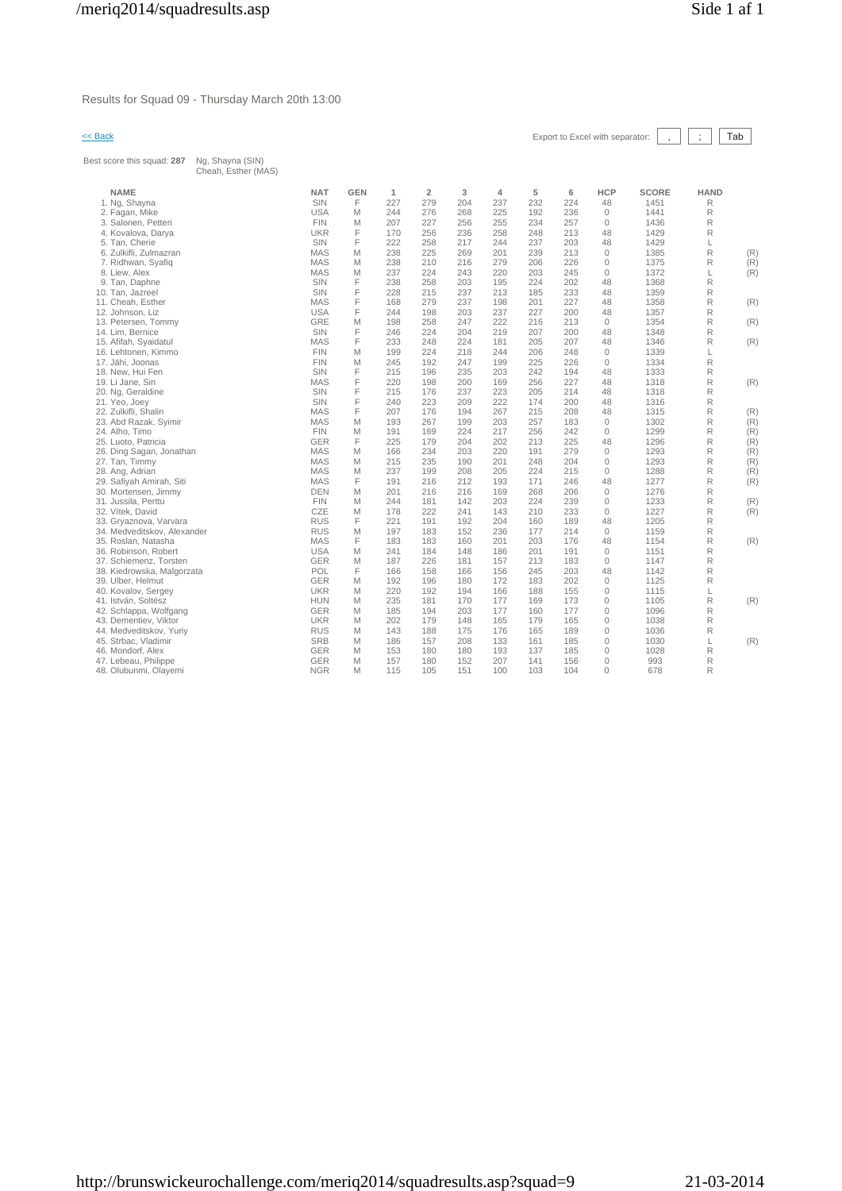Results for Squad 09 - Thursday March 20th 13:00

<< Back

Export to Excel with separator: , ; Tab

Best score this squad: **287** Ng, Shayna (SIN)
Cheah, Esther (MAS)

| NAME | NAT | GEN | 1 | 2 | 3 | 4 | 5 | 6 | HCP | SCORE | HAND | |
|---|---|---|---|---|---|---|---|---|---|---|---|---|
| 1. Ng, Shayna | SIN | F | 227 | 279 | 204 | 237 | 232 | 224 | 48 | 1451 | R | |
| 2. Fagan, Mike | USA | M | 244 | 276 | 268 | 225 | 192 | 236 | 0 | 1441 | R | |
| 3. Salonen, Petteri | FIN | M | 207 | 227 | 256 | 255 | 234 | 257 | 0 | 1436 | R | |
| 4. Kovalova, Darya | UKR | F | 170 | 256 | 236 | 258 | 248 | 213 | 48 | 1429 | R | |
| 5. Tan, Cherie | SIN | F | 222 | 258 | 217 | 244 | 237 | 203 | 48 | 1429 | L | |
| 6. Zulkifli, Zulmazran | MAS | M | 238 | 225 | 269 | 201 | 239 | 213 | 0 | 1385 | R | (R) |
| 7. Ridhwan, Syafiq | MAS | M | 238 | 210 | 216 | 279 | 206 | 226 | 0 | 1375 | R | (R) |
| 8. Liew, Alex | MAS | M | 237 | 224 | 243 | 220 | 203 | 245 | 0 | 1372 | L | (R) |
| 9. Tan, Daphne | SIN | F | 238 | 258 | 203 | 195 | 224 | 202 | 48 | 1368 | R | |
| 10. Tan, Jazreel | SIN | F | 228 | 215 | 237 | 213 | 185 | 233 | 48 | 1359 | R | |
| 11. Cheah, Esther | MAS | F | 168 | 279 | 237 | 198 | 201 | 227 | 48 | 1358 | R | (R) |
| 12. Johnson, Liz | USA | F | 244 | 198 | 203 | 237 | 227 | 200 | 48 | 1357 | R | |
| 13. Petersen, Tommy | GRE | M | 198 | 258 | 247 | 222 | 216 | 213 | 0 | 1354 | R | (R) |
| 14. Lim, Bernice | SIN | F | 246 | 224 | 204 | 219 | 207 | 200 | 48 | 1348 | R | |
| 15. Afifah, Syaidatul | MAS | F | 233 | 248 | 224 | 181 | 205 | 207 | 48 | 1346 | R | (R) |
| 16. Lehtonen, Kimmo | FIN | M | 199 | 224 | 218 | 244 | 206 | 248 | 0 | 1339 | L | |
| 17. Jähi, Joonas | FIN | M | 245 | 192 | 247 | 199 | 225 | 226 | 0 | 1334 | R | |
| 18. New, Hui Fen | SIN | F | 215 | 196 | 235 | 203 | 242 | 194 | 48 | 1333 | R | |
| 19. Li Jane, Sin | MAS | F | 220 | 198 | 200 | 169 | 256 | 227 | 48 | 1318 | R | (R) |
| 20. Ng, Geraldine | SIN | F | 215 | 176 | 237 | 223 | 205 | 214 | 48 | 1318 | R | |
| 21. Yeo, Joey | SIN | F | 240 | 223 | 209 | 222 | 174 | 200 | 48 | 1316 | R | |
| 22. Zulkifli, Shalin | MAS | F | 207 | 176 | 194 | 267 | 215 | 208 | 48 | 1315 | R | (R) |
| 23. Abd Razak, Syimir | MAS | M | 193 | 267 | 199 | 203 | 257 | 183 | 0 | 1302 | R | (R) |
| 24. Alho, Timo | FIN | M | 191 | 169 | 224 | 217 | 256 | 242 | 0 | 1299 | R | (R) |
| 25. Luoto, Patricia | GER | F | 225 | 179 | 204 | 202 | 213 | 225 | 48 | 1296 | R | (R) |
| 26. Ding Sagan, Jonathan | MAS | M | 166 | 234 | 203 | 220 | 191 | 279 | 0 | 1293 | R | (R) |
| 27. Tan, Timmy | MAS | M | 215 | 235 | 190 | 201 | 248 | 204 | 0 | 1293 | R | (R) |
| 28. Ang, Adrian | MAS | M | 237 | 199 | 208 | 205 | 224 | 215 | 0 | 1288 | R | (R) |
| 29. Safiyah Amirah, Siti | MAS | F | 191 | 216 | 212 | 193 | 171 | 246 | 48 | 1277 | R | (R) |
| 30. Mortensen, Jimmy | DEN | M | 201 | 216 | 216 | 169 | 268 | 206 | 0 | 1276 | R | |
| 31. Jussila, Perttu | FIN | M | 244 | 181 | 142 | 203 | 224 | 239 | 0 | 1233 | R | (R) |
| 32. Vítek, David | CZE | M | 178 | 222 | 241 | 143 | 210 | 233 | 0 | 1227 | R | (R) |
| 33. Gryaznova, Varvara | RUS | F | 221 | 191 | 192 | 204 | 160 | 189 | 48 | 1205 | R | |
| 34. Medveditskov, Alexander | RUS | M | 197 | 183 | 152 | 236 | 177 | 214 | 0 | 1159 | R | |
| 35. Roslan, Natasha | MAS | F | 183 | 183 | 160 | 201 | 203 | 176 | 48 | 1154 | R | (R) |
| 36. Robinson, Robert | USA | M | 241 | 184 | 148 | 186 | 201 | 191 | 0 | 1151 | R | |
| 37. Schiemenz, Torsten | GER | M | 187 | 226 | 181 | 157 | 213 | 183 | 0 | 1147 | R | |
| 38. Kiedrowska, Malgorzata | POL | F | 166 | 158 | 166 | 156 | 245 | 203 | 48 | 1142 | R | |
| 39. Ulber, Helmut | GER | M | 192 | 196 | 180 | 172 | 183 | 202 | 0 | 1125 | R | |
| 40. Kovalov, Sergey | UKR | M | 220 | 192 | 194 | 166 | 188 | 155 | 0 | 1115 | L | |
| 41. István, Soltész | HUN | M | 235 | 181 | 170 | 177 | 169 | 173 | 0 | 1105 | R | (R) |
| 42. Schlappa, Wolfgang | GER | M | 185 | 194 | 203 | 177 | 160 | 177 | 0 | 1096 | R | |
| 43. Dementiev, Viktor | UKR | M | 202 | 179 | 148 | 165 | 179 | 165 | 0 | 1038 | R | |
| 44. Medveditskov, Yuriy | RUS | M | 143 | 188 | 175 | 176 | 165 | 189 | 0 | 1036 | R | |
| 45. Strbac, Vladimir | SRB | M | 186 | 157 | 208 | 133 | 161 | 185 | 0 | 1030 | L | (R) |
| 46. Mondorf, Alex | GER | M | 153 | 180 | 180 | 193 | 137 | 185 | 0 | 1028 | R | |
| 47. Lebeau, Philippe | GER | M | 157 | 180 | 152 | 207 | 141 | 156 | 0 | 993 | R | |
| 48. Olubunmi, Olayemi | NGR | M | 115 | 105 | 151 | 100 | 103 | 104 | 0 | 678 | R | |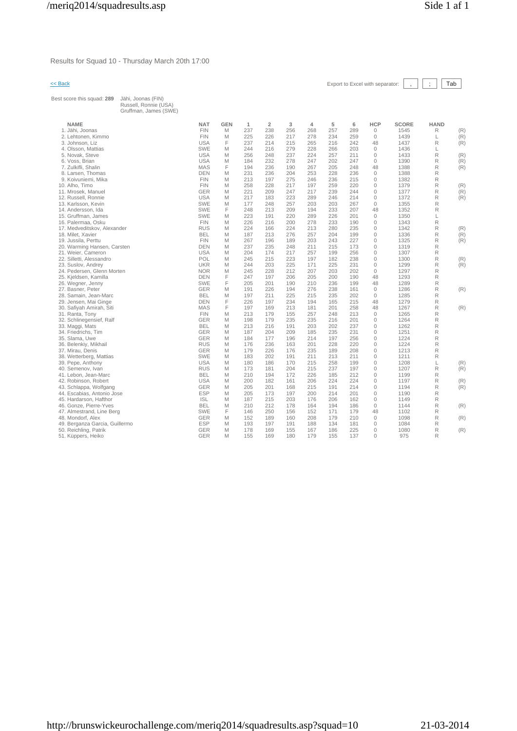Results for Squad 10 - Thursday March 20th 17:00

<< Back

Export to Excel with separator: , ; Tab

Best score this squad: **289** Jähi, Joonas (FIN)
Russell, Ronnie (USA)
Gruffman, James (SWE)

| NAME | NAT | GEN | 1 | 2 | 3 | 4 | 5 | 6 | HCP | SCORE | HAND | |
|---|---|---|---|---|---|---|---|---|---|---|---|---|
| 1. Jähi, Joonas | FIN | M | 237 | 238 | 256 | 268 | 257 | 289 | 0 | 1545 | R | (R) |
| 2. Lehtonen, Kimmo | FIN | M | 225 | 226 | 217 | 278 | 234 | 259 | 0 | 1439 | L | (R) |
| 3. Johnson, Liz | USA | F | 237 | 214 | 215 | 265 | 216 | 242 | 48 | 1437 | R | (R) |
| 4. Olsson, Mattias | SWE | M | 244 | 216 | 279 | 228 | 266 | 203 | 0 | 1436 | L | |
| 5. Novak, Steve | USA | M | 256 | 248 | 237 | 224 | 257 | 211 | 0 | 1433 | R | (R) |
| 6. Voss, Brian | USA | M | 184 | 232 | 278 | 247 | 202 | 247 | 0 | 1390 | R | (R) |
| 7. Zulkifli, Shalin | MAS | F | 194 | 236 | 190 | 267 | 205 | 248 | 48 | 1388 | R | (R) |
| 8. Larsen, Thomas | DEN | M | 231 | 236 | 204 | 253 | 228 | 236 | 0 | 1388 | R | |
| 9. Koivuniemi, Mika | FIN | M | 213 | 197 | 275 | 246 | 236 | 215 | 0 | 1382 | R | |
| 10. Alho, Timo | FIN | M | 258 | 228 | 217 | 197 | 259 | 220 | 0 | 1379 | R | (R) |
| 11. Mrosek, Manuel | GER | M | 221 | 209 | 247 | 217 | 239 | 244 | 0 | 1377 | R | (R) |
| 12. Russell, Ronnie | USA | M | 217 | 183 | 223 | 289 | 246 | 214 | 0 | 1372 | R | (R) |
| 13. Karlsson, Kevin | SWE | M | 177 | 248 | 257 | 203 | 203 | 267 | 0 | 1355 | R | |
| 14. Andersson, Ida | SWE | F | 248 | 213 | 209 | 194 | 233 | 207 | 48 | 1352 | R | |
| 15. Gruffman, James | SWE | M | 223 | 191 | 220 | 289 | 226 | 201 | 0 | 1350 | L | |
| 16. Palermaa, Osku | FIN | M | 226 | 216 | 200 | 278 | 233 | 190 | 0 | 1343 | R | |
| 17. Medveditskov, Alexander | RUS | M | 224 | 166 | 224 | 213 | 280 | 235 | 0 | 1342 | R | (R) |
| 18. Milet, Xavier | BEL | M | 187 | 213 | 276 | 257 | 204 | 199 | 0 | 1336 | R | (R) |
| 19. Jussila, Perttu | FIN | M | 267 | 196 | 189 | 203 | 243 | 227 | 0 | 1325 | R | (R) |
| 20. Warming Hansen, Carsten | DEN | M | 237 | 235 | 248 | 211 | 215 | 173 | 0 | 1319 | R | |
| 21. Weier, Cameron | USA | M | 204 | 174 | 217 | 257 | 199 | 256 | 0 | 1307 | R | |
| 22. Silletti, Alessandro | POL | M | 245 | 215 | 223 | 197 | 182 | 238 | 0 | 1300 | R | (R) |
| 23. Suslov, Andrey | UKR | M | 244 | 203 | 225 | 171 | 225 | 231 | 0 | 1299 | R | (R) |
| 24. Pedersen, Glenn Morten | NOR | M | 245 | 228 | 212 | 207 | 203 | 202 | 0 | 1297 | R | |
| 25. Kjeldsen, Kamilla | DEN | F | 247 | 197 | 206 | 205 | 200 | 190 | 48 | 1293 | R | |
| 26. Wegner, Jenny | SWE | F | 205 | 201 | 190 | 210 | 236 | 199 | 48 | 1289 | R | |
| 27. Basner, Peter | GER | M | 191 | 226 | 194 | 276 | 238 | 161 | 0 | 1286 | R | (R) |
| 28. Samain, Jean-Marc | BEL | M | 197 | 211 | 225 | 215 | 235 | 202 | 0 | 1285 | R | |
| 29. Jensen, Mai Ginge | DEN | F | 226 | 197 | 234 | 194 | 165 | 215 | 48 | 1279 | R | |
| 30. Safiyah Amirah, Siti | MAS | F | 197 | 169 | 213 | 181 | 201 | 258 | 48 | 1267 | R | (R) |
| 31. Ranta, Tony | FIN | M | 213 | 179 | 155 | 257 | 248 | 213 | 0 | 1265 | R | |
| 32. Schlinegensief, Ralf | GER | M | 198 | 179 | 235 | 235 | 216 | 201 | 0 | 1264 | R | |
| 33. Maggi, Mats | BEL | M | 213 | 216 | 191 | 203 | 202 | 237 | 0 | 1262 | R | |
| 34. Friedrichs, Tim | GER | M | 187 | 204 | 209 | 185 | 235 | 231 | 0 | 1251 | R | |
| 35. Slama, Uwe | GER | M | 184 | 177 | 196 | 214 | 197 | 256 | 0 | 1224 | R | |
| 36. Belenkiy, Mikhail | RUS | M | 176 | 236 | 163 | 201 | 228 | 220 | 0 | 1224 | R | |
| 37. Mirau, Denis | GER | M | 179 | 226 | 176 | 235 | 189 | 208 | 0 | 1213 | R | |
| 38. Wetterberg, Mattias | SWE | M | 183 | 202 | 191 | 211 | 213 | 211 | 0 | 1211 | R | |
| 39. Pepe, Anthony | USA | M | 180 | 186 | 170 | 215 | 258 | 199 | 0 | 1208 | L | (R) |
| 40. Semenov, Ivan | RUS | M | 173 | 181 | 204 | 215 | 237 | 197 | 0 | 1207 | R | (R) |
| 41. Lebon, Jean-Marc | BEL | M | 210 | 194 | 172 | 226 | 185 | 212 | 0 | 1199 | R | |
| 42. Robinson, Robert | USA | M | 200 | 182 | 161 | 206 | 224 | 224 | 0 | 1197 | R | (R) |
| 43. Schlappa, Wolfgang | GER | M | 205 | 201 | 168 | 215 | 191 | 214 | 0 | 1194 | R | (R) |
| 44. Escabias, Antonio Jose | ESP | M | 205 | 173 | 197 | 200 | 214 | 201 | 0 | 1190 | R | |
| 45. Hardarson, Hafthor | ISL | M | 187 | 215 | 203 | 176 | 206 | 162 | 0 | 1149 | R | |
| 46. Gonze, Pierre-Yves | BEL | M | 210 | 212 | 178 | 164 | 194 | 186 | 0 | 1144 | R | (R) |
| 47. Almestrand, Line Berg | SWE | F | 146 | 250 | 156 | 152 | 171 | 179 | 48 | 1102 | R | |
| 48. Mondorf, Alex | GER | M | 152 | 189 | 160 | 208 | 179 | 210 | 0 | 1098 | R | (R) |
| 49. Berganza Garcia, Guillermo | ESP | M | 193 | 197 | 191 | 188 | 134 | 181 | 0 | 1084 | R | |
| 50. Reichling, Patrik | GER | M | 178 | 169 | 155 | 167 | 186 | 225 | 0 | 1080 | R | (R) |
| 51. Küppers, Heiko | GER | M | 155 | 169 | 180 | 179 | 155 | 137 | 0 | 975 | R | |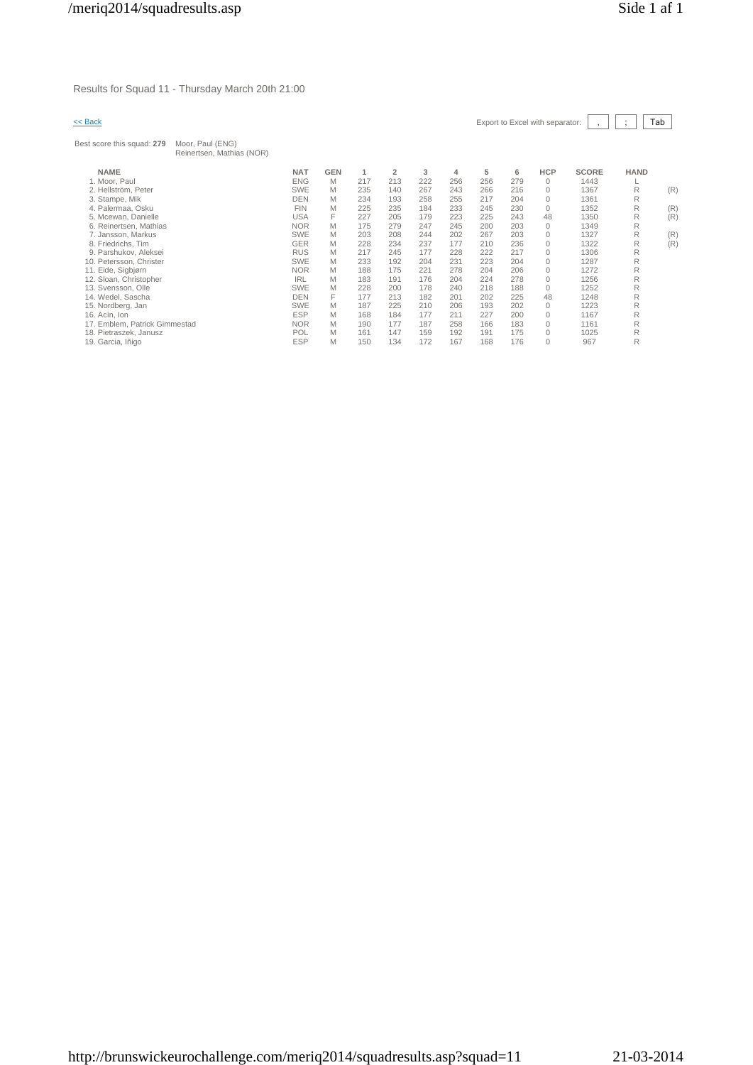Results for Squad 11 - Thursday March 20th 21:00

<< Back

Export to Excel with separator: , ; Tab

Best score this squad: **279** Moor, Paul (ENG)
Reinertsen, Mathias (NOR)

| NAME | NAT | GEN | 1 | 2 | 3 | 4 | 5 | 6 | HCP | SCORE | HAND | |
|---|---|---|---|---|---|---|---|---|---|---|---|---|
| 1. Moor, Paul | ENG | M | 217 | 213 | 222 | 256 | 256 | 279 | 0 | 1443 | L | |
| 2. Hellström, Peter | SWE | M | 235 | 140 | 267 | 243 | 266 | 216 | 0 | 1367 | R | (R) |
| 3. Stampe, Mik | DEN | M | 234 | 193 | 258 | 255 | 217 | 204 | 0 | 1361 | R | |
| 4. Palermaa, Osku | FIN | M | 225 | 235 | 184 | 233 | 245 | 230 | 0 | 1352 | R | (R) |
| 5. Mcewan, Danielle | USA | F | 227 | 205 | 179 | 223 | 225 | 243 | 48 | 1350 | R | (R) |
| 6. Reinertsen, Mathias | NOR | M | 175 | 279 | 247 | 245 | 200 | 203 | 0 | 1349 | R | |
| 7. Jansson, Markus | SWE | M | 203 | 208 | 244 | 202 | 267 | 203 | 0 | 1327 | R | (R) |
| 8. Friedrichs, Tim | GER | M | 228 | 234 | 237 | 177 | 210 | 236 | 0 | 1322 | R | (R) |
| 9. Parshukov, Aleksei | RUS | M | 217 | 245 | 177 | 228 | 222 | 217 | 0 | 1306 | R | |
| 10. Petersson, Christer | SWE | M | 233 | 192 | 204 | 231 | 223 | 204 | 0 | 1287 | R | |
| 11. Eide, Sigbjørn | NOR | M | 188 | 175 | 221 | 278 | 204 | 206 | 0 | 1272 | R | |
| 12. Sloan, Christopher | IRL | M | 183 | 191 | 176 | 204 | 224 | 278 | 0 | 1256 | R | |
| 13. Svensson, Olle | SWE | M | 228 | 200 | 178 | 240 | 218 | 188 | 0 | 1252 | R | |
| 14. Wedel, Sascha | DEN | F | 177 | 213 | 182 | 201 | 202 | 225 | 48 | 1248 | R | |
| 15. Nordberg, Jan | SWE | M | 187 | 225 | 210 | 206 | 193 | 202 | 0 | 1223 | R | |
| 16. Acín, Ion | ESP | M | 168 | 184 | 177 | 211 | 227 | 200 | 0 | 1167 | R | |
| 17. Emblem, Patrick Gimmestad | NOR | M | 190 | 177 | 187 | 258 | 166 | 183 | 0 | 1161 | R | |
| 18. Pietraszek, Janusz | POL | M | 161 | 147 | 159 | 192 | 191 | 175 | 0 | 1025 | R | |
| 19. Garcia, Iñigo | ESP | M | 150 | 134 | 172 | 167 | 168 | 176 | 0 | 967 | R | |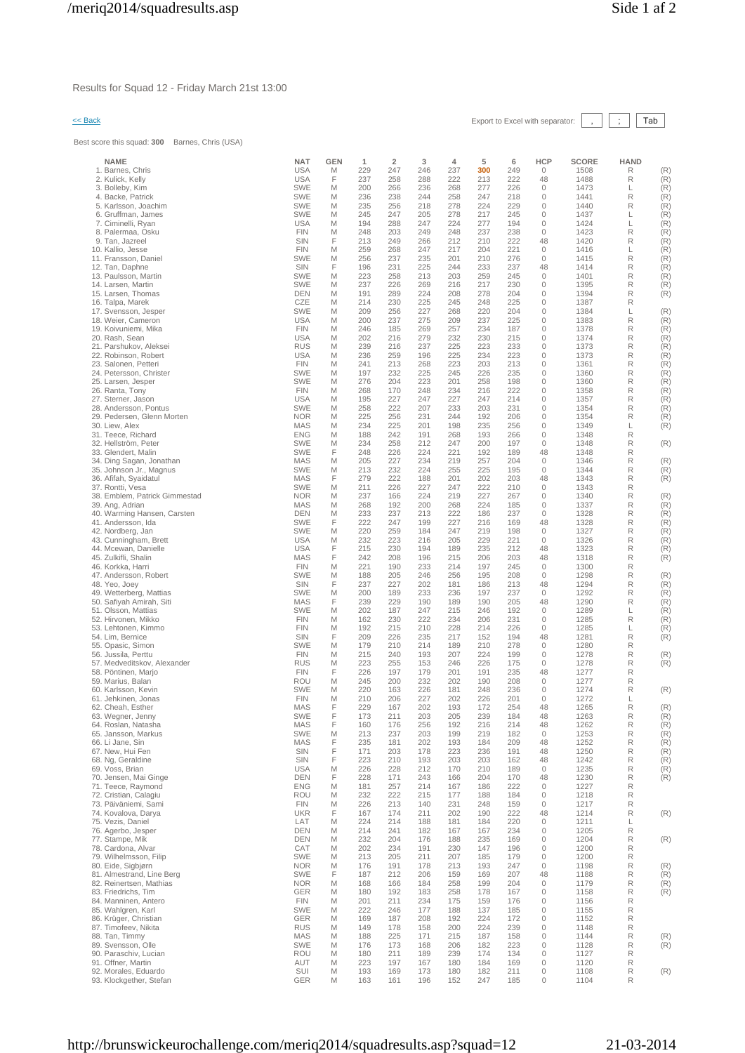Results for Squad 12 - Friday March 21st 13:00

<< Back

Export to Excel with separator: , ; Tab

Best score this squad: **300** Barnes, Chris (USA)

| NAME | NAT | GEN | 1 | 2 | 3 | 4 | 5 | 6 | HCP | SCORE | HAND | |
|---|---|---|---|---|---|---|---|---|---|---|---|---|
| 1. Barnes, Chris | USA | M | 229 | 247 | 246 | 237 | 300 | 249 | 0 | 1508 | R | (R) |
| 2. Kulick, Kelly | USA | F | 237 | 258 | 288 | 222 | 213 | 222 | 48 | 1488 | R | (R) |
| 3. Bolleby, Kim | SWE | M | 200 | 266 | 236 | 268 | 277 | 226 | 0 | 1473 | L | (R) |
| 4. Backe, Patrick | SWE | M | 236 | 238 | 244 | 258 | 247 | 218 | 0 | 1441 | R | (R) |
| 5. Karlsson, Joachim | SWE | M | 235 | 256 | 218 | 278 | 224 | 229 | 0 | 1440 | R | (R) |
| 6. Gruffman, James | SWE | M | 245 | 247 | 205 | 278 | 217 | 245 | 0 | 1437 | L | (R) |
| 7. Ciminelli, Ryan | USA | M | 194 | 288 | 247 | 224 | 277 | 194 | 0 | 1424 | L | (R) |
| 8. Palermaa, Osku | FIN | M | 248 | 203 | 249 | 248 | 237 | 238 | 0 | 1423 | R | (R) |
| 9. Tan, Jazreel | SIN | F | 213 | 249 | 266 | 212 | 210 | 222 | 48 | 1420 | R | (R) |
| 10. Kallio, Jesse | FIN | M | 259 | 268 | 247 | 217 | 204 | 221 | 0 | 1416 | L | (R) |
| 11. Fransson, Daniel | SWE | M | 256 | 237 | 235 | 201 | 210 | 276 | 0 | 1415 | R | (R) |
| 12. Tan, Daphne | SIN | F | 196 | 231 | 225 | 244 | 233 | 237 | 48 | 1414 | R | (R) |
| 13. Paulsson, Martin | SWE | M | 223 | 258 | 213 | 203 | 259 | 245 | 0 | 1401 | R | (R) |
| 14. Larsen, Martin | SWE | M | 237 | 226 | 269 | 216 | 217 | 230 | 0 | 1395 | R | (R) |
| 15. Larsen, Thomas | DEN | M | 191 | 289 | 224 | 208 | 278 | 204 | 0 | 1394 | R | (R) |
| 16. Talpa, Marek | CZE | M | 214 | 230 | 225 | 245 | 248 | 225 | 0 | 1387 | R | |
| 17. Svensson, Jesper | SWE | M | 209 | 256 | 227 | 268 | 220 | 204 | 0 | 1384 | L | (R) |
| 18. Weier, Cameron | USA | M | 200 | 237 | 275 | 209 | 237 | 225 | 0 | 1383 | R | (R) |
| 19. Koivuniemi, Mika | FIN | M | 246 | 185 | 269 | 257 | 234 | 187 | 0 | 1378 | R | (R) |
| 20. Rash, Sean | USA | M | 202 | 216 | 279 | 232 | 230 | 215 | 0 | 1374 | R | (R) |
| 21. Parshukov, Aleksei | RUS | M | 239 | 216 | 237 | 225 | 223 | 233 | 0 | 1373 | R | (R) |
| 22. Robinson, Robert | USA | M | 236 | 259 | 196 | 225 | 234 | 223 | 0 | 1373 | R | (R) |
| 23. Salonen, Petteri | FIN | M | 241 | 213 | 268 | 223 | 203 | 213 | 0 | 1361 | R | (R) |
| 24. Petersson, Christer | SWE | M | 197 | 232 | 225 | 245 | 226 | 235 | 0 | 1360 | R | (R) |
| 25. Larsen, Jesper | SWE | M | 276 | 204 | 223 | 201 | 258 | 198 | 0 | 1360 | R | (R) |
| 26. Ranta, Tony | FIN | M | 268 | 170 | 248 | 234 | 216 | 222 | 0 | 1358 | R | (R) |
| 27. Sterner, Jason | USA | M | 195 | 227 | 247 | 227 | 247 | 214 | 0 | 1357 | R | (R) |
| 28. Andersson, Pontus | SWE | M | 258 | 222 | 207 | 233 | 203 | 231 | 0 | 1354 | R | (R) |
| 29. Pedersen, Glenn Morten | NOR | M | 225 | 256 | 231 | 244 | 192 | 206 | 0 | 1354 | R | (R) |
| 30. Liew, Alex | MAS | M | 234 | 225 | 201 | 198 | 235 | 256 | 0 | 1349 | L | (R) |
| 31. Teece, Richard | ENG | M | 188 | 242 | 191 | 268 | 193 | 266 | 0 | 1348 | R | |
| 32. Hellström, Peter | SWE | M | 234 | 258 | 212 | 247 | 200 | 197 | 0 | 1348 | R | (R) |
| 33. Glendert, Malin | SWE | F | 248 | 226 | 224 | 221 | 192 | 189 | 48 | 1348 | R | |
| 34. Ding Sagan, Jonathan | MAS | M | 205 | 227 | 234 | 219 | 257 | 204 | 0 | 1346 | R | (R) |
| 35. Johnson Jr., Magnus | SWE | M | 213 | 232 | 224 | 255 | 225 | 195 | 0 | 1344 | R | (R) |
| 36. Afifah, Syaidatul | MAS | F | 279 | 222 | 188 | 201 | 202 | 203 | 48 | 1343 | R | (R) |
| 37. Rontti, Vesa | SWE | M | 211 | 226 | 227 | 247 | 222 | 210 | 0 | 1343 | R | |
| 38. Emblem, Patrick Gimmestad | NOR | M | 237 | 166 | 224 | 219 | 227 | 267 | 0 | 1340 | R | (R) |
| 39. Ang, Adrian | MAS | M | 268 | 192 | 200 | 268 | 224 | 185 | 0 | 1337 | R | (R) |
| 40. Warming Hansen, Carsten | DEN | M | 233 | 237 | 213 | 222 | 186 | 237 | 0 | 1328 | R | (R) |
| 41. Andersson, Ida | SWE | F | 222 | 247 | 199 | 227 | 216 | 169 | 48 | 1328 | R | (R) |
| 42. Nordberg, Jan | SWE | M | 220 | 259 | 184 | 247 | 219 | 198 | 0 | 1327 | R | (R) |
| 43. Cunningham, Brett | USA | M | 232 | 223 | 216 | 205 | 229 | 221 | 0 | 1326 | R | (R) |
| 44. Mcewan, Danielle | USA | F | 215 | 230 | 194 | 189 | 235 | 212 | 48 | 1323 | R | (R) |
| 45. Zulkifli, Shalin | MAS | F | 242 | 208 | 196 | 215 | 206 | 203 | 48 | 1318 | R | (R) |
| 46. Korkka, Harri | FIN | M | 221 | 190 | 233 | 214 | 197 | 245 | 0 | 1300 | R | |
| 47. Andersson, Robert | SWE | M | 188 | 205 | 246 | 256 | 195 | 208 | 0 | 1298 | R | (R) |
| 48. Yeo, Joey | SIN | F | 237 | 227 | 202 | 181 | 186 | 213 | 48 | 1294 | R | (R) |
| 49. Wetterberg, Mattias | SWE | M | 200 | 189 | 233 | 236 | 197 | 237 | 0 | 1292 | R | (R) |
| 50. Safiyah Amirah, Siti | MAS | F | 239 | 229 | 190 | 189 | 190 | 205 | 48 | 1290 | R | (R) |
| 51. Olsson, Mattias | SWE | M | 202 | 187 | 247 | 215 | 246 | 192 | 0 | 1289 | L | (R) |
| 52. Hirvonen, Mikko | FIN | M | 162 | 230 | 222 | 234 | 206 | 231 | 0 | 1285 | R | (R) |
| 53. Lehtonen, Kimmo | FIN | M | 192 | 215 | 210 | 228 | 214 | 226 | 0 | 1285 | L | (R) |
| 54. Lim, Bernice | SIN | F | 209 | 226 | 235 | 217 | 152 | 194 | 48 | 1281 | R | (R) |
| 55. Opasic, Simon | SWE | M | 179 | 210 | 214 | 189 | 210 | 278 | 0 | 1280 | R | |
| 56. Jussila, Perttu | FIN | M | 215 | 240 | 193 | 207 | 224 | 199 | 0 | 1278 | R | (R) |
| 57. Medvedtskov, Alexander | RUS | M | 223 | 255 | 153 | 246 | 226 | 175 | 0 | 1278 | R | (R) |
| 58. Pöntinen, Marjo | FIN | F | 226 | 197 | 179 | 201 | 191 | 235 | 48 | 1277 | R | |
| 59. Marius, Balan | ROU | M | 245 | 200 | 232 | 202 | 190 | 208 | 0 | 1277 | R | |
| 60. Karlsson, Kevin | SWE | M | 220 | 163 | 226 | 181 | 248 | 236 | 0 | 1274 | R | (R) |
| 61. Jehkinen, Jonas | FIN | M | 210 | 206 | 227 | 202 | 226 | 201 | 0 | 1272 | L | |
| 62. Cheah, Esther | MAS | F | 229 | 167 | 202 | 193 | 172 | 254 | 48 | 1265 | R | (R) |
| 63. Wegner, Jenny | SWE | F | 173 | 211 | 203 | 205 | 239 | 184 | 48 | 1263 | R | (R) |
| 64. Roslan, Natasha | MAS | F | 160 | 176 | 256 | 192 | 216 | 214 | 48 | 1262 | R | (R) |
| 65. Jansson, Markus | SWE | M | 213 | 237 | 203 | 199 | 219 | 182 | 0 | 1253 | R | (R) |
| 66. Li Jane, Sin | MAS | F | 235 | 181 | 202 | 193 | 184 | 209 | 48 | 1252 | R | (R) |
| 67. New, Hui Fen | SIN | F | 171 | 203 | 178 | 223 | 236 | 191 | 48 | 1250 | R | (R) |
| 68. Ng, Geraldine | SIN | F | 223 | 210 | 193 | 203 | 203 | 162 | 48 | 1242 | R | (R) |
| 69. Voss, Brian | USA | M | 226 | 228 | 212 | 170 | 210 | 189 | 0 | 1235 | R | (R) |
| 70. Jensen, Mai Ginge | DEN | F | 228 | 171 | 243 | 166 | 204 | 170 | 48 | 1230 | R | (R) |
| 71. Teece, Raymond | ENG | M | 181 | 257 | 214 | 167 | 186 | 222 | 0 | 1227 | R | |
| 72. Cristian, Calagiu | ROU | M | 232 | 222 | 215 | 177 | 188 | 184 | 0 | 1218 | R | |
| 73. Päivaniemi, Sami | FIN | M | 226 | 213 | 140 | 231 | 248 | 159 | 0 | 1217 | R | |
| 74. Kovalova, Darya | UKR | F | 167 | 174 | 211 | 202 | 190 | 222 | 48 | 1214 | R | (R) |
| 75. Vezis, Daniel | LAT | M | 224 | 214 | 188 | 181 | 184 | 220 | 0 | 1211 | L | |
| 76. Agerbo, Jesper | DEN | M | 214 | 241 | 182 | 167 | 167 | 234 | 0 | 1205 | R | |
| 77. Stampe, Mik | DEN | M | 232 | 204 | 176 | 188 | 235 | 169 | 0 | 1204 | R | (R) |
| 78. Cardona, Alvar | CAT | M | 202 | 234 | 191 | 230 | 147 | 196 | 0 | 1200 | R | |
| 79. Wilhelmsson, Filip | SWE | M | 213 | 205 | 211 | 207 | 185 | 179 | 0 | 1200 | R | |
| 80. Eide, Sigbjørn | NOR | M | 176 | 191 | 178 | 213 | 193 | 247 | 0 | 1198 | R | (R) |
| 81. Almestrand, Line Berg | SWE | F | 187 | 212 | 206 | 159 | 169 | 207 | 48 | 1188 | R | (R) |
| 82. Reinertsen, Mathias | NOR | M | 168 | 166 | 184 | 258 | 199 | 204 | 0 | 1179 | R | (R) |
| 83. Friedrichs, Tim | GER | M | 180 | 192 | 183 | 258 | 178 | 167 | 0 | 1158 | R | (R) |
| 84. Manninen, Antero | FIN | M | 201 | 211 | 234 | 175 | 159 | 176 | 0 | 1156 | R | |
| 85. Wahlgren, Karl | SWE | M | 222 | 246 | 177 | 188 | 137 | 185 | 0 | 1155 | R | |
| 86. Krüger, Christian | GER | M | 169 | 187 | 208 | 192 | 224 | 172 | 0 | 1152 | R | |
| 87. Timofeev, Nikita | RUS | M | 149 | 178 | 158 | 200 | 224 | 239 | 0 | 1148 | R | |
| 88. Tan, Timmy | MAS | M | 188 | 225 | 171 | 215 | 187 | 158 | 0 | 1144 | R | (R) |
| 89. Svensson, Olle | SWE | M | 176 | 173 | 168 | 206 | 182 | 223 | 0 | 1128 | R | (R) |
| 90. Paraschiv, Lucian | ROU | M | 180 | 211 | 189 | 239 | 174 | 134 | 0 | 1127 | R | |
| 91. Offner, Martin | AUT | M | 223 | 197 | 167 | 180 | 184 | 169 | 0 | 1120 | R | |
| 92. Morales, Eduardo | SUI | M | 193 | 169 | 173 | 180 | 182 | 211 | 0 | 1108 | R | (R) |
| 93. Klockgether, Stefan | GER | M | 163 | 161 | 196 | 152 | 247 | 185 | 0 | 1104 | R | |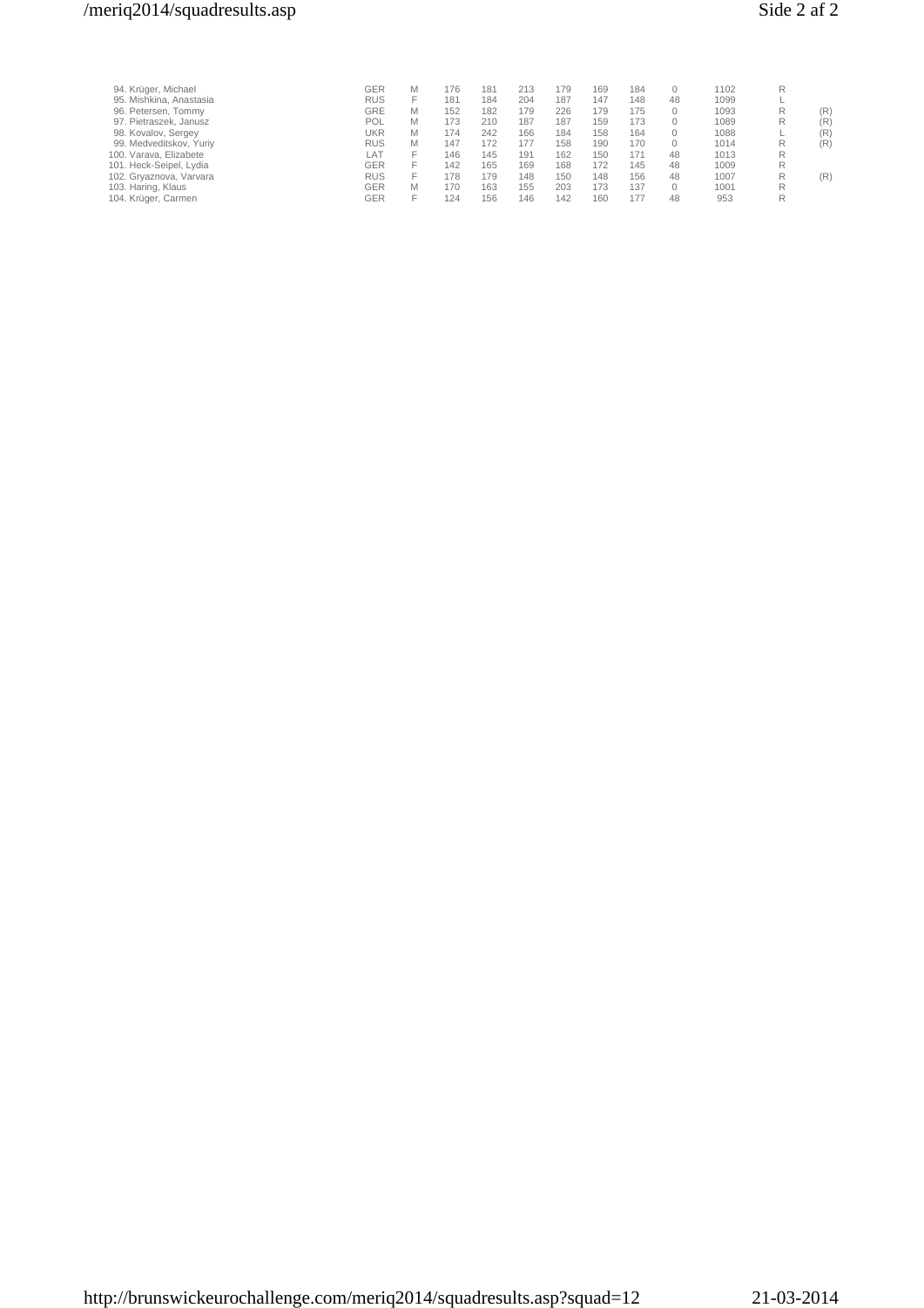| | | | | | | | | | | | | |
|---|---|---|---|---|---|---|---|---|---|---|---|---|
| 94. Krüger, Michael | GER | M | 176 | 181 | 213 | 179 | 169 | 184 | 0 | 1102 | R | |
| 95. Mishkina, Anastasia | RUS | F | 181 | 184 | 204 | 187 | 147 | 148 | 48 | 1099 | L | |
| 96. Petersen, Tommy | GRE | M | 152 | 182 | 179 | 226 | 179 | 175 | 0 | 1093 | R | (R) |
| 97. Pietraszek, Janusz | POL | M | 173 | 210 | 187 | 187 | 159 | 173 | 0 | 1089 | R | (R) |
| 98. Kovalov, Sergey | UKR | M | 174 | 242 | 166 | 184 | 158 | 164 | 0 | 1088 | L | (R) |
| 99. Medveditskov, Yuriy | RUS | M | 147 | 172 | 177 | 158 | 190 | 170 | 0 | 1014 | R | (R) |
| 100. Varava, Elizabete | LAT | F | 146 | 145 | 191 | 162 | 150 | 171 | 48 | 1013 | R | |
| 101. Heck-Seipel, Lydia | GER | F | 142 | 165 | 169 | 168 | 172 | 145 | 48 | 1009 | R | |
| 102. Gryaznova, Varvara | RUS | F | 178 | 179 | 148 | 150 | 148 | 156 | 48 | 1007 | R | (R) |
| 103. Haring, Klaus | GER | M | 170 | 163 | 155 | 203 | 173 | 137 | 0 | 1001 | R | |
| 104. Krüger, Carmen | GER | F | 124 | 156 | 146 | 142 | 160 | 177 | 48 | 953 | R | |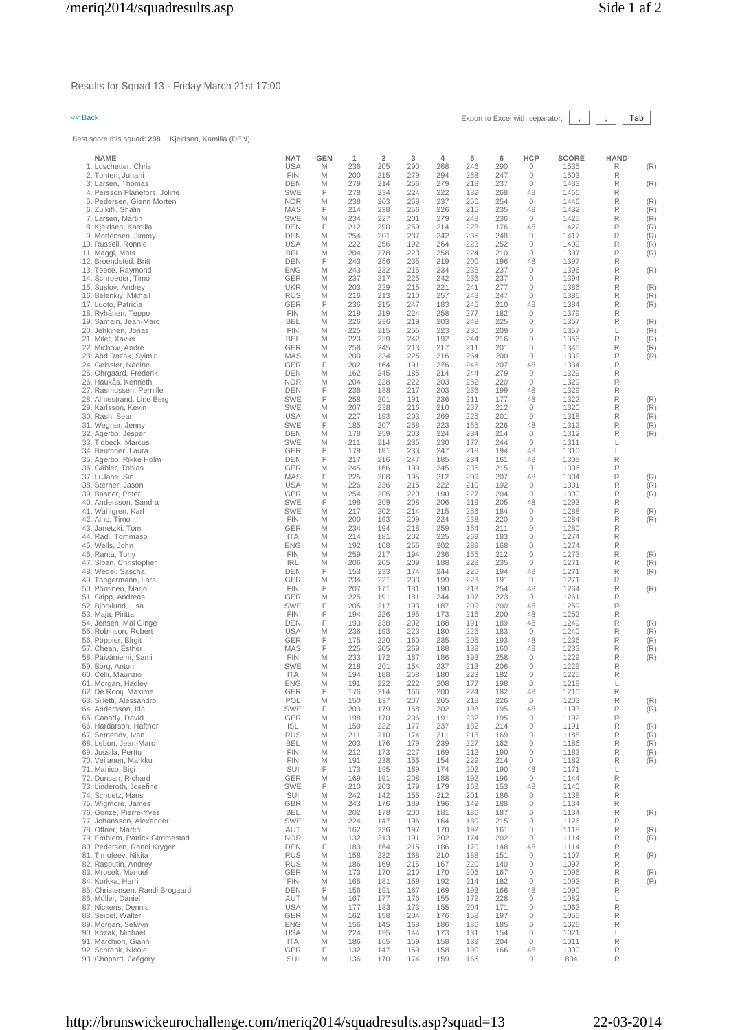Results for Squad 13 - Friday March 21st 17:00

<< Back

Export to Excel with separator: , ; Tab

Best score this squad: **298** Kjeldsen, Kamilla (DEN)

| NAME | NAT | GEN | 1 | 2 | 3 | 4 | 5 | 6 | HCP | SCORE | HAND | |
|---|---|---|---|---|---|---|---|---|---|---|---|---|
| 1. Loschetter, Chris | USA | M | 236 | 205 | 290 | 268 | 246 | 290 | 0 | 1535 | R | (R) |
| 2. Tonteri, Juhani | FIN | M | 200 | 215 | 279 | 294 | 268 | 247 | 0 | 1503 | R | |
| 3. Larsen, Thomas | DEN | M | 279 | 214 | 256 | 279 | 218 | 237 | 0 | 1483 | R | (R) |
| 4. Persson Planefors, Joline | SWE | F | 278 | 234 | 224 | 222 | 182 | 268 | 48 | 1456 | R | |
| 5. Pedersen, Glenn Morten | NOR | M | 238 | 203 | 258 | 237 | 256 | 254 | 0 | 1446 | R | (R) |
| 6. Zulkifli, Shalin | MAS | F | 214 | 238 | 256 | 226 | 215 | 235 | 48 | 1432 | R | (R) |
| 7. Larsen, Martin | SWE | M | 234 | 227 | 201 | 279 | 248 | 236 | 0 | 1425 | R | (R) |
| 8. Kjeldsen, Kamilla | DEN | F | 212 | 290 | 259 | 214 | 223 | 176 | 48 | 1422 | R | (R) |
| 9. Mortensen, Jimmy | DEN | M | 254 | 201 | 237 | 242 | 235 | 248 | 0 | 1417 | R | (R) |
| 10. Russell, Ronnie | USA | M | 222 | 256 | 192 | 264 | 223 | 252 | 0 | 1409 | R | (R) |
| 11. Maggi, Mats | BEL | M | 204 | 278 | 223 | 258 | 224 | 210 | 0 | 1397 | R | (R) |
| 12. Broendsted, Britt | DEN | F | 243 | 256 | 235 | 219 | 200 | 196 | 48 | 1397 | R | |
| 13. Teece, Raymond | ENG | M | 243 | 232 | 215 | 234 | 235 | 237 | 0 | 1396 | R | (R) |
| 14. Schroeder, Timo | GER | M | 237 | 217 | 225 | 242 | 236 | 237 | 0 | 1394 | R | |
| 15. Suslov, Andrey | UKR | M | 203 | 229 | 215 | 221 | 241 | 277 | 0 | 1386 | R | (R) |
| 16. Belenkiy, Mikhail | RUS | M | 216 | 213 | 210 | 257 | 243 | 247 | 0 | 1386 | R | (R) |
| 17. Luoto, Patricia | GER | F | 236 | 215 | 247 | 183 | 245 | 210 | 48 | 1384 | R | (R) |
| 18. Ryhänen, Teppo | FIN | M | 219 | 219 | 224 | 258 | 277 | 182 | 0 | 1379 | R | |
| 19. Samain, Jean-Marc | BEL | M | 226 | 236 | 219 | 203 | 248 | 225 | 0 | 1357 | R | (R) |
| 20. Jehkinen, Jonas | FIN | M | 225 | 215 | 255 | 223 | 230 | 209 | 0 | 1357 | L | (R) |
| 21. Milet, Xavier | BEL | M | 223 | 239 | 242 | 192 | 244 | 216 | 0 | 1356 | R | (R) |
| 22. Michow, Andre | GER | M | 258 | 245 | 213 | 217 | 211 | 201 | 0 | 1345 | R | (R) |
| 23. Abd Razak, Syimir | MAS | M | 200 | 234 | 225 | 216 | 264 | 200 | 0 | 1339 | R | (R) |
| 24. Geissler, Nadine | GER | F | 202 | 164 | 191 | 276 | 246 | 207 | 48 | 1334 | R | |
| 25. Ohrgaard, Frederik | DEN | M | 162 | 245 | 185 | 214 | 244 | 279 | 0 | 1329 | R | |
| 26. Haukås, Kenneth | NOR | M | 204 | 228 | 222 | 203 | 252 | 220 | 0 | 1329 | R | |
| 27. Rasmussen, Pernille | DEN | F | 238 | 188 | 217 | 203 | 236 | 199 | 48 | 1329 | R | |
| 28. Almestrand, Line Berg | SWE | F | 258 | 201 | 191 | 236 | 211 | 177 | 48 | 1322 | R | (R) |
| 29. Karlsson, Kevin | SWE | M | 207 | 238 | 216 | 210 | 237 | 212 | 0 | 1320 | R | (R) |
| 30. Rash, Sean | USA | M | 227 | 193 | 203 | 269 | 225 | 201 | 0 | 1318 | R | (R) |
| 31. Wegner, Jenny | SWE | F | 185 | 207 | 258 | 223 | 165 | 226 | 48 | 1312 | R | (R) |
| 32. Agerbo, Jesper | DEN | M | 178 | 259 | 203 | 224 | 234 | 214 | 0 | 1312 | R | (R) |
| 33. Tidbeck, Marcus | SWE | M | 211 | 214 | 235 | 230 | 177 | 244 | 0 | 1311 | L | |
| 34. Beuthner, Laura | GER | F | 179 | 191 | 233 | 247 | 218 | 194 | 48 | 1310 | L | |
| 35. Agerbo, Rikke Holm | DEN | F | 217 | 216 | 247 | 185 | 234 | 161 | 48 | 1308 | R | |
| 36. Gäbler, Tobias | GER | M | 245 | 166 | 199 | 245 | 236 | 215 | 0 | 1306 | R | |
| 37. Li Jane, Sin | MAS | F | 225 | 208 | 195 | 212 | 209 | 207 | 48 | 1304 | R | (R) |
| 38. Sterner, Jason | USA | M | 226 | 236 | 215 | 222 | 210 | 192 | 0 | 1301 | R | (R) |
| 39. Basner, Peter | GER | M | 254 | 205 | 220 | 190 | 227 | 204 | 0 | 1300 | R | (R) |
| 40. Andersson, Sandra | SWE | F | 198 | 209 | 208 | 206 | 219 | 205 | 48 | 1293 | R | |
| 41. Wahlgren, Karl | SWE | M | 217 | 202 | 214 | 215 | 256 | 184 | 0 | 1288 | R | (R) |
| 42. Alho, Timo | FIN | M | 200 | 193 | 209 | 224 | 238 | 220 | 0 | 1284 | R | (R) |
| 43. Janetzki, Tom | GER | M | 234 | 194 | 218 | 259 | 164 | 211 | 0 | 1280 | R | |
| 44. Radi, Tommaso | ITA | M | 214 | 181 | 202 | 225 | 269 | 183 | 0 | 1274 | R | |
| 45. Wells, John | ENG | M | 192 | 168 | 255 | 202 | 289 | 168 | 0 | 1274 | R | |
| 46. Ranta, Tony | FIN | M | 259 | 217 | 194 | 236 | 155 | 212 | 0 | 1273 | R | (R) |
| 47. Sloan, Christopher | IRL | M | 206 | 205 | 209 | 188 | 228 | 235 | 0 | 1271 | R | (R) |
| 48. Wedel, Sascha | DEN | M | 153 | 233 | 174 | 244 | 225 | 194 | 48 | 1271 | R | (R) |
| 49. Tangermann, Lars | GER | M | 234 | 221 | 203 | 199 | 223 | 191 | 0 | 1271 | R | |
| 50. Pöntinen, Marjo | FIN | F | 207 | 171 | 181 | 190 | 213 | 254 | 48 | 1264 | R | (R) |
| 51. Gripp, Andreas | GER | M | 225 | 191 | 181 | 244 | 197 | 223 | 0 | 1261 | R | |
| 52. Björklund, Lisa | SWE | F | 205 | 217 | 193 | 187 | 209 | 200 | 48 | 1259 | R | |
| 53. Maja, Piritta | FIN | F | 194 | 226 | 195 | 173 | 216 | 200 | 48 | 1252 | R | |
| 54. Jensen, Mai Ginge | DEN | F | 193 | 238 | 202 | 188 | 191 | 189 | 48 | 1249 | R | (R) |
| 55. Robinson, Robert | USA | M | 236 | 193 | 223 | 180 | 225 | 183 | 0 | 1240 | R | (R) |
| 56. Pöppler, Birgit | GER | F | 175 | 220 | 160 | 235 | 205 | 193 | 48 | 1236 | R | (R) |
| 57. Cheah, Esther | MAS | F | 225 | 205 | 269 | 188 | 138 | 160 | 48 | 1233 | R | (R) |
| 58. Päiväniemi, Sami | FIN | M | 233 | 172 | 187 | 186 | 193 | 258 | 0 | 1229 | R | (R) |
| 59. Borg, Anton | SWE | M | 218 | 201 | 154 | 237 | 213 | 206 | 0 | 1229 | R | |
| 60. Celli, Maurizio | ITA | M | 194 | 188 | 258 | 180 | 223 | 182 | 0 | 1225 | R | |
| 61. Morgan, Hadley | ENG | M | 191 | 222 | 222 | 208 | 177 | 198 | 0 | 1218 | L | |
| 62. De Rooij, Maxime | GER | F | 176 | 214 | 166 | 200 | 224 | 182 | 48 | 1210 | R | |
| 63. Silletti, Alessandro | POL | M | 150 | 137 | 207 | 265 | 218 | 226 | 0 | 1203 | R | (R) |
| 64. Andersson, Ida | SWE | F | 203 | 179 | 168 | 202 | 198 | 195 | 48 | 1193 | R | (R) |
| 65. Canady, David | GER | M | 198 | 170 | 206 | 191 | 232 | 195 | 0 | 1192 | R | |
| 66. Hardarson, Hafthor | ISL | M | 159 | 222 | 177 | 237 | 182 | 214 | 0 | 1191 | R | (R) |
| 67. Semenov, Ivan | RUS | M | 211 | 210 | 174 | 211 | 213 | 169 | 0 | 1188 | R | (R) |
| 68. Lebon, Jean-Marc | BEL | M | 203 | 176 | 179 | 239 | 227 | 162 | 0 | 1186 | R | (R) |
| 69. Jussila, Perttu | FIN | M | 212 | 173 | 227 | 169 | 212 | 190 | 0 | 1183 | R | (R) |
| 70. Veijanen, Markku | FIN | M | 191 | 238 | 156 | 154 | 229 | 214 | 0 | 1182 | R | (R) |
| 71. Manico, Bigi | SUI | F | 173 | 195 | 189 | 174 | 202 | 190 | 48 | 1171 | L | |
| 72. Duncan, Richard | GER | M | 169 | 191 | 208 | 188 | 192 | 196 | 0 | 1144 | R | |
| 73. Linderoth, Josefine | SWE | F | 210 | 203 | 179 | 179 | 168 | 153 | 48 | 1140 | R | |
| 74. Schuetz, Hans | SUI | M | 242 | 142 | 155 | 212 | 201 | 186 | 0 | 1138 | R | |
| 75. Wigmore, James | GBR | M | 243 | 176 | 189 | 196 | 142 | 188 | 0 | 1134 | R | |
| 76. Gonze, Pierre-Yves | BEL | M | 202 | 178 | 200 | 181 | 186 | 187 | 0 | 1134 | R | (R) |
| 77. Johansson, Alexander | SWE | M | 224 | 147 | 196 | 164 | 180 | 215 | 0 | 1126 | R | |
| 78. Offner, Martin | AUT | M | 162 | 236 | 197 | 170 | 192 | 161 | 0 | 1118 | R | (R) |
| 79. Emblem, Patrick Gimmestad | NOR | M | 132 | 213 | 191 | 202 | 174 | 202 | 0 | 1114 | R | (R) |
| 80. Pedersen, Randi Kryger | DEN | F | 183 | 164 | 215 | 186 | 170 | 148 | 48 | 1114 | R | |
| 81. Timofeev, Nikita | RUS | M | 158 | 232 | 168 | 210 | 188 | 151 | 0 | 1107 | R | (R) |
| 82. Rasputin, Andrey | RUS | M | 186 | 169 | 215 | 167 | 220 | 140 | 0 | 1097 | R | |
| 83. Mrosek, Manuel | GER | M | 173 | 170 | 210 | 170 | 206 | 167 | 0 | 1096 | R | (R) |
| 84. Korkka, Harri | FIN | M | 165 | 181 | 159 | 192 | 214 | 182 | 0 | 1093 | R | (R) |
| 85. Christensen, Randi Brogaard | DEN | F | 156 | 191 | 167 | 169 | 193 | 166 | 48 | 1090 | R | |
| 86. Müller, Daniel | AUT | M | 167 | 177 | 176 | 155 | 179 | 228 | 0 | 1082 | L | |
| 87. Nickens, Dennis | USA | M | 177 | 183 | 173 | 155 | 204 | 171 | 0 | 1063 | R | |
| 88. Seipel, Walter | GER | M | 162 | 158 | 204 | 176 | 158 | 197 | 0 | 1055 | R | |
| 89. Morgan, Selwyn | ENG | M | 156 | 145 | 168 | 186 | 186 | 185 | 0 | 1026 | R | |
| 90. Kozak, Michael | USA | M | 224 | 195 | 144 | 173 | 131 | 154 | 0 | 1021 | L | |
| 91. Marchiori, Gianni | ITA | M | 186 | 165 | 159 | 158 | 139 | 204 | 0 | 1011 | R | |
| 92. Schrank, Nicole | GER | F | 132 | 147 | 159 | 158 | 190 | 166 | 48 | 1000 | R | |
| 93. Chopard, Grégory | SUI | M | 136 | 170 | 174 | 159 | 165 | | 0 | 804 | R | |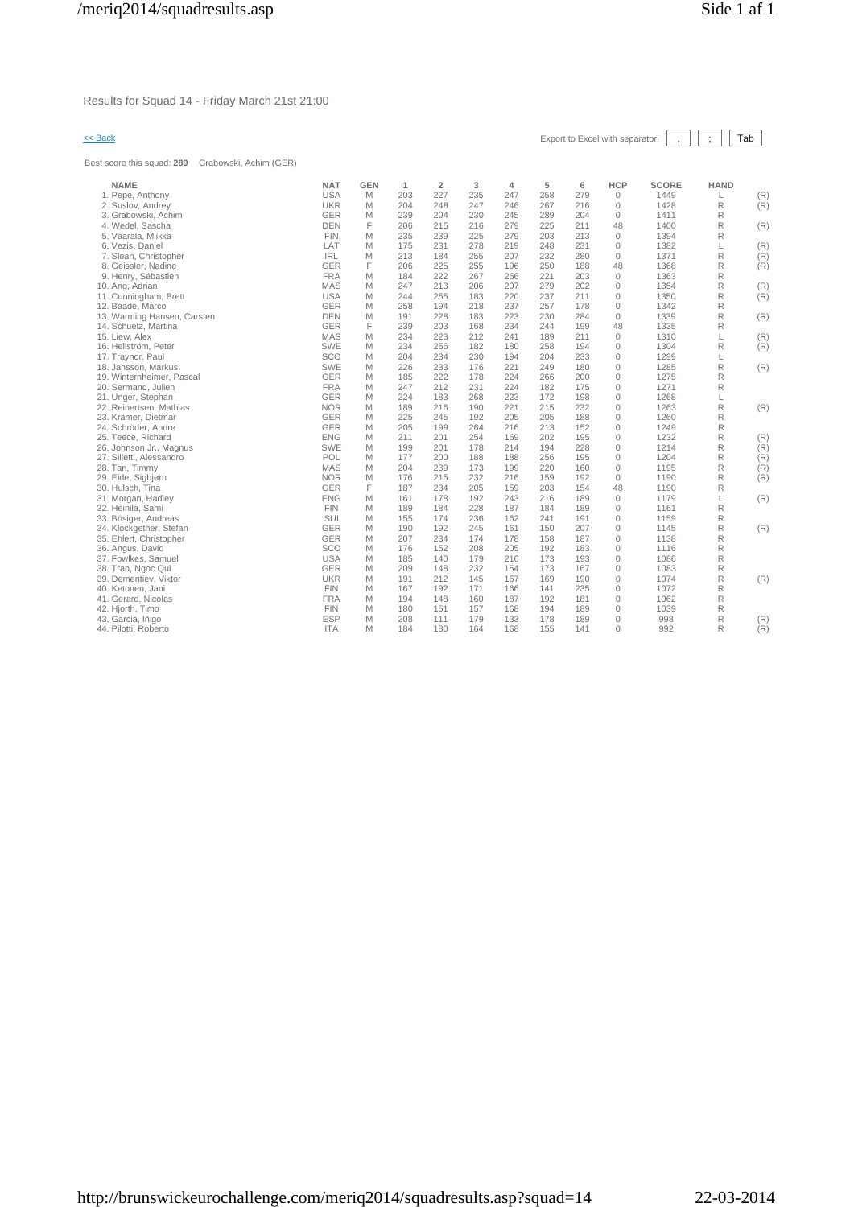Results for Squad 14 - Friday March 21st 21:00

<< Back

Export to Excel with separator: , ; Tab

Best score this squad: **289** Grabowski, Achim (GER)

| NAME | NAT | GEN | 1 | 2 | 3 | 4 | 5 | 6 | HCP | SCORE | HAND | |
|---|---|---|---|---|---|---|---|---|---|---|---|---|
| 1. Pepe, Anthony | USA | M | 203 | 227 | 235 | 247 | 258 | 279 | 0 | 1449 | L | (R) |
| 2. Suslov, Andrey | UKR | M | 204 | 248 | 247 | 246 | 267 | 216 | 0 | 1428 | R | (R) |
| 3. Grabowski, Achim | GER | M | 239 | 204 | 230 | 245 | 289 | 204 | 0 | 1411 | R | |
| 4. Wedel, Sascha | DEN | F | 206 | 215 | 216 | 279 | 225 | 211 | 48 | 1400 | R | (R) |
| 5. Vaarala, Miikka | FIN | M | 235 | 239 | 225 | 279 | 203 | 213 | 0 | 1394 | R | |
| 6. Vezis, Daniel | LAT | M | 175 | 231 | 278 | 219 | 248 | 231 | 0 | 1382 | L | (R) |
| 7. Sloan, Christopher | IRL | M | 213 | 184 | 255 | 207 | 232 | 280 | 0 | 1371 | R | (R) |
| 8. Geissler, Nadine | GER | F | 206 | 225 | 255 | 196 | 250 | 188 | 48 | 1368 | R | (R) |
| 9. Henry, Sébastien | FRA | M | 184 | 222 | 267 | 266 | 221 | 203 | 0 | 1363 | R | |
| 10. Ang, Adrian | MAS | M | 247 | 213 | 206 | 207 | 279 | 202 | 0 | 1354 | R | (R) |
| 11. Cunningham, Brett | USA | M | 244 | 255 | 183 | 220 | 237 | 211 | 0 | 1350 | R | (R) |
| 12. Baade, Marco | GER | M | 258 | 194 | 218 | 237 | 257 | 178 | 0 | 1342 | R | |
| 13. Warming Hansen, Carsten | DEN | M | 191 | 228 | 183 | 223 | 230 | 284 | 0 | 1339 | R | (R) |
| 14. Schuetz, Martina | GER | F | 239 | 203 | 168 | 234 | 244 | 199 | 48 | 1335 | R | |
| 15. Liew, Alex | MAS | M | 234 | 223 | 212 | 241 | 189 | 211 | 0 | 1310 | L | (R) |
| 16. Hellström, Peter | SWE | M | 234 | 256 | 182 | 180 | 258 | 194 | 0 | 1304 | R | (R) |
| 17. Traynor, Paul | SCO | M | 204 | 234 | 230 | 194 | 204 | 233 | 0 | 1299 | L | |
| 18. Jansson, Markus | SWE | M | 226 | 233 | 176 | 221 | 249 | 180 | 0 | 1285 | R | (R) |
| 19. Winternheimer, Pascal | GER | M | 185 | 222 | 178 | 224 | 266 | 200 | 0 | 1275 | R | |
| 20. Sermand, Julien | FRA | M | 247 | 212 | 231 | 224 | 182 | 175 | 0 | 1271 | R | |
| 21. Unger, Stephan | GER | M | 224 | 183 | 268 | 223 | 172 | 198 | 0 | 1268 | L | |
| 22. Reinertsen, Mathias | NOR | M | 189 | 216 | 190 | 221 | 215 | 232 | 0 | 1263 | R | (R) |
| 23. Krämer, Dietmar | GER | M | 225 | 245 | 192 | 205 | 205 | 188 | 0 | 1260 | R | |
| 24. Schröder, Andre | GER | M | 205 | 199 | 264 | 216 | 213 | 152 | 0 | 1249 | R | |
| 25. Teece, Richard | ENG | M | 211 | 201 | 254 | 169 | 202 | 195 | 0 | 1232 | R | (R) |
| 26. Johnson Jr., Magnus | SWE | M | 199 | 201 | 178 | 214 | 194 | 228 | 0 | 1214 | R | (R) |
| 27. Silletti, Alessandro | POL | M | 177 | 200 | 188 | 188 | 256 | 195 | 0 | 1204 | R | (R) |
| 28. Tan, Timmy | MAS | M | 204 | 239 | 173 | 199 | 220 | 160 | 0 | 1195 | R | (R) |
| 29. Eide, Sigbjørn | NOR | M | 176 | 215 | 232 | 216 | 159 | 192 | 0 | 1190 | R | (R) |
| 30. Hulsch, Tina | GER | F | 187 | 234 | 205 | 159 | 203 | 154 | 48 | 1190 | R | |
| 31. Morgan, Hadley | ENG | M | 161 | 178 | 192 | 243 | 216 | 189 | 0 | 1179 | L | (R) |
| 32. Heinila, Sami | FIN | M | 189 | 184 | 228 | 187 | 184 | 189 | 0 | 1161 | R | |
| 33. Bösiger, Andreas | SUI | M | 155 | 174 | 236 | 162 | 241 | 191 | 0 | 1159 | R | |
| 34. Klockgether, Stefan | GER | M | 190 | 192 | 245 | 161 | 150 | 207 | 0 | 1145 | R | (R) |
| 35. Ehlert, Christopher | GER | M | 207 | 234 | 174 | 178 | 158 | 187 | 0 | 1138 | R | |
| 36. Angus, David | SCO | M | 176 | 152 | 208 | 205 | 192 | 183 | 0 | 1116 | R | |
| 37. Fowlkes, Samuel | USA | M | 185 | 140 | 179 | 216 | 173 | 193 | 0 | 1086 | R | |
| 38. Tran, Ngoc Qui | GER | M | 209 | 148 | 232 | 154 | 173 | 167 | 0 | 1083 | R | |
| 39. Dementiev, Viktor | UKR | M | 191 | 212 | 145 | 167 | 169 | 190 | 0 | 1074 | R | (R) |
| 40. Ketonen, Jani | FIN | M | 167 | 192 | 171 | 166 | 141 | 235 | 0 | 1072 | R | |
| 41. Gerard, Nicolas | FRA | M | 194 | 148 | 160 | 187 | 192 | 181 | 0 | 1062 | R | |
| 42. Hjorth, Timo | FIN | M | 180 | 151 | 157 | 168 | 194 | 189 | 0 | 1039 | R | |
| 43. Garcia, Iñigo | ESP | M | 208 | 111 | 179 | 133 | 178 | 189 | 0 | 998 | R | (R) |
| 44. Pilotti, Roberto | ITA | M | 184 | 180 | 164 | 168 | 155 | 141 | 0 | 992 | R | (R) |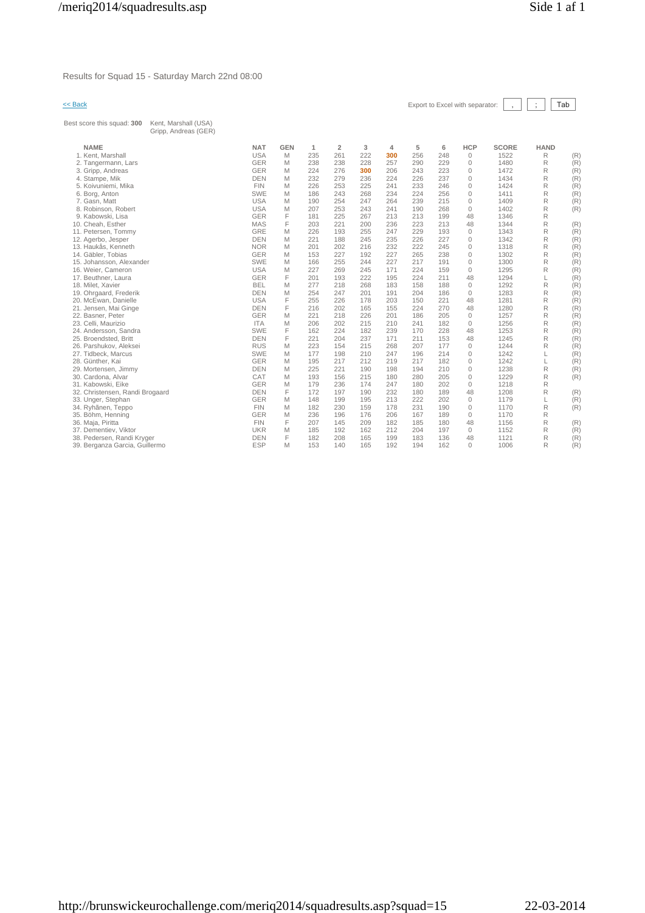Results for Squad 15 - Saturday March 22nd 08:00

<< Back

Export to Excel with separator: | , | ; | Tab |

Best score this squad: **300** Kent, Marshall (USA)
Gripp, Andreas (GER)

| NAME | NAT | GEN | 1 | 2 | 3 | 4 | 5 | 6 | HCP | SCORE | HAND | |
|---|---|---|---|---|---|---|---|---|---|---|---|---|
| 1. Kent, Marshall | USA | M | 235 | 261 | 222 | **300** | 256 | 248 | 0 | 1522 | R | (R) |
| 2. Tangermann, Lars | GER | M | 238 | 238 | 228 | 257 | 290 | 229 | 0 | 1480 | R | (R) |
| 3. Gripp, Andreas | GER | M | 224 | 276 | **300** | 206 | 243 | 223 | 0 | 1472 | R | (R) |
| 4. Stampe, Mik | DEN | M | 232 | 279 | 236 | 224 | 226 | 237 | 0 | 1434 | R | (R) |
| 5. Koivuniemi, Mika | FIN | M | 226 | 253 | 225 | 241 | 233 | 246 | 0 | 1424 | R | (R) |
| 6. Borg, Anton | SWE | M | 186 | 243 | 268 | 234 | 224 | 256 | 0 | 1411 | R | (R) |
| 7. Gasn, Matt | USA | M | 190 | 254 | 247 | 264 | 239 | 215 | 0 | 1409 | R | (R) |
| 8. Robinson, Robert | USA | M | 207 | 253 | 243 | 241 | 190 | 268 | 0 | 1402 | R | (R) |
| 9. Kabowski, Lisa | GER | F | 181 | 225 | 267 | 213 | 213 | 199 | 48 | 1346 | R | |
| 10. Cheah, Esther | MAS | F | 203 | 221 | 200 | 236 | 223 | 213 | 48 | 1344 | R | (R) |
| 11. Petersen, Tommy | GRE | M | 226 | 193 | 255 | 247 | 229 | 193 | 0 | 1343 | R | (R) |
| 12. Agerbo, Jesper | DEN | M | 221 | 188 | 245 | 235 | 226 | 227 | 0 | 1342 | R | (R) |
| 13. Haukås, Kenneth | NOR | M | 201 | 202 | 216 | 232 | 222 | 245 | 0 | 1318 | R | (R) |
| 14. Gäbler, Tobias | GER | M | 153 | 227 | 192 | 227 | 265 | 238 | 0 | 1302 | R | (R) |
| 15. Johansson, Alexander | SWE | M | 166 | 255 | 244 | 227 | 217 | 191 | 0 | 1300 | R | (R) |
| 16. Weier, Cameron | USA | M | 227 | 269 | 245 | 171 | 224 | 159 | 0 | 1295 | R | (R) |
| 17. Beuthner, Laura | GER | F | 201 | 193 | 222 | 195 | 224 | 211 | 48 | 1294 | L | (R) |
| 18. Milet, Xavier | BEL | M | 277 | 218 | 268 | 183 | 158 | 188 | 0 | 1292 | R | (R) |
| 19. Ohrgaard, Frederik | DEN | M | 254 | 247 | 201 | 191 | 204 | 186 | 0 | 1283 | R | (R) |
| 20. McEwan, Danielle | USA | F | 255 | 226 | 178 | 203 | 150 | 221 | 48 | 1281 | R | (R) |
| 21. Jensen, Mai Ginge | DEN | F | 216 | 202 | 165 | 155 | 224 | 270 | 48 | 1280 | R | (R) |
| 22. Basner, Peter | GER | M | 221 | 218 | 226 | 201 | 186 | 205 | 0 | 1257 | R | (R) |
| 23. Celli, Maurizio | ITA | M | 206 | 202 | 215 | 210 | 241 | 182 | 0 | 1256 | R | (R) |
| 24. Andersson, Sandra | SWE | F | 162 | 224 | 182 | 239 | 170 | 228 | 48 | 1253 | R | (R) |
| 25. Broendsted, Britt | DEN | F | 221 | 204 | 237 | 171 | 211 | 153 | 48 | 1245 | R | (R) |
| 26. Parshukov, Aleksei | RUS | M | 223 | 154 | 215 | 268 | 207 | 177 | 0 | 1244 | R | (R) |
| 27. Tidbeck, Marcus | SWE | M | 177 | 198 | 210 | 247 | 196 | 214 | 0 | 1242 | L | (R) |
| 28. Günther, Kai | GER | M | 195 | 217 | 212 | 219 | 217 | 182 | 0 | 1242 | L | (R) |
| 29. Mortensen, Jimmy | DEN | M | 225 | 221 | 190 | 198 | 194 | 210 | 0 | 1238 | R | (R) |
| 30. Cardona, Alvar | CAT | M | 193 | 156 | 215 | 180 | 280 | 205 | 0 | 1229 | R | (R) |
| 31. Kabowski, Eike | GER | M | 179 | 236 | 174 | 247 | 180 | 202 | 0 | 1218 | R | |
| 32. Christensen, Randi Brogaard | DEN | F | 172 | 197 | 190 | 232 | 180 | 189 | 48 | 1208 | R | (R) |
| 33. Unger, Stephan | GER | M | 148 | 199 | 195 | 213 | 222 | 202 | 0 | 1179 | L | (R) |
| 34. Ryhänen, Teppo | FIN | M | 182 | 230 | 159 | 178 | 231 | 190 | 0 | 1170 | R | (R) |
| 35. Böhm, Henning | GER | M | 236 | 196 | 176 | 206 | 167 | 189 | 0 | 1170 | R | |
| 36. Maja, Piritta | FIN | F | 207 | 145 | 209 | 182 | 185 | 180 | 48 | 1156 | R | (R) |
| 37. Dementiev, Viktor | UKR | M | 185 | 192 | 162 | 212 | 204 | 197 | 0 | 1152 | R | (R) |
| 38. Pedersen, Randi Kryger | DEN | F | 182 | 208 | 165 | 199 | 183 | 136 | 48 | 1121 | R | (R) |
| 39. Berganza Garcia, Guillermo | ESP | M | 153 | 140 | 165 | 192 | 194 | 162 | 0 | 1006 | R | (R) |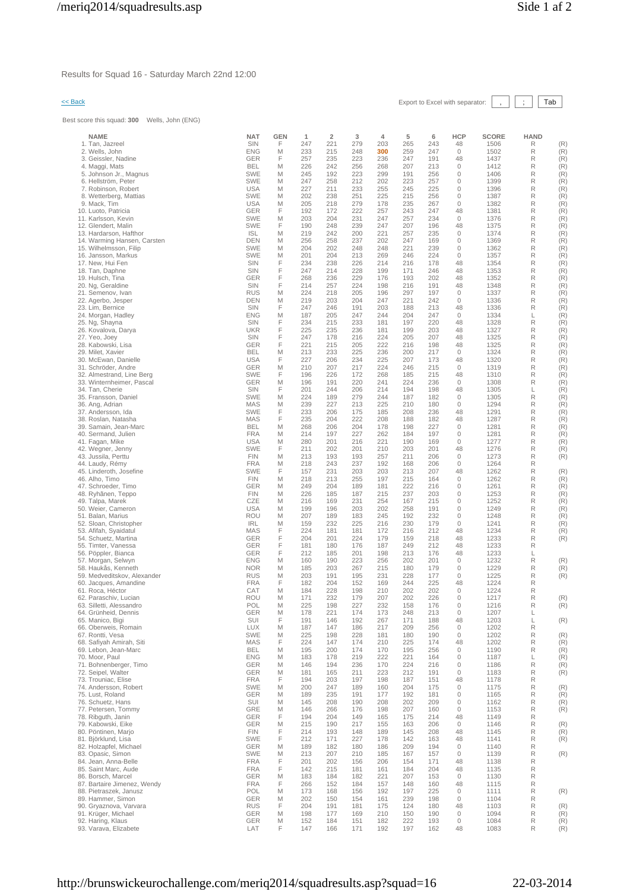Results for Squad 16 - Saturday March 22nd 12:00

<< Back

Export to Excel with separator: , ; Tab

Best score this squad: **300** Wells, John (ENG)

| NAME | NAT | GEN | 1 | 2 | 3 | 4 | 5 | 6 | HCP | SCORE | HAND | |
|---|---|---|---|---|---|---|---|---|---|---|---|---|
| 1. Tan, Jazreel | SIN | F | 247 | 221 | 279 | 203 | 265 | 243 | 48 | 1506 | R | (R) |
| 2. Wells, John | ENG | M | 233 | 215 | 248 | **300** | 259 | 247 | 0 | 1502 | R | (R) |
| 3. Geissler, Nadine | GER | F | 257 | 235 | 223 | 236 | 247 | 191 | 48 | 1437 | R | (R) |
| 4. Maggi, Mats | BEL | M | 226 | 242 | 256 | 268 | 207 | 213 | 0 | 1412 | R | (R) |
| 5. Johnson Jr., Magnus | SWE | M | 245 | 192 | 223 | 299 | 191 | 256 | 0 | 1406 | R | (R) |
| 6. Hellström, Peter | SWE | M | 247 | 258 | 212 | 202 | 223 | 257 | 0 | 1399 | R | (R) |
| 7. Robinson, Robert | USA | M | 227 | 211 | 233 | 255 | 245 | 225 | 0 | 1396 | R | (R) |
| 8. Wetterberg, Mattias | SWE | M | 202 | 238 | 251 | 225 | 215 | 256 | 0 | 1387 | R | (R) |
| 9. Mack, Tim | USA | M | 205 | 218 | 279 | 178 | 235 | 267 | 0 | 1382 | R | (R) |
| 10. Luoto, Patricia | GER | F | 192 | 172 | 222 | 257 | 243 | 247 | 48 | 1381 | R | (R) |
| 11. Karlsson, Kevin | SWE | M | 203 | 204 | 231 | 247 | 257 | 234 | 0 | 1376 | R | (R) |
| 12. Glendert, Malin | SWE | F | 190 | 248 | 239 | 247 | 207 | 196 | 48 | 1375 | R | (R) |
| 13. Hardarson, Hafthor | ISL | M | 219 | 242 | 200 | 221 | 257 | 235 | 0 | 1374 | R | (R) |
| 14. Warming Hansen, Carsten | DEN | M | 256 | 258 | 237 | 202 | 247 | 169 | 0 | 1369 | R | (R) |
| 15. Wilhelmsson, Filip | SWE | M | 204 | 202 | 248 | 248 | 221 | 239 | 0 | 1362 | R | (R) |
| 16. Jansson, Markus | SWE | M | 201 | 204 | 213 | 269 | 246 | 224 | 0 | 1357 | R | (R) |
| 17. New, Hui Fen | SIN | F | 234 | 238 | 226 | 214 | 216 | 178 | 48 | 1354 | R | (R) |
| 18. Tan, Daphne | SIN | F | 247 | 214 | 228 | 199 | 171 | 246 | 48 | 1353 | R | (R) |
| 19. Hulsch, Tina | GER | F | 268 | 236 | 229 | 176 | 193 | 202 | 48 | 1352 | R | (R) |
| 20. Ng, Geraldine | SIN | F | 214 | 257 | 224 | 198 | 216 | 191 | 48 | 1348 | R | (R) |
| 21. Semenov, Ivan | RUS | M | 224 | 218 | 205 | 196 | 297 | 197 | 0 | 1337 | R | (R) |
| 22. Agerbo, Jesper | DEN | M | 219 | 203 | 204 | 247 | 221 | 242 | 0 | 1336 | R | (R) |
| 23. Lim, Bernice | SIN | F | 247 | 246 | 191 | 203 | 188 | 213 | 48 | 1336 | R | (R) |
| 24. Morgan, Hadley | ENG | M | 187 | 205 | 247 | 244 | 204 | 247 | 0 | 1334 | L | (R) |
| 25. Ng, Shayna | SIN | F | 234 | 215 | 233 | 181 | 197 | 220 | 48 | 1328 | R | (R) |
| 26. Kovalova, Darya | UKR | F | 225 | 235 | 236 | 181 | 199 | 203 | 48 | 1327 | R | (R) |
| 27. Yeo, Joey | SIN | F | 247 | 178 | 216 | 224 | 205 | 207 | 48 | 1325 | R | (R) |
| 28. Kabowski, Lisa | GER | F | 221 | 215 | 205 | 222 | 216 | 198 | 48 | 1325 | R | (R) |
| 29. Milet, Xavier | BEL | M | 213 | 233 | 225 | 236 | 200 | 217 | 0 | 1324 | R | (R) |
| 30. McEwan, Danielle | USA | F | 227 | 206 | 234 | 225 | 207 | 173 | 48 | 1320 | R | (R) |
| 31. Schröder, Andre | GER | M | 210 | 207 | 217 | 224 | 246 | 215 | 0 | 1319 | R | (R) |
| 32. Almestrand, Line Berg | SWE | F | 196 | 226 | 172 | 268 | 185 | 215 | 48 | 1310 | R | (R) |
| 33. Winternheimer, Pascal | GER | M | 196 | 191 | 220 | 241 | 224 | 236 | 0 | 1308 | R | (R) |
| 34. Tan, Cherie | SIN | F | 201 | 244 | 206 | 214 | 194 | 198 | 48 | 1305 | L | (R) |
| 35. Fransson, Daniel | SWE | M | 224 | 189 | 279 | 244 | 187 | 182 | 0 | 1305 | R | (R) |
| 36. Ang, Adrian | MAS | M | 239 | 227 | 213 | 225 | 210 | 180 | 0 | 1294 | R | (R) |
| 37. Andersson, Ida | SWE | F | 233 | 206 | 175 | 185 | 208 | 236 | 48 | 1291 | R | (R) |
| 38. Roslan, Natasha | MAS | F | 235 | 204 | 222 | 208 | 188 | 182 | 48 | 1287 | R | (R) |
| 39. Samain, Jean-Marc | BEL | M | 268 | 206 | 204 | 178 | 198 | 227 | 0 | 1281 | R | (R) |
| 40. Sermand, Julien | FRA | M | 214 | 197 | 227 | 262 | 184 | 197 | 0 | 1281 | R | (R) |
| 41. Fagan, Mike | USA | M | 280 | 201 | 216 | 221 | 190 | 169 | 0 | 1277 | R | (R) |
| 42. Wegner, Jenny | SWE | F | 211 | 202 | 201 | 210 | 203 | 201 | 48 | 1276 | R | (R) |
| 43. Jussila, Perttu | FIN | M | 213 | 193 | 193 | 257 | 211 | 206 | 0 | 1273 | R | (R) |
| 44. Laudy, Rémy | FRA | M | 218 | 243 | 237 | 192 | 168 | 206 | 0 | 1264 | R | |
| 45. Linderoth, Josefine | SWE | F | 157 | 231 | 203 | 203 | 213 | 207 | 48 | 1262 | R | (R) |
| 46. Alho, Timo | FIN | M | 218 | 213 | 255 | 197 | 215 | 164 | 0 | 1262 | R | (R) |
| 47. Schroeder, Timo | GER | M | 249 | 204 | 189 | 181 | 222 | 216 | 0 | 1261 | R | (R) |
| 48. Ryhänen, Teppo | FIN | M | 226 | 185 | 187 | 215 | 237 | 203 | 0 | 1253 | R | (R) |
| 49. Talpa, Marek | CZE | M | 216 | 169 | 231 | 254 | 167 | 215 | 0 | 1252 | R | (R) |
| 50. Weier, Cameron | USA | M | 199 | 196 | 203 | 202 | 258 | 191 | 0 | 1249 | R | (R) |
| 51. Balan, Marius | ROU | M | 207 | 189 | 183 | 245 | 192 | 232 | 0 | 1248 | R | (R) |
| 52. Sloan, Christopher | IRL | M | 159 | 232 | 225 | 216 | 230 | 179 | 0 | 1241 | R | (R) |
| 53. Afifah, Syaidatul | MAS | F | 224 | 181 | 181 | 172 | 216 | 212 | 48 | 1234 | R | (R) |
| 54. Schuetz, Martina | GER | F | 204 | 201 | 224 | 179 | 159 | 218 | 48 | 1233 | R | (R) |
| 55. Timter, Vanessa | GER | F | 181 | 180 | 176 | 187 | 249 | 212 | 48 | 1233 | R | |
| 56. Pöppler, Bianca | GER | F | 212 | 185 | 201 | 198 | 213 | 176 | 48 | 1233 | L | |
| 57. Morgan, Selwyn | ENG | M | 160 | 190 | 223 | 256 | 202 | 201 | 0 | 1232 | R | (R) |
| 58. Haukås, Kenneth | NOR | M | 185 | 203 | 267 | 215 | 180 | 179 | 0 | 1229 | R | (R) |
| 59. Medveditskov, Alexander | RUS | M | 203 | 191 | 195 | 231 | 228 | 177 | 0 | 1225 | R | (R) |
| 60. Jacques, Amandine | FRA | F | 182 | 204 | 152 | 169 | 244 | 225 | 48 | 1224 | R | |
| 61. Roca, Héctor | CAT | M | 184 | 228 | 198 | 210 | 202 | 202 | 0 | 1224 | R | |
| 62. Paraschiv, Lucian | ROU | M | 171 | 232 | 179 | 207 | 202 | 226 | 0 | 1217 | R | (R) |
| 63. Silletti, Alessandro | POL | M | 225 | 198 | 227 | 232 | 158 | 176 | 0 | 1216 | R | (R) |
| 64. Grünheid, Dennis | GER | M | 178 | 221 | 174 | 173 | 248 | 213 | 0 | 1207 | L | |
| 65. Manico, Bigi | SUI | F | 191 | 146 | 192 | 267 | 171 | 188 | 48 | 1203 | L | (R) |
| 66. Oberweis, Romain | LUX | M | 187 | 147 | 186 | 217 | 209 | 256 | 0 | 1202 | R | |
| 67. Rontti, Vesa | SWE | M | 225 | 198 | 228 | 181 | 180 | 190 | 0 | 1202 | R | (R) |
| 68. Safiyah Amirah, Siti | MAS | F | 224 | 147 | 174 | 210 | 225 | 174 | 48 | 1202 | R | (R) |
| 69. Lebon, Jean-Marc | BEL | M | 195 | 200 | 174 | 170 | 195 | 256 | 0 | 1190 | R | (R) |
| 70. Moor, Paul | ENG | M | 183 | 178 | 219 | 222 | 221 | 164 | 0 | 1187 | L | (R) |
| 71. Bohnenberger, Timo | GER | M | 146 | 194 | 236 | 170 | 224 | 216 | 0 | 1186 | R | (R) |
| 72. Seipel, Walter | GER | M | 181 | 165 | 211 | 223 | 212 | 191 | 0 | 1183 | R | (R) |
| 73. Trouniac, Elise | FRA | F | 194 | 203 | 197 | 198 | 187 | 151 | 48 | 1178 | R | |
| 74. Andersson, Robert | SWE | M | 200 | 247 | 189 | 160 | 204 | 175 | 0 | 1175 | R | (R) |
| 75. Lust, Roland | GER | M | 189 | 235 | 191 | 177 | 192 | 181 | 0 | 1165 | R | (R) |
| 76. Schuetz, Hans | SUI | M | 145 | 208 | 190 | 208 | 202 | 209 | 0 | 1162 | R | (R) |
| 77. Petersen, Tommy | GRE | M | 146 | 266 | 176 | 198 | 207 | 160 | 0 | 1153 | R | (R) |
| 78. Ribguth, Janin | GER | F | 194 | 204 | 149 | 165 | 175 | 214 | 48 | 1149 | R | |
| 79. Kabowski, Eike | GER | M | 215 | 190 | 217 | 155 | 163 | 206 | 0 | 1146 | R | (R) |
| 80. Pöntinen, Marjo | FIN | F | 214 | 193 | 148 | 189 | 145 | 208 | 48 | 1145 | R | (R) |
| 81. Björklund, Lisa | SWE | F | 212 | 171 | 227 | 178 | 142 | 163 | 48 | 1141 | R | (R) |
| 82. Holzapfel, Michael | GER | M | 189 | 182 | 180 | 186 | 209 | 194 | 0 | 1140 | R | |
| 83. Opasic, Simon | SWE | M | 213 | 207 | 210 | 185 | 167 | 157 | 0 | 1139 | R | (R) |
| 84. Jean, Anna-Belle | FRA | F | 201 | 202 | 156 | 206 | 154 | 171 | 48 | 1138 | R | |
| 85. Saint Marc, Aude | FRA | F | 142 | 215 | 181 | 161 | 184 | 204 | 48 | 1135 | R | |
| 86. Borsch, Marcel | GER | M | 183 | 184 | 182 | 221 | 207 | 153 | 0 | 1130 | R | |
| 87. Bartaire Jimenez, Wendy | FRA | F | 266 | 152 | 184 | 157 | 148 | 160 | 48 | 1115 | R | |
| 88. Pietraszek, Janusz | POL | M | 173 | 168 | 156 | 192 | 197 | 225 | 0 | 1111 | R | (R) |
| 89. Hammer, Simon | GER | M | 202 | 150 | 154 | 161 | 239 | 198 | 0 | 1104 | R | |
| 90. Gryaznova, Varvara | RUS | F | 204 | 191 | 181 | 175 | 124 | 180 | 48 | 1103 | R | (R) |
| 91. Krüger, Michael | GER | M | 198 | 177 | 169 | 210 | 150 | 190 | 0 | 1094 | R | (R) |
| 92. Haring, Klaus | GER | M | 152 | 184 | 151 | 182 | 222 | 193 | 0 | 1084 | R | (R) |
| 93. Varava, Elizabete | LAT | F | 147 | 166 | 171 | 192 | 197 | 162 | 48 | 1083 | R | (R) |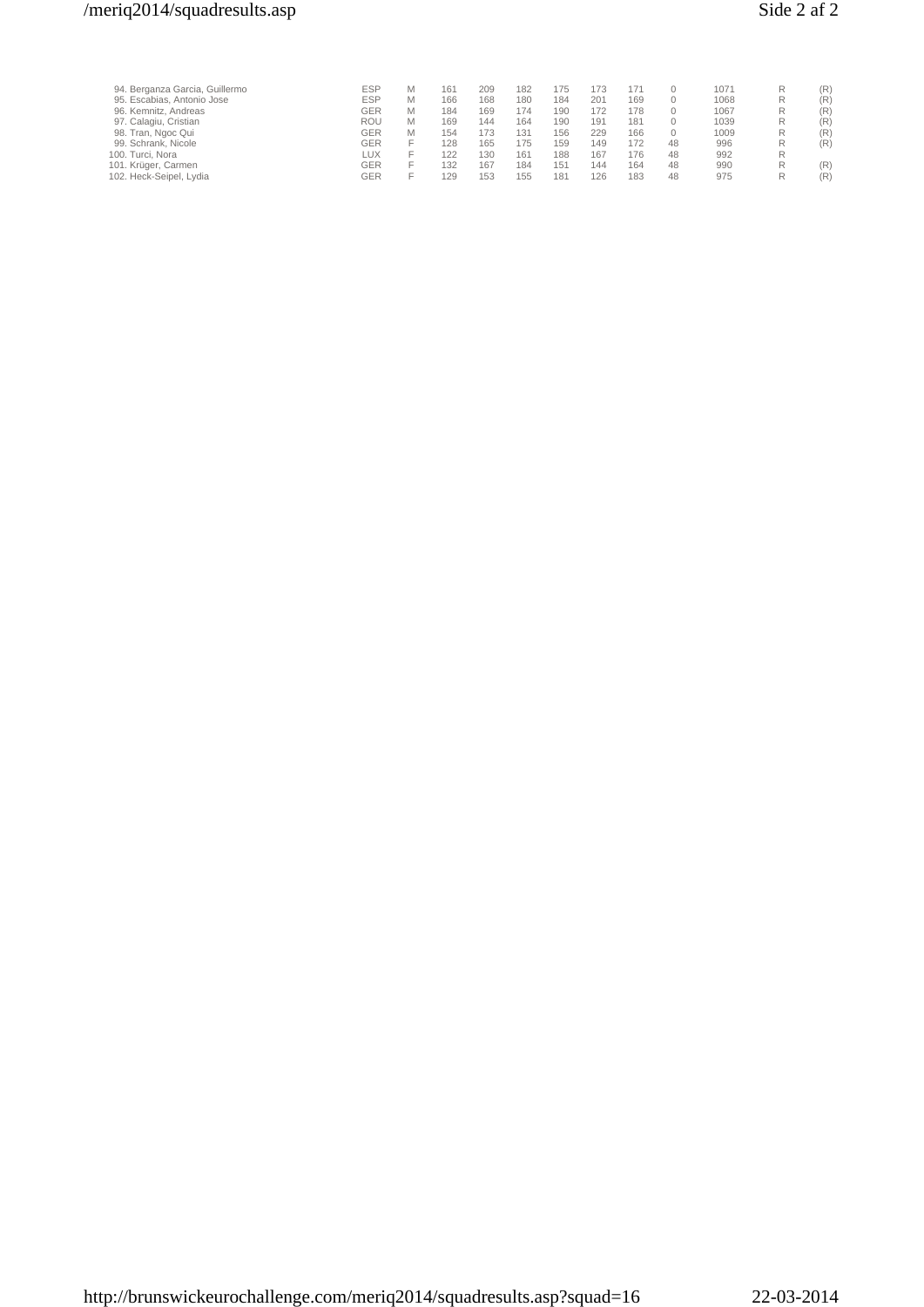| | | | | | | | | | | | | |
|---|---|---|---|---|---|---|---|---|---|---|---|---|
| 94. Berganza Garcia, Guillermo | ESP | M | 161 | 209 | 182 | 175 | 173 | 171 | 0 | 1071 | R | (R) |
| 95. Escabias, Antonio Jose | ESP | M | 166 | 168 | 180 | 184 | 201 | 169 | 0 | 1068 | R | (R) |
| 96. Kemnitz, Andreas | GER | M | 184 | 169 | 174 | 190 | 172 | 178 | 0 | 1067 | R | (R) |
| 97. Calagiu, Cristian | ROU | M | 169 | 144 | 164 | 190 | 191 | 181 | 0 | 1039 | R | (R) |
| 98. Tran, Ngoc Qui | GER | M | 154 | 173 | 131 | 156 | 229 | 166 | 0 | 1009 | R | (R) |
| 99. Schrank, Nicole | GER | F | 128 | 165 | 175 | 159 | 149 | 172 | 48 | 996 | R | (R) |
| 100. Turci, Nora | LUX | F | 122 | 130 | 161 | 188 | 167 | 176 | 48 | 992 | R | |
| 101. Krüger, Carmen | GER | F | 132 | 167 | 184 | 151 | 144 | 164 | 48 | 990 | R | (R) |
| 102. Heck-Seipel, Lydia | GER | F | 129 | 153 | 155 | 181 | 126 | 183 | 48 | 975 | R | (R) |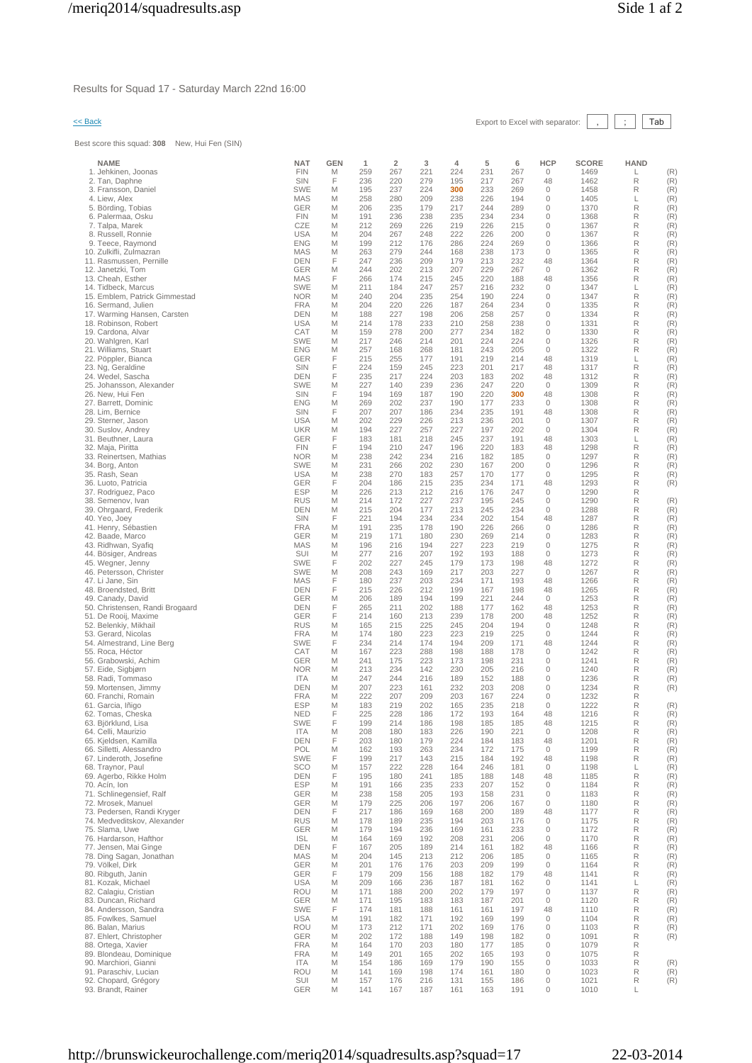Results for Squad 17 - Saturday March 22nd 16:00

<< Back

Export to Excel with separator: , ; Tab

Best score this squad: **308** New, Hui Fen (SIN)

| NAME | NAT | GEN | 1 | 2 | 3 | 4 | 5 | 6 | HCP | SCORE | HAND | |
|---|---|---|---|---|---|---|---|---|---|---|---|---|
| 1. Jehkinen, Joonas | FIN | M | 259 | 267 | 221 | 224 | 231 | 267 | 0 | 1469 | L | (R) |
| 2. Tan, Daphne | SIN | F | 236 | 220 | 279 | 195 | 217 | 267 | 48 | 1462 | R | (R) |
| 3. Fransson, Daniel | SWE | M | 195 | 237 | 224 | **300** | 233 | 269 | 0 | 1458 | R | (R) |
| 4. Liew, Alex | MAS | M | 258 | 280 | 209 | 238 | 226 | 194 | 0 | 1405 | L | (R) |
| 5. Börding, Tobias | GER | M | 206 | 235 | 179 | 217 | 244 | 289 | 0 | 1370 | R | (R) |
| 6. Palermaa, Osku | FIN | M | 191 | 236 | 238 | 235 | 234 | 234 | 0 | 1368 | R | (R) |
| 7. Talpa, Marek | CZE | M | 212 | 269 | 226 | 219 | 226 | 215 | 0 | 1367 | R | (R) |
| 8. Russell, Ronnie | USA | M | 204 | 267 | 248 | 222 | 226 | 200 | 0 | 1367 | R | (R) |
| 9. Teece, Raymond | ENG | M | 199 | 212 | 176 | 286 | 224 | 269 | 0 | 1366 | R | (R) |
| 10. Zulkifli, Zulmazran | MAS | M | 263 | 279 | 244 | 168 | 238 | 173 | 0 | 1365 | R | (R) |
| 11. Rasmussen, Pernille | DEN | F | 247 | 236 | 209 | 179 | 213 | 232 | 48 | 1364 | R | (R) |
| 12. Janetzki, Tom | GER | M | 244 | 202 | 213 | 207 | 229 | 267 | 0 | 1362 | R | (R) |
| 13. Cheah, Esther | MAS | F | 266 | 174 | 215 | 245 | 220 | 188 | 48 | 1356 | R | (R) |
| 14. Tidbeck, Marcus | SWE | M | 211 | 184 | 247 | 257 | 216 | 232 | 0 | 1347 | L | (R) |
| 15. Emblem, Patrick Gimmestad | NOR | M | 240 | 204 | 235 | 254 | 190 | 224 | 0 | 1347 | R | (R) |
| 16. Sermand, Julien | FRA | M | 204 | 220 | 226 | 187 | 264 | 234 | 0 | 1335 | R | (R) |
| 17. Warming Hansen, Carsten | DEN | M | 188 | 227 | 198 | 206 | 258 | 257 | 0 | 1334 | R | (R) |
| 18. Robinson, Robert | USA | M | 214 | 178 | 233 | 210 | 258 | 238 | 0 | 1331 | R | (R) |
| 19. Cardona, Alvar | CAT | M | 159 | 278 | 200 | 277 | 234 | 182 | 0 | 1330 | R | (R) |
| 20. Wahlgren, Karl | SWE | M | 217 | 246 | 214 | 201 | 224 | 224 | 0 | 1326 | R | (R) |
| 21. Williams, Stuart | ENG | M | 257 | 168 | 268 | 181 | 243 | 205 | 0 | 1322 | R | (R) |
| 22. Pöppler, Bianca | GER | F | 215 | 255 | 177 | 191 | 219 | 214 | 48 | 1319 | L | (R) |
| 23. Ng, Geraldine | SIN | F | 224 | 159 | 245 | 223 | 201 | 217 | 48 | 1317 | R | (R) |
| 24. Wedel, Sascha | DEN | F | 235 | 217 | 224 | 203 | 183 | 202 | 48 | 1312 | R | (R) |
| 25. Johansson, Alexander | SWE | M | 227 | 140 | 239 | 236 | 247 | 220 | 0 | 1309 | R | (R) |
| 26. New, Hui Fen | SIN | F | 194 | 169 | 187 | 190 | 220 | **300** | 48 | 1308 | R | (R) |
| 27. Barrett, Dominic | ENG | M | 269 | 202 | 237 | 190 | 177 | 233 | 0 | 1308 | R | (R) |
| 28. Lim, Bernice | SIN | F | 207 | 207 | 186 | 234 | 235 | 191 | 48 | 1308 | R | (R) |
| 29. Sterner, Jason | USA | M | 202 | 229 | 226 | 213 | 236 | 201 | 0 | 1307 | R | (R) |
| 30. Suslov, Andrey | UKR | M | 194 | 227 | 257 | 227 | 197 | 202 | 0 | 1304 | R | (R) |
| 31. Beuthner, Laura | GER | F | 183 | 181 | 218 | 245 | 237 | 191 | 48 | 1303 | L | (R) |
| 32. Maja, Piritta | FIN | F | 194 | 210 | 247 | 196 | 220 | 183 | 48 | 1298 | R | (R) |
| 33. Reinertsen, Mathias | NOR | M | 238 | 242 | 234 | 216 | 182 | 185 | 0 | 1297 | R | (R) |
| 34. Borg, Anton | SWE | M | 231 | 266 | 202 | 230 | 167 | 200 | 0 | 1296 | R | (R) |
| 35. Rash, Sean | USA | M | 238 | 270 | 183 | 257 | 170 | 177 | 0 | 1295 | R | (R) |
| 36. Luoto, Patricia | GER | F | 204 | 186 | 215 | 235 | 234 | 171 | 48 | 1293 | R | (R) |
| 37. Rodriguez, Paco | ESP | M | 226 | 213 | 212 | 216 | 176 | 247 | 0 | 1290 | R | |
| 38. Semenov, Ivan | RUS | M | 214 | 172 | 227 | 237 | 195 | 245 | 0 | 1290 | R | (R) |
| 39. Ohrgaard, Frederik | DEN | M | 215 | 204 | 177 | 213 | 245 | 234 | 0 | 1288 | R | (R) |
| 40. Yeo, Joey | SIN | F | 221 | 194 | 234 | 234 | 202 | 154 | 48 | 1287 | R | (R) |
| 41. Henry, Sébastien | FRA | M | 191 | 235 | 178 | 190 | 226 | 266 | 0 | 1286 | R | (R) |
| 42. Baade, Marco | GER | M | 219 | 171 | 180 | 230 | 269 | 214 | 0 | 1283 | R | (R) |
| 43. Ridhwan, Syafiq | MAS | M | 196 | 216 | 194 | 227 | 223 | 219 | 0 | 1275 | R | (R) |
| 44. Bösiger, Andreas | SUI | M | 277 | 216 | 207 | 192 | 193 | 188 | 0 | 1273 | R | (R) |
| 45. Wegner, Jenny | SWE | F | 202 | 227 | 245 | 179 | 173 | 198 | 48 | 1272 | R | (R) |
| 46. Petersson, Christer | SWE | M | 208 | 243 | 169 | 217 | 203 | 227 | 0 | 1267 | R | (R) |
| 47. Li Jane, Sin | MAS | F | 180 | 237 | 203 | 234 | 171 | 193 | 48 | 1266 | R | (R) |
| 48. Broendsted, Britt | DEN | F | 215 | 226 | 212 | 199 | 167 | 198 | 48 | 1265 | R | (R) |
| 49. Canady, David | GER | M | 206 | 189 | 194 | 199 | 221 | 244 | 0 | 1253 | R | (R) |
| 50. Christensen, Randi Brogaard | DEN | F | 265 | 211 | 202 | 188 | 177 | 162 | 48 | 1253 | R | (R) |
| 51. De Rooij, Maxime | GER | F | 214 | 160 | 213 | 239 | 178 | 200 | 48 | 1252 | R | (R) |
| 52. Belenkiy, Mikhail | RUS | M | 165 | 215 | 225 | 245 | 204 | 194 | 0 | 1248 | R | (R) |
| 53. Gerard, Nicolas | FRA | M | 174 | 180 | 223 | 223 | 219 | 225 | 0 | 1244 | R | (R) |
| 54. Almestrand, Line Berg | SWE | F | 234 | 214 | 174 | 194 | 209 | 171 | 48 | 1244 | R | (R) |
| 55. Roca, Héctor | CAT | M | 167 | 223 | 288 | 198 | 188 | 178 | 0 | 1242 | R | (R) |
| 56. Grabowski, Achim | GER | M | 241 | 175 | 223 | 173 | 198 | 231 | 0 | 1241 | R | (R) |
| 57. Eide, Sigbjørn | NOR | M | 213 | 234 | 142 | 230 | 205 | 216 | 0 | 1240 | R | (R) |
| 58. Radi, Tommaso | ITA | M | 247 | 244 | 216 | 189 | 152 | 188 | 0 | 1236 | R | (R) |
| 59. Mortensen, Jimmy | DEN | M | 207 | 223 | 161 | 232 | 203 | 208 | 0 | 1234 | R | (R) |
| 60. Franchi, Romain | FRA | M | 222 | 207 | 209 | 203 | 167 | 224 | 0 | 1232 | R | |
| 61. Garcia, Iñigo | ESP | M | 183 | 219 | 202 | 165 | 235 | 218 | 0 | 1222 | R | (R) |
| 62. Tomas, Cheska | NED | F | 225 | 228 | 186 | 172 | 193 | 164 | 48 | 1216 | R | (R) |
| 63. Björklund, Lisa | SWE | F | 199 | 214 | 186 | 198 | 185 | 185 | 48 | 1215 | R | (R) |
| 64. Celli, Maurizio | ITA | M | 208 | 180 | 183 | 226 | 190 | 221 | 0 | 1208 | R | (R) |
| 65. Kjeldsen, Kamilla | DEN | F | 203 | 180 | 179 | 224 | 184 | 183 | 48 | 1201 | R | (R) |
| 66. Silletti, Alessandro | POL | M | 162 | 193 | 263 | 234 | 172 | 175 | 0 | 1199 | R | (R) |
| 67. Linderoth, Josefine | SWE | F | 199 | 217 | 143 | 215 | 184 | 192 | 48 | 1198 | R | (R) |
| 68. Traynor, Paul | SCO | M | 157 | 222 | 228 | 164 | 246 | 181 | 0 | 1198 | L | (R) |
| 69. Agerbo, Rikke Holm | DEN | F | 195 | 180 | 241 | 185 | 188 | 148 | 48 | 1185 | R | (R) |
| 70. Acin, Ion | ESP | M | 191 | 166 | 235 | 233 | 207 | 152 | 0 | 1184 | R | (R) |
| 71. Schlinegensief, Ralf | GER | M | 238 | 158 | 205 | 193 | 158 | 231 | 0 | 1183 | R | (R) |
| 72. Mrosek, Manuel | GER | M | 179 | 225 | 206 | 197 | 206 | 167 | 0 | 1180 | R | (R) |
| 73. Pedersen, Randi Kryger | DEN | F | 217 | 186 | 169 | 168 | 200 | 189 | 48 | 1177 | R | (R) |
| 74. Medveditskov, Alexander | RUS | M | 178 | 189 | 235 | 194 | 203 | 176 | 0 | 1175 | R | (R) |
| 75. Slama, Uwe | GER | M | 179 | 194 | 236 | 169 | 161 | 233 | 0 | 1172 | R | (R) |
| 76. Hardarson, Hafthor | ISL | M | 164 | 169 | 192 | 208 | 231 | 206 | 0 | 1170 | R | (R) |
| 77. Jensen, Mai Ginge | DEN | F | 167 | 205 | 189 | 214 | 161 | 182 | 48 | 1166 | R | (R) |
| 78. Ding Sagan, Jonathan | MAS | M | 204 | 145 | 213 | 212 | 206 | 185 | 0 | 1165 | R | (R) |
| 79. Völkel, Dirk | GER | M | 201 | 176 | 176 | 203 | 209 | 199 | 0 | 1164 | R | (R) |
| 80. Ribguth, Janin | GER | F | 179 | 209 | 156 | 188 | 182 | 179 | 48 | 1141 | R | (R) |
| 81. Kozak, Michael | USA | M | 209 | 166 | 236 | 187 | 181 | 162 | 0 | 1141 | L | (R) |
| 82. Calagiu, Cristian | ROU | M | 171 | 188 | 200 | 202 | 179 | 197 | 0 | 1137 | R | (R) |
| 83. Duncan, Richard | GER | M | 171 | 195 | 183 | 183 | 187 | 201 | 0 | 1120 | R | (R) |
| 84. Andersson, Sandra | SWE | F | 174 | 181 | 188 | 161 | 161 | 197 | 48 | 1110 | R | (R) |
| 85. Fowlkes, Samuel | USA | M | 191 | 182 | 171 | 192 | 169 | 199 | 0 | 1104 | R | (R) |
| 86. Balan, Marius | ROU | M | 173 | 212 | 171 | 202 | 169 | 176 | 0 | 1103 | R | (R) |
| 87. Ehlert, Christopher | GER | M | 202 | 172 | 188 | 149 | 198 | 182 | 0 | 1091 | R | (R) |
| 88. Ortega, Xavier | FRA | M | 164 | 170 | 203 | 180 | 177 | 185 | 0 | 1079 | R | |
| 89. Blondeau, Dominique | FRA | M | 149 | 201 | 165 | 202 | 165 | 193 | 0 | 1075 | R | |
| 90. Marchiori, Gianni | ITA | M | 154 | 186 | 169 | 179 | 190 | 155 | 0 | 1033 | R | (R) |
| 91. Paraschiv, Lucian | ROU | M | 141 | 169 | 198 | 174 | 161 | 180 | 0 | 1023 | R | (R) |
| 92. Chopard, Grégory | SUI | M | 157 | 176 | 216 | 131 | 155 | 186 | 0 | 1021 | R | (R) |
| 93. Brandt, Rainer | GER | M | 141 | 167 | 187 | 161 | 163 | 191 | 0 | 1010 | L | |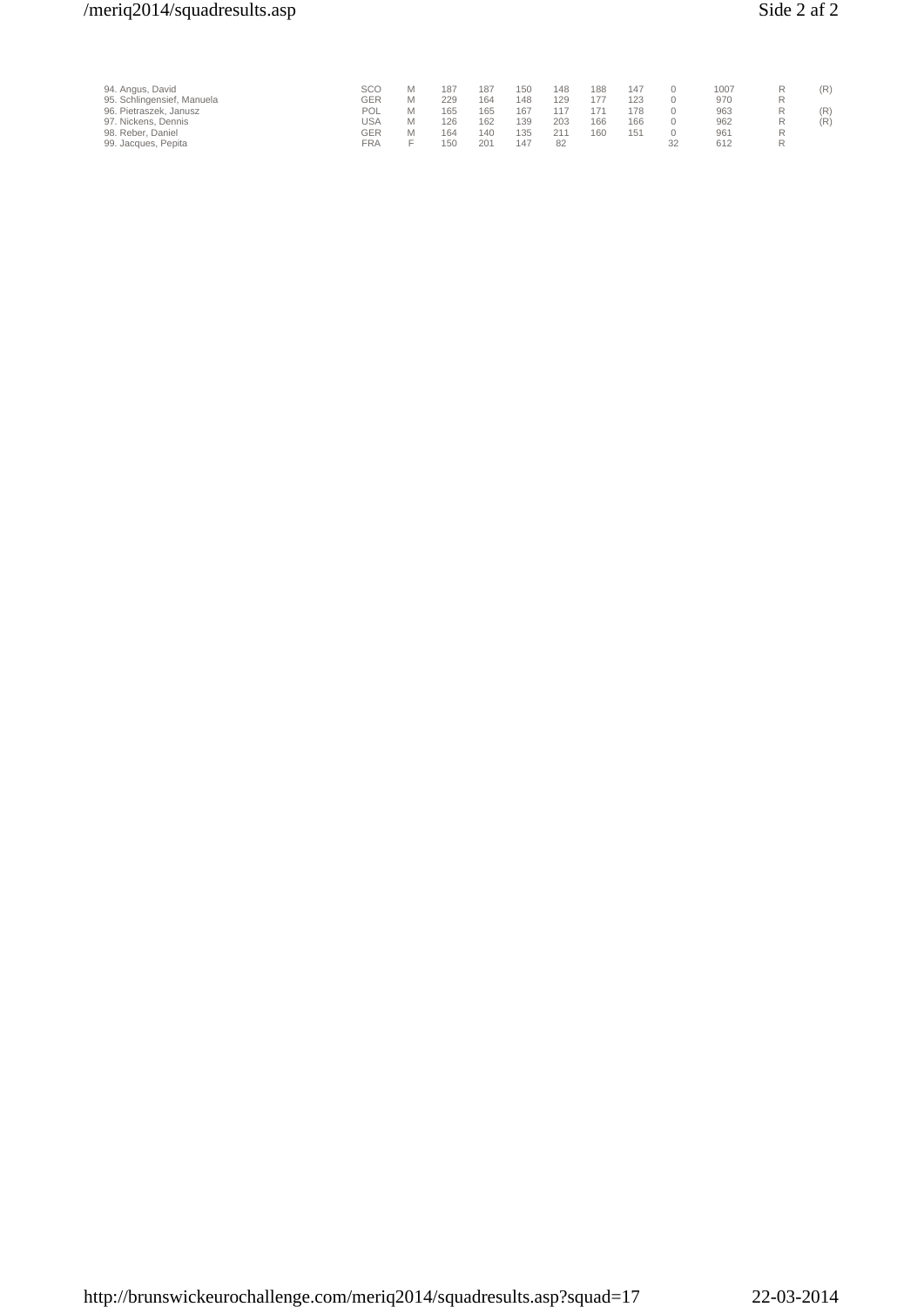| | | | | | | | | | | | | |
|---|---|---|---|---|---|---|---|---|---|---|---|---|
| 94. Angus, David | SCO | M | 187 | 187 | 150 | 148 | 188 | 147 | 0 | 1007 | R | (R) |
| 95. Schlingensief, Manuela | GER | M | 229 | 164 | 148 | 129 | 177 | 123 | 0 | 970 | R | |
| 96. Pietraszek, Janusz | POL | M | 165 | 165 | 167 | 117 | 171 | 178 | 0 | 963 | R | (R) |
| 97. Nickens, Dennis | USA | M | 126 | 162 | 139 | 203 | 166 | 166 | 0 | 962 | R | (R) |
| 98. Reber, Daniel | GER | M | 164 | 140 | 135 | 211 | 160 | 151 | 0 | 961 | R | |
| 99. Jacques, Pepita | FRA | F | 150 | 201 | 147 | 82 | | | 32 | 612 | R | |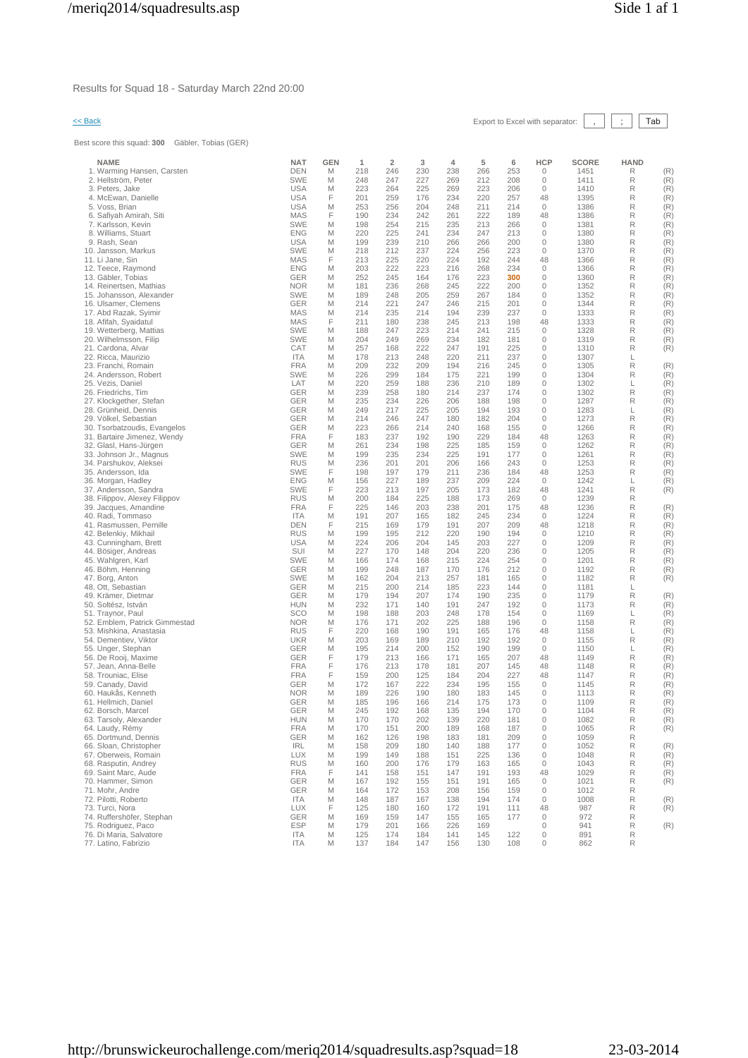Results for Squad 18 - Saturday March 22nd 20:00

<< Back

Export to Excel with separator: , ; Tab

Best score this squad: **300** Gäbler, Tobias (GER)

| NAME | NAT | GEN | 1 | 2 | 3 | 4 | 5 | 6 | HCP | SCORE | HAND | |
|---|---|---|---|---|---|---|---|---|---|---|---|---|
| 1. Warming Hansen, Carsten | DEN | M | 218 | 246 | 230 | 238 | 266 | 253 | 0 | 1451 | R | (R) |
| 2. Hellström, Peter | SWE | M | 248 | 247 | 227 | 269 | 212 | 208 | 0 | 1411 | R | (R) |
| 3. Peters, Jake | USA | M | 223 | 264 | 225 | 269 | 223 | 206 | 0 | 1410 | R | (R) |
| 4. McEwan, Danielle | USA | F | 201 | 259 | 176 | 234 | 220 | 257 | 48 | 1395 | R | (R) |
| 5. Voss, Brian | USA | M | 253 | 256 | 204 | 248 | 211 | 214 | 0 | 1386 | R | (R) |
| 6. Safiyah Amirah, Siti | MAS | F | 190 | 234 | 242 | 261 | 222 | 189 | 48 | 1386 | R | (R) |
| 7. Karlsson, Kevin | SWE | M | 198 | 254 | 215 | 235 | 213 | 266 | 0 | 1381 | R | (R) |
| 8. Williams, Stuart | ENG | M | 220 | 225 | 241 | 234 | 247 | 213 | 0 | 1380 | R | (R) |
| 9. Rash, Sean | USA | M | 199 | 239 | 210 | 266 | 266 | 200 | 0 | 1380 | R | (R) |
| 10. Jansson, Markus | SWE | M | 218 | 212 | 237 | 224 | 256 | 223 | 0 | 1370 | R | (R) |
| 11. Li Jane, Sin | MAS | F | 213 | 225 | 220 | 224 | 192 | 244 | 48 | 1366 | R | (R) |
| 12. Teece, Raymond | ENG | M | 203 | 222 | 223 | 216 | 268 | 234 | 0 | 1366 | R | (R) |
| 13. Gäbler, Tobias | GER | M | 252 | 245 | 164 | 176 | 223 | **300** | 0 | 1360 | R | (R) |
| 14. Reinertsen, Mathias | NOR | M | 181 | 236 | 268 | 245 | 222 | 200 | 0 | 1352 | R | (R) |
| 15. Johansson, Alexander | SWE | M | 189 | 248 | 205 | 259 | 267 | 184 | 0 | 1352 | R | (R) |
| 16. Ulsamer, Clemens | GER | M | 214 | 221 | 247 | 246 | 215 | 201 | 0 | 1344 | R | (R) |
| 17. Abd Razak, Syimir | MAS | M | 214 | 235 | 214 | 194 | 239 | 237 | 0 | 1333 | R | (R) |
| 18. Afifah, Syaidatul | MAS | F | 211 | 180 | 238 | 245 | 213 | 198 | 48 | 1333 | R | (R) |
| 19. Wetterberg, Mattias | SWE | M | 188 | 247 | 223 | 214 | 241 | 215 | 0 | 1328 | R | (R) |
| 20. Wilhelmsson, Filip | SWE | M | 204 | 249 | 269 | 234 | 182 | 181 | 0 | 1319 | R | (R) |
| 21. Cardona, Alvar | CAT | M | 257 | 168 | 222 | 247 | 191 | 225 | 0 | 1310 | R | (R) |
| 22. Ricca, Maurizio | ITA | M | 178 | 213 | 248 | 220 | 211 | 237 | 0 | 1307 | L | |
| 23. Franchi, Romain | FRA | M | 209 | 232 | 209 | 194 | 216 | 245 | 0 | 1305 | R | (R) |
| 24. Andersson, Robert | SWE | M | 226 | 299 | 184 | 175 | 221 | 199 | 0 | 1304 | R | (R) |
| 25. Vezis, Daniel | LAT | M | 220 | 259 | 188 | 236 | 210 | 189 | 0 | 1302 | L | (R) |
| 26. Friedrichs, Tim | GER | M | 239 | 258 | 180 | 214 | 237 | 174 | 0 | 1302 | R | (R) |
| 27. Klockgether, Stefan | GER | M | 235 | 234 | 226 | 206 | 188 | 198 | 0 | 1287 | R | (R) |
| 28. Grünheid, Dennis | GER | M | 249 | 217 | 225 | 205 | 194 | 193 | 0 | 1283 | L | (R) |
| 29. Völkel, Sebastian | GER | M | 214 | 246 | 247 | 180 | 182 | 204 | 0 | 1273 | R | (R) |
| 30. Tsorbatzoudis, Evangelos | GER | M | 223 | 266 | 214 | 240 | 168 | 155 | 0 | 1266 | R | (R) |
| 31. Bartaire Jimenez, Wendy | FRA | F | 183 | 237 | 192 | 190 | 229 | 184 | 48 | 1263 | R | (R) |
| 32. Glasl, Hans-Jürgen | GER | M | 261 | 234 | 198 | 225 | 185 | 159 | 0 | 1262 | R | (R) |
| 33. Johnson Jr., Magnus | SWE | M | 199 | 235 | 234 | 225 | 191 | 177 | 0 | 1261 | R | (R) |
| 34. Parshukov, Aleksei | RUS | M | 236 | 201 | 201 | 206 | 166 | 243 | 0 | 1253 | R | (R) |
| 35. Andersson, Ida | SWE | F | 198 | 197 | 179 | 211 | 236 | 184 | 48 | 1253 | R | (R) |
| 36. Morgan, Hadley | ENG | M | 156 | 227 | 189 | 237 | 209 | 224 | 0 | 1242 | L | (R) |
| 37. Andersson, Sandra | SWE | F | 223 | 213 | 197 | 205 | 173 | 182 | 48 | 1241 | R | (R) |
| 38. Filippov, Alexey Filippov | RUS | M | 200 | 184 | 225 | 188 | 173 | 269 | 0 | 1239 | R | |
| 39. Jacques, Amandine | FRA | F | 225 | 146 | 203 | 238 | 201 | 175 | 48 | 1236 | R | (R) |
| 40. Radi, Tommaso | ITA | M | 191 | 207 | 165 | 182 | 245 | 234 | 0 | 1224 | R | (R) |
| 41. Rasmussen, Pernille | DEN | F | 215 | 169 | 179 | 191 | 207 | 209 | 48 | 1218 | R | (R) |
| 42. Belenkiy, Mikhail | RUS | M | 199 | 195 | 212 | 220 | 190 | 194 | 0 | 1210 | R | (R) |
| 43. Cunningham, Brett | USA | M | 224 | 206 | 204 | 145 | 203 | 227 | 0 | 1209 | R | (R) |
| 44. Bösiger, Andreas | SUI | M | 227 | 170 | 148 | 204 | 220 | 236 | 0 | 1205 | R | (R) |
| 45. Wahlgren, Karl | SWE | M | 166 | 174 | 168 | 215 | 224 | 254 | 0 | 1201 | R | (R) |
| 46. Böhm, Henning | GER | M | 199 | 248 | 187 | 170 | 176 | 212 | 0 | 1192 | R | (R) |
| 47. Borg, Anton | SWE | M | 162 | 204 | 213 | 257 | 181 | 165 | 0 | 1182 | R | (R) |
| 48. Ott, Sebastian | GER | M | 215 | 200 | 214 | 185 | 223 | 144 | 0 | 1181 | L | |
| 49. Krämer, Dietmar | GER | M | 179 | 194 | 207 | 174 | 190 | 235 | 0 | 1179 | R | (R) |
| 50. Soltész, István | HUN | M | 232 | 171 | 140 | 191 | 247 | 192 | 0 | 1173 | R | (R) |
| 51. Traynor, Paul | SCO | M | 198 | 188 | 203 | 248 | 178 | 154 | 0 | 1169 | L | (R) |
| 52. Emblem, Patrick Gimmestad | NOR | M | 176 | 171 | 202 | 225 | 188 | 196 | 0 | 1158 | R | (R) |
| 53. Mishkina, Anastasia | RUS | F | 220 | 168 | 190 | 191 | 165 | 176 | 48 | 1158 | L | (R) |
| 54. Dementiev, Viktor | UKR | M | 203 | 169 | 189 | 210 | 192 | 192 | 0 | 1155 | R | (R) |
| 55. Unger, Stephan | GER | M | 195 | 214 | 200 | 152 | 190 | 199 | 0 | 1150 | L | (R) |
| 56. De Rooij, Maxime | GER | F | 179 | 213 | 166 | 171 | 165 | 207 | 48 | 1149 | R | (R) |
| 57. Jean, Anna-Belle | FRA | F | 176 | 213 | 178 | 181 | 207 | 145 | 48 | 1148 | R | (R) |
| 58. Trouniac, Elise | FRA | F | 159 | 200 | 125 | 184 | 204 | 227 | 48 | 1147 | R | (R) |
| 59. Canady, David | GER | M | 172 | 167 | 222 | 234 | 195 | 155 | 0 | 1145 | R | (R) |
| 60. Haukås, Kenneth | NOR | M | 189 | 226 | 190 | 180 | 183 | 145 | 0 | 1113 | R | (R) |
| 61. Hellmich, Daniel | GER | M | 185 | 196 | 166 | 214 | 175 | 173 | 0 | 1109 | R | (R) |
| 62. Borsch, Marcel | GER | M | 245 | 192 | 168 | 135 | 194 | 170 | 0 | 1104 | R | (R) |
| 63. Tarsoly, Alexander | HUN | M | 170 | 170 | 202 | 139 | 220 | 181 | 0 | 1082 | R | (R) |
| 64. Laudy, Rémy | FRA | M | 170 | 151 | 200 | 189 | 168 | 187 | 0 | 1065 | R | (R) |
| 65. Dortmund, Dennis | GER | M | 162 | 126 | 198 | 183 | 181 | 209 | 0 | 1059 | R | |
| 66. Sloan, Christopher | IRL | M | 158 | 209 | 180 | 140 | 188 | 177 | 0 | 1052 | R | (R) |
| 67. Oberweis, Romain | LUX | M | 199 | 149 | 188 | 151 | 225 | 136 | 0 | 1048 | R | (R) |
| 68. Rasputin, Andrey | RUS | M | 160 | 200 | 176 | 179 | 163 | 165 | 0 | 1043 | R | (R) |
| 69. Saint Marc, Aude | FRA | F | 141 | 158 | 151 | 147 | 191 | 193 | 48 | 1029 | R | (R) |
| 70. Hammer, Simon | GER | M | 167 | 192 | 155 | 151 | 191 | 165 | 0 | 1021 | R | (R) |
| 71. Mohr, Andre | GER | M | 164 | 172 | 153 | 208 | 156 | 159 | 0 | 1012 | R | |
| 72. Pilotti, Roberto | ITA | M | 148 | 187 | 167 | 138 | 194 | 174 | 0 | 1008 | R | (R) |
| 73. Turci, Nora | LUX | F | 125 | 180 | 160 | 172 | 191 | 111 | 48 | 987 | R | (R) |
| 74. Ruffershöfer, Stephan | GER | M | 169 | 159 | 147 | 155 | 165 | 177 | 0 | 972 | R | |
| 75. Rodriguez, Paco | ESP | M | 179 | 201 | 166 | 226 | 169 | | 0 | 941 | R | (R) |
| 76. Di Maria, Salvatore | ITA | M | 125 | 174 | 184 | 141 | 145 | 122 | 0 | 891 | R | |
| 77. Latino, Fabrizio | ITA | M | 137 | 184 | 147 | 156 | 130 | 108 | 0 | 862 | R | |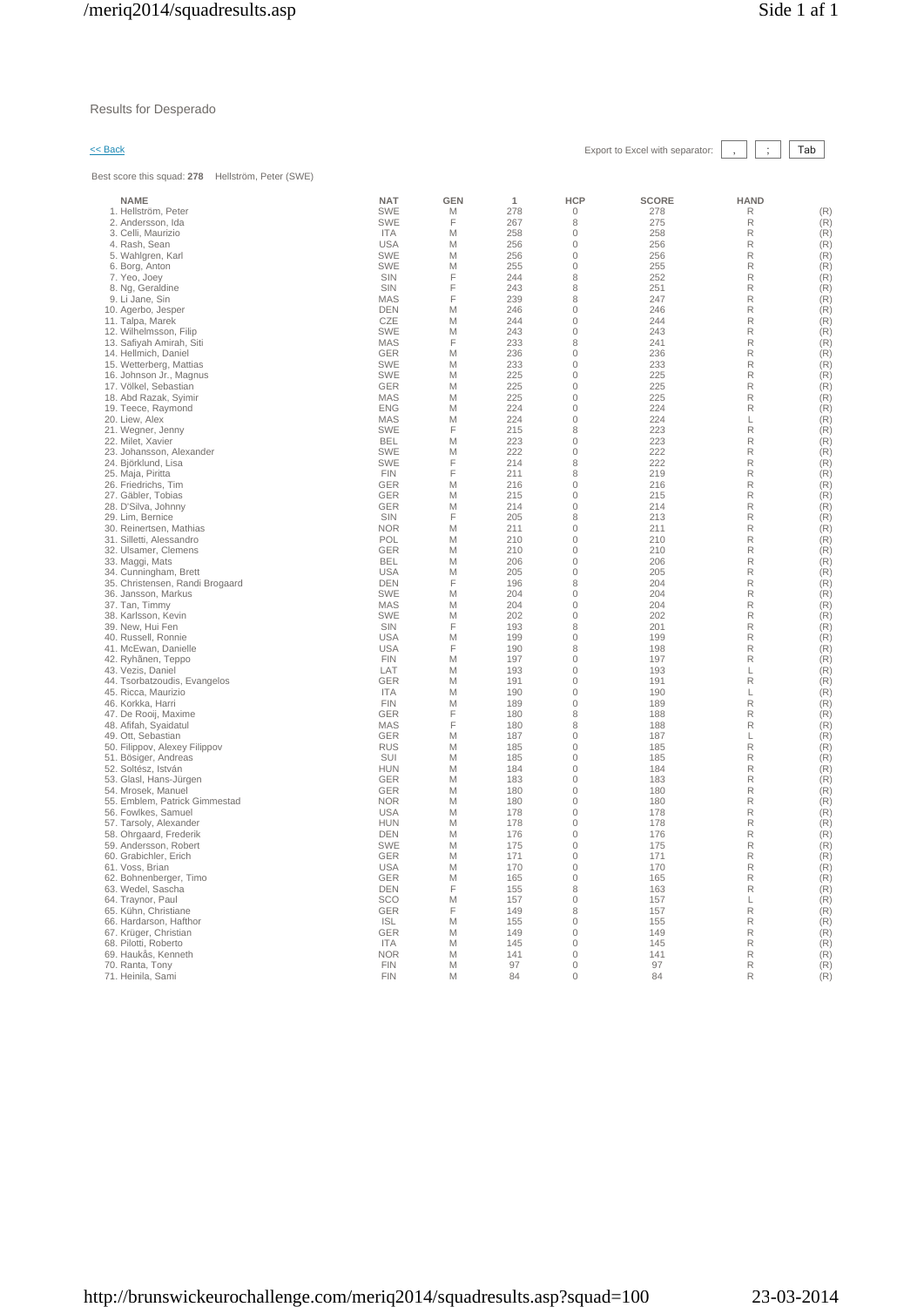Results for Desperado

<< Back

Export to Excel with separator: , ; Tab

Best score this squad: **278** Hellström, Peter (SWE)

| NAME | NAT | GEN | 1 | HCP | SCORE | HAND | |
|---|---|---|---|---|---|---|---|
| 1. Hellström, Peter | SWE | M | 278 | 0 | 278 | R | (R) |
| 2. Andersson, Ida | SWE | F | 267 | 8 | 275 | R | (R) |
| 3. Celli, Maurizio | ITA | M | 258 | 0 | 258 | R | (R) |
| 4. Rash, Sean | USA | M | 256 | 0 | 256 | R | (R) |
| 5. Wahlgren, Karl | SWE | M | 256 | 0 | 256 | R | (R) |
| 6. Borg, Anton | SWE | M | 255 | 0 | 255 | R | (R) |
| 7. Yeo, Joey | SIN | F | 244 | 8 | 252 | R | (R) |
| 8. Ng, Geraldine | SIN | F | 243 | 8 | 251 | R | (R) |
| 9. Li Jane, Sin | MAS | F | 239 | 8 | 247 | R | (R) |
| 10. Agerbo, Jesper | DEN | M | 246 | 0 | 246 | R | (R) |
| 11. Talpa, Marek | CZE | M | 244 | 0 | 244 | R | (R) |
| 12. Wilhelmsson, Filip | SWE | M | 243 | 0 | 243 | R | (R) |
| 13. Safiyah Amirah, Siti | MAS | F | 233 | 8 | 241 | R | (R) |
| 14. Hellmich, Daniel | GER | M | 236 | 0 | 236 | R | (R) |
| 15. Wetterberg, Mattias | SWE | M | 233 | 0 | 233 | R | (R) |
| 16. Johnson Jr., Magnus | SWE | M | 225 | 0 | 225 | R | (R) |
| 17. Völkel, Sebastian | GER | M | 225 | 0 | 225 | R | (R) |
| 18. Abd Razak, Syimir | MAS | M | 225 | 0 | 225 | R | (R) |
| 19. Teece, Raymond | ENG | M | 224 | 0 | 224 | R | (R) |
| 20. Liew, Alex | MAS | M | 224 | 0 | 224 | L | (R) |
| 21. Wegner, Jenny | SWE | F | 215 | 8 | 223 | R | (R) |
| 22. Milet, Xavier | BEL | M | 223 | 0 | 223 | R | (R) |
| 23. Johansson, Alexander | SWE | M | 222 | 0 | 222 | R | (R) |
| 24. Björklund, Lisa | SWE | F | 214 | 8 | 222 | R | (R) |
| 25. Maja, Piritta | FIN | F | 211 | 8 | 219 | R | (R) |
| 26. Friedrichs, Tim | GER | M | 216 | 0 | 216 | R | (R) |
| 27. Gäbler, Tobias | GER | M | 215 | 0 | 215 | R | (R) |
| 28. D'Silva, Johnny | GER | M | 214 | 0 | 214 | R | (R) |
| 29. Lim, Bernice | SIN | F | 205 | 8 | 213 | R | (R) |
| 30. Reinertsen, Mathias | NOR | M | 211 | 0 | 211 | R | (R) |
| 31. Silletti, Alessandro | POL | M | 210 | 0 | 210 | R | (R) |
| 32. Ulsamer, Clemens | GER | M | 210 | 0 | 210 | R | (R) |
| 33. Maggi, Mats | BEL | M | 206 | 0 | 206 | R | (R) |
| 34. Cunningham, Brett | USA | M | 205 | 0 | 205 | R | (R) |
| 35. Christensen, Randi Brogaard | DEN | F | 196 | 8 | 204 | R | (R) |
| 36. Jansson, Markus | SWE | M | 204 | 0 | 204 | R | (R) |
| 37. Tan, Timmy | MAS | M | 204 | 0 | 204 | R | (R) |
| 38. Karlsson, Kevin | SWE | M | 202 | 0 | 202 | R | (R) |
| 39. New, Hui Fen | SIN | F | 193 | 8 | 201 | R | (R) |
| 40. Russell, Ronnie | USA | M | 199 | 0 | 199 | R | (R) |
| 41. McEwan, Danielle | USA | F | 190 | 8 | 198 | R | (R) |
| 42. Ryhänen, Teppo | FIN | M | 197 | 0 | 197 | R | (R) |
| 43. Vezis, Daniel | LAT | M | 193 | 0 | 193 | L | (R) |
| 44. Tsorbatzoudis, Evangelos | GER | M | 191 | 0 | 191 | R | (R) |
| 45. Ricca, Maurizio | ITA | M | 190 | 0 | 190 | L | (R) |
| 46. Korkka, Harri | FIN | M | 189 | 0 | 189 | R | (R) |
| 47. De Rooij, Maxime | GER | F | 180 | 8 | 188 | R | (R) |
| 48. Afifah, Syaidatul | MAS | F | 180 | 8 | 188 | R | (R) |
| 49. Ott, Sebastian | GER | M | 187 | 0 | 187 | L | (R) |
| 50. Filippov, Alexey Filippov | RUS | M | 185 | 0 | 185 | R | (R) |
| 51. Bösiger, Andreas | SUI | M | 185 | 0 | 185 | R | (R) |
| 52. Soltész, István | HUN | M | 184 | 0 | 184 | R | (R) |
| 53. Glasl, Hans-Jürgen | GER | M | 183 | 0 | 183 | R | (R) |
| 54. Mrosek, Manuel | GER | M | 180 | 0 | 180 | R | (R) |
| 55. Emblem, Patrick Gimmestad | NOR | M | 180 | 0 | 180 | R | (R) |
| 56. Fowlkes, Samuel | USA | M | 178 | 0 | 178 | R | (R) |
| 57. Tarsoly, Alexander | HUN | M | 178 | 0 | 178 | R | (R) |
| 58. Ohrgaard, Frederik | DEN | M | 176 | 0 | 176 | R | (R) |
| 59. Andersson, Robert | SWE | M | 175 | 0 | 175 | R | (R) |
| 60. Grabichler, Erich | GER | M | 171 | 0 | 171 | R | (R) |
| 61. Voss, Brian | USA | M | 170 | 0 | 170 | R | (R) |
| 62. Bohnenberger, Timo | GER | M | 165 | 0 | 165 | R | (R) |
| 63. Wedel, Sascha | DEN | F | 155 | 8 | 163 | R | (R) |
| 64. Traynor, Paul | SCO | M | 157 | 0 | 157 | L | (R) |
| 65. Kühn, Christiane | GER | F | 149 | 8 | 157 | R | (R) |
| 66. Hardarson, Hafthor | ISL | M | 155 | 0 | 155 | R | (R) |
| 67. Krüger, Christian | GER | M | 149 | 0 | 149 | R | (R) |
| 68. Pilotti, Roberto | ITA | M | 145 | 0 | 145 | R | (R) |
| 69. Haukås, Kenneth | NOR | M | 141 | 0 | 141 | R | (R) |
| 70. Ranta, Tony | FIN | M | 97 | 0 | 97 | R | (R) |
| 71. Heinila, Sami | FIN | M | 84 | 0 | 84 | R | (R) |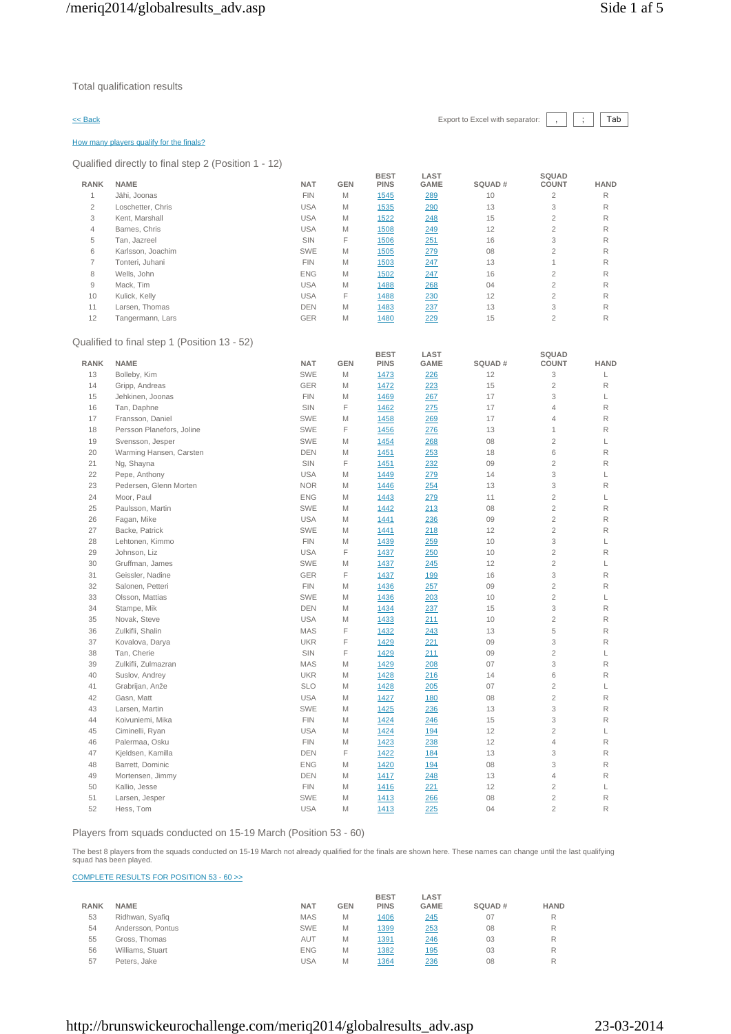Total qualification results

<< Back

Export to Excel with separator: , ; Tab

How many players qualify for the finals?

## Qualified directly to final step 2 (Position 1 - 12)

| RANK | NAME | NAT | GEN | BEST PINS | LAST GAME | SQUAD # | SQUAD COUNT | HAND |
|---|---|---|---|---|---|---|---|---|
| 1 | Jähi, Joonas | FIN | M | 1545 | 289 | 10 | 2 | R |
| 2 | Loschetter, Chris | USA | M | 1535 | 290 | 13 | 3 | R |
| 3 | Kent, Marshall | USA | M | 1522 | 248 | 15 | 2 | R |
| 4 | Barnes, Chris | USA | M | 1508 | 249 | 12 | 2 | R |
| 5 | Tan, Jazreel | SIN | F | 1506 | 251 | 16 | 3 | R |
| 6 | Karlsson, Joachim | SWE | M | 1505 | 279 | 08 | 2 | R |
| 7 | Tonteri, Juhani | FIN | M | 1503 | 247 | 13 | 1 | R |
| 8 | Wells, John | ENG | M | 1502 | 247 | 16 | 2 | R |
| 9 | Mack, Tim | USA | M | 1488 | 268 | 04 | 2 | R |
| 10 | Kulick, Kelly | USA | F | 1488 | 230 | 12 | 2 | R |
| 11 | Larsen, Thomas | DEN | M | 1483 | 237 | 13 | 3 | R |
| 12 | Tangermann, Lars | GER | M | 1480 | 229 | 15 | 2 | R |

## Qualified to final step 1 (Position 13 - 52)

| RANK | NAME | NAT | GEN | BEST PINS | LAST GAME | SQUAD # | SQUAD COUNT | HAND |
|---|---|---|---|---|---|---|---|---|
| 13 | Bolleby, Kim | SWE | M | 1473 | 226 | 12 | 3 | L |
| 14 | Gripp, Andreas | GER | M | 1472 | 223 | 15 | 2 | R |
| 15 | Jehkinen, Joonas | FIN | M | 1469 | 267 | 17 | 3 | L |
| 16 | Tan, Daphne | SIN | F | 1462 | 275 | 17 | 4 | R |
| 17 | Fransson, Daniel | SWE | M | 1458 | 269 | 17 | 4 | R |
| 18 | Persson Planefors, Joline | SWE | F | 1456 | 276 | 13 | 1 | R |
| 19 | Svensson, Jesper | SWE | M | 1454 | 268 | 08 | 2 | L |
| 20 | Warming Hansen, Carsten | DEN | M | 1451 | 253 | 18 | 6 | R |
| 21 | Ng, Shayna | SIN | F | 1451 | 232 | 09 | 2 | R |
| 22 | Pepe, Anthony | USA | M | 1449 | 279 | 14 | 3 | L |
| 23 | Pedersen, Glenn Morten | NOR | M | 1446 | 254 | 13 | 3 | R |
| 24 | Moor, Paul | ENG | M | 1443 | 279 | 11 | 2 | L |
| 25 | Paulsson, Martin | SWE | M | 1442 | 213 | 08 | 2 | R |
| 26 | Fagan, Mike | USA | M | 1441 | 236 | 09 | 2 | R |
| 27 | Backe, Patrick | SWE | M | 1441 | 218 | 12 | 2 | R |
| 28 | Lehtonen, Kimmo | FIN | M | 1439 | 259 | 10 | 3 | L |
| 29 | Johnson, Liz | USA | F | 1437 | 250 | 10 | 2 | R |
| 30 | Gruffman, James | SWE | M | 1437 | 245 | 12 | 2 | L |
| 31 | Geissler, Nadine | GER | F | 1437 | 199 | 16 | 3 | R |
| 32 | Salonen, Petteri | FIN | M | 1436 | 257 | 09 | 2 | R |
| 33 | Olsson, Mattias | SWE | M | 1436 | 203 | 10 | 2 | L |
| 34 | Stampe, Mik | DEN | M | 1434 | 237 | 15 | 3 | R |
| 35 | Novak, Steve | USA | M | 1433 | 211 | 10 | 2 | R |
| 36 | Zulkifli, Shalin | MAS | F | 1432 | 243 | 13 | 5 | R |
| 37 | Kovalova, Darya | UKR | F | 1429 | 221 | 09 | 3 | R |
| 38 | Tan, Cherie | SIN | F | 1429 | 211 | 09 | 2 | L |
| 39 | Zulkifli, Zulmazran | MAS | M | 1429 | 208 | 07 | 3 | R |
| 40 | Suslov, Andrey | UKR | M | 1428 | 216 | 14 | 6 | R |
| 41 | Grabrijan, Anže | SLO | M | 1428 | 205 | 07 | 2 | L |
| 42 | Gasn, Matt | USA | M | 1427 | 180 | 08 | 2 | R |
| 43 | Larsen, Martin | SWE | M | 1425 | 236 | 13 | 3 | R |
| 44 | Koivuniemi, Mika | FIN | M | 1424 | 246 | 15 | 3 | R |
| 45 | Ciminelli, Ryan | USA | M | 1424 | 194 | 12 | 2 | L |
| 46 | Palermaa, Osku | FIN | M | 1423 | 238 | 12 | 4 | R |
| 47 | Kjeldsen, Kamilla | DEN | F | 1422 | 184 | 13 | 3 | R |
| 48 | Barrett, Dominic | ENG | M | 1420 | 194 | 08 | 3 | R |
| 49 | Mortensen, Jimmy | DEN | M | 1417 | 248 | 13 | 4 | R |
| 50 | Kallio, Jesse | FIN | M | 1416 | 221 | 12 | 2 | L |
| 51 | Larsen, Jesper | SWE | M | 1413 | 266 | 08 | 2 | R |
| 52 | Hess, Tom | USA | M | 1413 | 225 | 04 | 2 | R |

## Players from squads conducted on 15-19 March (Position 53 - 60)

The best 8 players from the squads conducted on 15-19 March not already qualified for the finals are shown here. These names can change until the last qualifying squad has been played.

COMPLETE RESULTS FOR POSITION 53 - 60 >>

| RANK | NAME | NAT | GEN | BEST PINS | LAST GAME | SQUAD # | HAND |
|---|---|---|---|---|---|---|---|
| 53 | Ridhwan, Syafiq | MAS | M | 1406 | 245 | 07 | R |
| 54 | Andersson, Pontus | SWE | M | 1399 | 253 | 08 | R |
| 55 | Gross, Thomas | AUT | M | 1391 | 246 | 03 | R |
| 56 | Williams, Stuart | ENG | M | 1382 | 195 | 03 | R |
| 57 | Peters, Jake | USA | M | 1364 | 236 | 08 | R |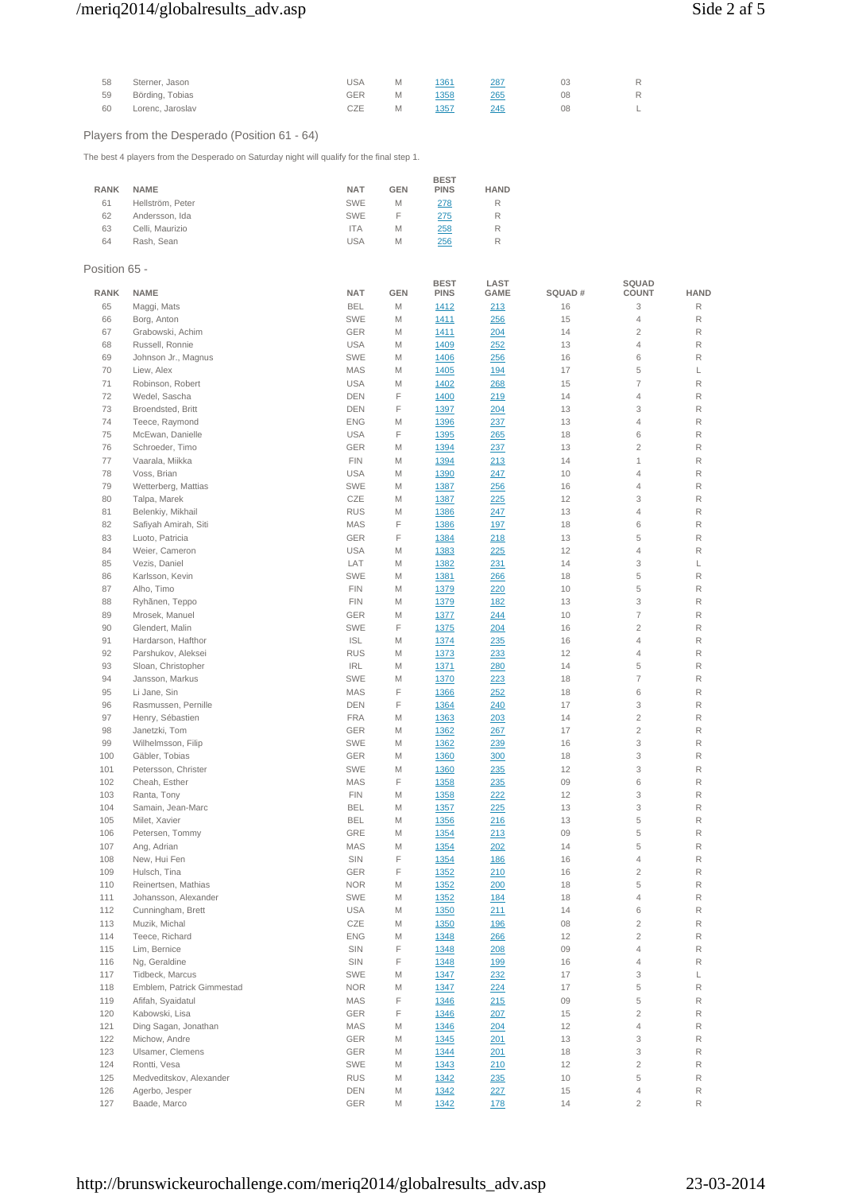| 58 | Sterner, Jason | USA | M | 1361 | 287 | 03 | R |
|---|---|---|---|---|---|---|---|
| 59 | Börding, Tobias | GER | M | 1358 | 265 | 08 | R |
| 60 | Lorenc, Jaroslav | CZE | M | 1357 | 245 | 08 | L |

## Players from the Desperado (Position 61 - 64)

The best 4 players from the Desperado on Saturday night will qualify for the final step 1.

| RANK | NAME | NAT | GEN | BEST PINS | HAND |
|---|---|---|---|---|---|
| 61 | Hellström, Peter | SWE | M | 278 | R |
| 62 | Andersson, Ida | SWE | F | 275 | R |
| 63 | Celli, Maurizio | ITA | M | 258 | R |
| 64 | Rash, Sean | USA | M | 256 | R |

## Position 65 -

| RANK | NAME | NAT | GEN | BEST PINS | LAST GAME | SQUAD # | SQUAD COUNT | HAND |
|---|---|---|---|---|---|---|---|---|
| 65 | Maggi, Mats | BEL | M | 1412 | 213 | 16 | 3 | R |
| 66 | Borg, Anton | SWE | M | 1411 | 256 | 15 | 4 | R |
| 67 | Grabowski, Achim | GER | M | 1411 | 204 | 14 | 2 | R |
| 68 | Russell, Ronnie | USA | M | 1409 | 252 | 13 | 4 | R |
| 69 | Johnson Jr., Magnus | SWE | M | 1406 | 256 | 16 | 6 | R |
| 70 | Liew, Alex | MAS | M | 1405 | 194 | 17 | 5 | L |
| 71 | Robinson, Robert | USA | M | 1402 | 268 | 15 | 7 | R |
| 72 | Wedel, Sascha | DEN | F | 1400 | 219 | 14 | 4 | R |
| 73 | Broendsted, Britt | DEN | F | 1397 | 204 | 13 | 3 | R |
| 74 | Teece, Raymond | ENG | M | 1396 | 237 | 13 | 4 | R |
| 75 | McEwan, Danielle | USA | F | 1395 | 265 | 18 | 6 | R |
| 76 | Schroeder, Timo | GER | M | 1394 | 237 | 13 | 2 | R |
| 77 | Vaarala, Miikka | FIN | M | 1394 | 213 | 14 | 1 | R |
| 78 | Voss, Brian | USA | M | 1390 | 247 | 10 | 4 | R |
| 79 | Wetterberg, Mattias | SWE | M | 1387 | 256 | 16 | 4 | R |
| 80 | Talpa, Marek | CZE | M | 1387 | 225 | 12 | 3 | R |
| 81 | Belenkiy, Mikhail | RUS | M | 1386 | 247 | 13 | 4 | R |
| 82 | Safiyah Amirah, Siti | MAS | F | 1386 | 197 | 18 | 6 | R |
| 83 | Luoto, Patricia | GER | F | 1384 | 218 | 13 | 5 | R |
| 84 | Weier, Cameron | USA | M | 1383 | 225 | 12 | 4 | R |
| 85 | Vezis, Daniel | LAT | M | 1382 | 231 | 14 | 3 | L |
| 86 | Karlsson, Kevin | SWE | M | 1381 | 266 | 18 | 5 | R |
| 87 | Alho, Timo | FIN | M | 1379 | 220 | 10 | 5 | R |
| 88 | Ryhänen, Teppo | FIN | M | 1379 | 182 | 13 | 3 | R |
| 89 | Mrosek, Manuel | GER | M | 1377 | 244 | 10 | 7 | R |
| 90 | Glendert, Malin | SWE | F | 1375 | 204 | 16 | 2 | R |
| 91 | Hardarson, Hafthor | ISL | M | 1374 | 235 | 16 | 4 | R |
| 92 | Parshukov, Aleksei | RUS | M | 1373 | 233 | 12 | 4 | R |
| 93 | Sloan, Christopher | IRL | M | 1371 | 280 | 14 | 5 | R |
| 94 | Jansson, Markus | SWE | M | 1370 | 223 | 18 | 7 | R |
| 95 | Li Jane, Sin | MAS | F | 1366 | 252 | 18 | 6 | R |
| 96 | Rasmussen, Pernille | DEN | F | 1364 | 240 | 17 | 3 | R |
| 97 | Henry, Sébastien | FRA | M | 1363 | 203 | 14 | 2 | R |
| 98 | Janetzki, Tom | GER | M | 1362 | 267 | 17 | 2 | R |
| 99 | Wilhelmsson, Filip | SWE | M | 1362 | 239 | 16 | 3 | R |
| 100 | Gäbler, Tobias | GER | M | 1360 | 300 | 18 | 3 | R |
| 101 | Petersson, Christer | SWE | M | 1360 | 235 | 12 | 3 | R |
| 102 | Cheah, Esther | MAS | F | 1358 | 235 | 09 | 6 | R |
| 103 | Ranta, Tony | FIN | M | 1358 | 222 | 12 | 3 | R |
| 104 | Samain, Jean-Marc | BEL | M | 1357 | 225 | 13 | 3 | R |
| 105 | Milet, Xavier | BEL | M | 1356 | 216 | 13 | 5 | R |
| 106 | Petersen, Tommy | GRE | M | 1354 | 213 | 09 | 5 | R |
| 107 | Ang, Adrian | MAS | M | 1354 | 202 | 14 | 5 | R |
| 108 | New, Hui Fen | SIN | F | 1354 | 186 | 16 | 4 | R |
| 109 | Hulsch, Tina | GER | F | 1352 | 210 | 16 | 2 | R |
| 110 | Reinertsen, Mathias | NOR | M | 1352 | 200 | 18 | 5 | R |
| 111 | Johansson, Alexander | SWE | M | 1352 | 184 | 18 | 4 | R |
| 112 | Cunningham, Brett | USA | M | 1350 | 211 | 14 | 6 | R |
| 113 | Muzik, Michal | CZE | M | 1350 | 196 | 08 | 2 | R |
| 114 | Teece, Richard | ENG | M | 1348 | 266 | 12 | 2 | R |
| 115 | Lim, Bernice | SIN | F | 1348 | 208 | 09 | 4 | R |
| 116 | Ng, Geraldine | SIN | F | 1348 | 199 | 16 | 4 | R |
| 117 | Tidbeck, Marcus | SWE | M | 1347 | 232 | 17 | 3 | L |
| 118 | Emblem, Patrick Gimmestad | NOR | M | 1347 | 224 | 17 | 5 | R |
| 119 | Afifah, Syaidatul | MAS | F | 1346 | 215 | 09 | 5 | R |
| 120 | Kabowski, Lisa | GER | F | 1346 | 207 | 15 | 2 | R |
| 121 | Ding Sagan, Jonathan | MAS | M | 1346 | 204 | 12 | 4 | R |
| 122 | Michow, Andre | GER | M | 1345 | 201 | 13 | 3 | R |
| 123 | Ulsamer, Clemens | GER | M | 1344 | 201 | 18 | 3 | R |
| 124 | Rontti, Vesa | SWE | M | 1343 | 210 | 12 | 2 | R |
| 125 | Medveditskov, Alexander | RUS | M | 1342 | 235 | 10 | 5 | R |
| 126 | Agerbo, Jesper | DEN | M | 1342 | 227 | 15 | 4 | R |
| 127 | Baade, Marco | GER | M | 1342 | 178 | 14 | 2 | R |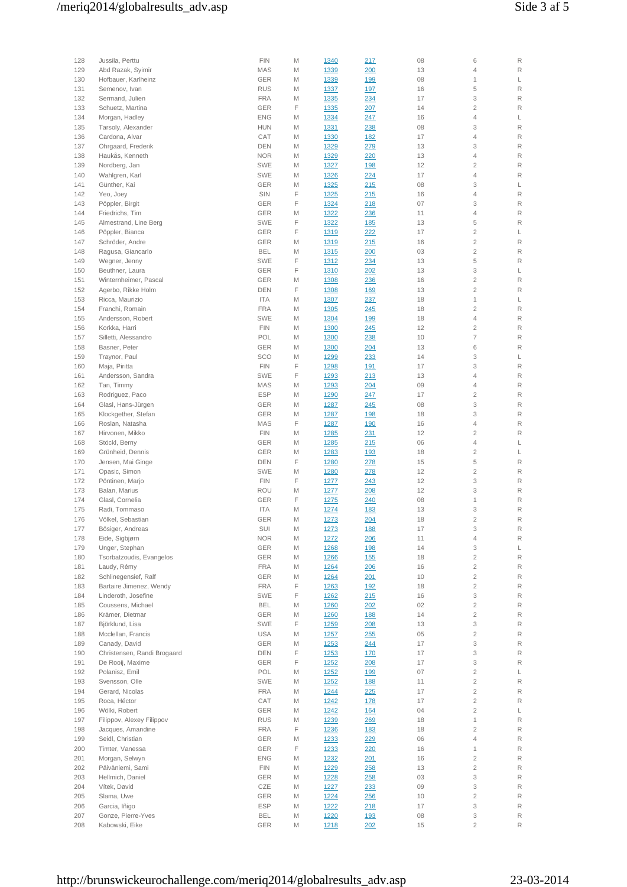| | | | | | | | | |
|---|---|---|---|---|---|---|---|---|
| 128 | Jussila, Perttu | FIN | M | 1340 | 217 | 08 | 6 | R |
| 129 | Abd Razak, Syimir | MAS | M | 1339 | 200 | 13 | 4 | R |
| 130 | Hofbauer, Karlheinz | GER | M | 1339 | 199 | 08 | 1 | L |
| 131 | Semenov, Ivan | RUS | M | 1337 | 197 | 16 | 5 | R |
| 132 | Sermand, Julien | FRA | M | 1335 | 234 | 17 | 3 | R |
| 133 | Schuetz, Martina | GER | F | 1335 | 207 | 14 | 2 | R |
| 134 | Morgan, Hadley | ENG | M | 1334 | 247 | 16 | 4 | L |
| 135 | Tarsoly, Alexander | HUN | M | 1331 | 238 | 08 | 3 | R |
| 136 | Cardona, Alvar | CAT | M | 1330 | 182 | 17 | 4 | R |
| 137 | Ohrgaard, Frederik | DEN | M | 1329 | 279 | 13 | 3 | R |
| 138 | Haukås, Kenneth | NOR | M | 1329 | 220 | 13 | 4 | R |
| 139 | Nordberg, Jan | SWE | M | 1327 | 198 | 12 | 2 | R |
| 140 | Wahlgren, Karl | SWE | M | 1326 | 224 | 17 | 4 | R |
| 141 | Günther, Kai | GER | M | 1325 | 215 | 08 | 3 | L |
| 142 | Yeo, Joey | SIN | F | 1325 | 215 | 16 | 4 | R |
| 143 | Pöppler, Birgit | GER | F | 1324 | 218 | 07 | 3 | R |
| 144 | Friedrichs, Tim | GER | M | 1322 | 236 | 11 | 4 | R |
| 145 | Almestrand, Line Berg | SWE | F | 1322 | 185 | 13 | 5 | R |
| 146 | Pöppler, Bianca | GER | F | 1319 | 222 | 17 | 2 | L |
| 147 | Schröder, Andre | GER | M | 1319 | 215 | 16 | 2 | R |
| 148 | Ragusa, Giancarlo | BEL | M | 1315 | 200 | 03 | 2 | R |
| 149 | Wegner, Jenny | SWE | F | 1312 | 234 | 13 | 5 | R |
| 150 | Beuthner, Laura | GER | F | 1310 | 202 | 13 | 3 | L |
| 151 | Winternheimer, Pascal | GER | M | 1308 | 236 | 16 | 2 | R |
| 152 | Agerbo, Rikke Holm | DEN | F | 1308 | 169 | 13 | 2 | R |
| 153 | Ricca, Maurizio | ITA | M | 1307 | 237 | 18 | 1 | L |
| 154 | Franchi, Romain | FRA | M | 1305 | 245 | 18 | 2 | R |
| 155 | Andersson, Robert | SWE | M | 1304 | 199 | 18 | 4 | R |
| 156 | Korkka, Harri | FIN | M | 1300 | 245 | 12 | 2 | R |
| 157 | Silletti, Alessandro | POL | M | 1300 | 238 | 10 | 7 | R |
| 158 | Basner, Peter | GER | M | 1300 | 204 | 13 | 6 | R |
| 159 | Traynor, Paul | SCO | M | 1299 | 233 | 14 | 3 | L |
| 160 | Maja, Piritta | FIN | F | 1298 | 191 | 17 | 3 | R |
| 161 | Andersson, Sandra | SWE | F | 1293 | 213 | 13 | 4 | R |
| 162 | Tan, Timmy | MAS | M | 1293 | 204 | 09 | 4 | R |
| 163 | Rodriguez, Paco | ESP | M | 1290 | 247 | 17 | 2 | R |
| 164 | Glasl, Hans-Jürgen | GER | M | 1287 | 245 | 08 | 3 | R |
| 165 | Klockgether, Stefan | GER | M | 1287 | 198 | 18 | 3 | R |
| 166 | Roslan, Natasha | MAS | F | 1287 | 190 | 16 | 4 | R |
| 167 | Hirvonen, Mikko | FIN | M | 1285 | 231 | 12 | 2 | R |
| 168 | Stöckl, Berny | GER | M | 1285 | 215 | 06 | 4 | L |
| 169 | Grünheid, Dennis | GER | M | 1283 | 193 | 18 | 2 | L |
| 170 | Jensen, Mai Ginge | DEN | F | 1280 | 278 | 15 | 5 | R |
| 171 | Opasic, Simon | SWE | M | 1280 | 278 | 12 | 2 | R |
| 172 | Pöntinen, Marjo | FIN | F | 1277 | 243 | 12 | 3 | R |
| 173 | Balan, Marius | ROU | M | 1277 | 208 | 12 | 3 | R |
| 174 | Glasl, Cornelia | GER | F | 1275 | 240 | 08 | 1 | R |
| 175 | Radi, Tommaso | ITA | M | 1274 | 183 | 13 | 3 | R |
| 176 | Völkel, Sebastian | GER | M | 1273 | 204 | 18 | 2 | R |
| 177 | Bösiger, Andreas | SUI | M | 1273 | 188 | 17 | 3 | R |
| 178 | Eide, Sigbjørn | NOR | M | 1272 | 206 | 11 | 4 | R |
| 179 | Unger, Stephan | GER | M | 1268 | 198 | 14 | 3 | L |
| 180 | Tsorbatzoudis, Evangelos | GER | M | 1266 | 155 | 18 | 2 | R |
| 181 | Laudy, Rémy | FRA | M | 1264 | 206 | 16 | 2 | R |
| 182 | Schlinegensief, Ralf | GER | M | 1264 | 201 | 10 | 2 | R |
| 183 | Bartaire Jimenez, Wendy | FRA | F | 1263 | 192 | 18 | 2 | R |
| 184 | Linderoth, Josefine | SWE | F | 1262 | 215 | 16 | 3 | R |
| 185 | Coussens, Michael | BEL | M | 1260 | 202 | 02 | 2 | R |
| 186 | Krämer, Dietmar | GER | M | 1260 | 188 | 14 | 2 | R |
| 187 | Björklund, Lisa | SWE | F | 1259 | 208 | 13 | 3 | R |
| 188 | Mcclellan, Francis | USA | M | 1257 | 255 | 05 | 2 | R |
| 189 | Canady, David | GER | M | 1253 | 244 | 17 | 3 | R |
| 190 | Christensen, Randi Brogaard | DEN | F | 1253 | 170 | 17 | 3 | R |
| 191 | De Rooij, Maxime | GER | F | 1252 | 208 | 17 | 3 | R |
| 192 | Polanisz, Emil | POL | M | 1252 | 199 | 07 | 2 | L |
| 193 | Svensson, Olle | SWE | M | 1252 | 188 | 11 | 2 | R |
| 194 | Gerard, Nicolas | FRA | M | 1244 | 225 | 17 | 2 | R |
| 195 | Roca, Héctor | CAT | M | 1242 | 178 | 17 | 2 | R |
| 196 | Wölki, Robert | GER | M | 1242 | 164 | 04 | 2 | L |
| 197 | Filippov, Alexey Filippov | RUS | M | 1239 | 269 | 18 | 1 | R |
| 198 | Jacques, Amandine | FRA | F | 1236 | 183 | 18 | 2 | R |
| 199 | Seidl, Christian | GER | M | 1233 | 229 | 06 | 4 | R |
| 200 | Timter, Vanessa | GER | F | 1233 | 220 | 16 | 1 | R |
| 201 | Morgan, Selwyn | ENG | M | 1232 | 201 | 16 | 2 | R |
| 202 | Päiväniemi, Sami | FIN | M | 1229 | 258 | 13 | 2 | R |
| 203 | Hellmich, Daniel | GER | M | 1228 | 258 | 03 | 3 | R |
| 204 | Vítek, David | CZE | M | 1227 | 233 | 09 | 3 | R |
| 205 | Slama, Uwe | GER | M | 1224 | 256 | 10 | 2 | R |
| 206 | Garcia, Iñigo | ESP | M | 1222 | 218 | 17 | 3 | R |
| 207 | Gonze, Pierre-Yves | BEL | M | 1220 | 193 | 08 | 3 | R |
| 208 | Kabowski, Eike | GER | M | 1218 | 202 | 15 | 2 | R |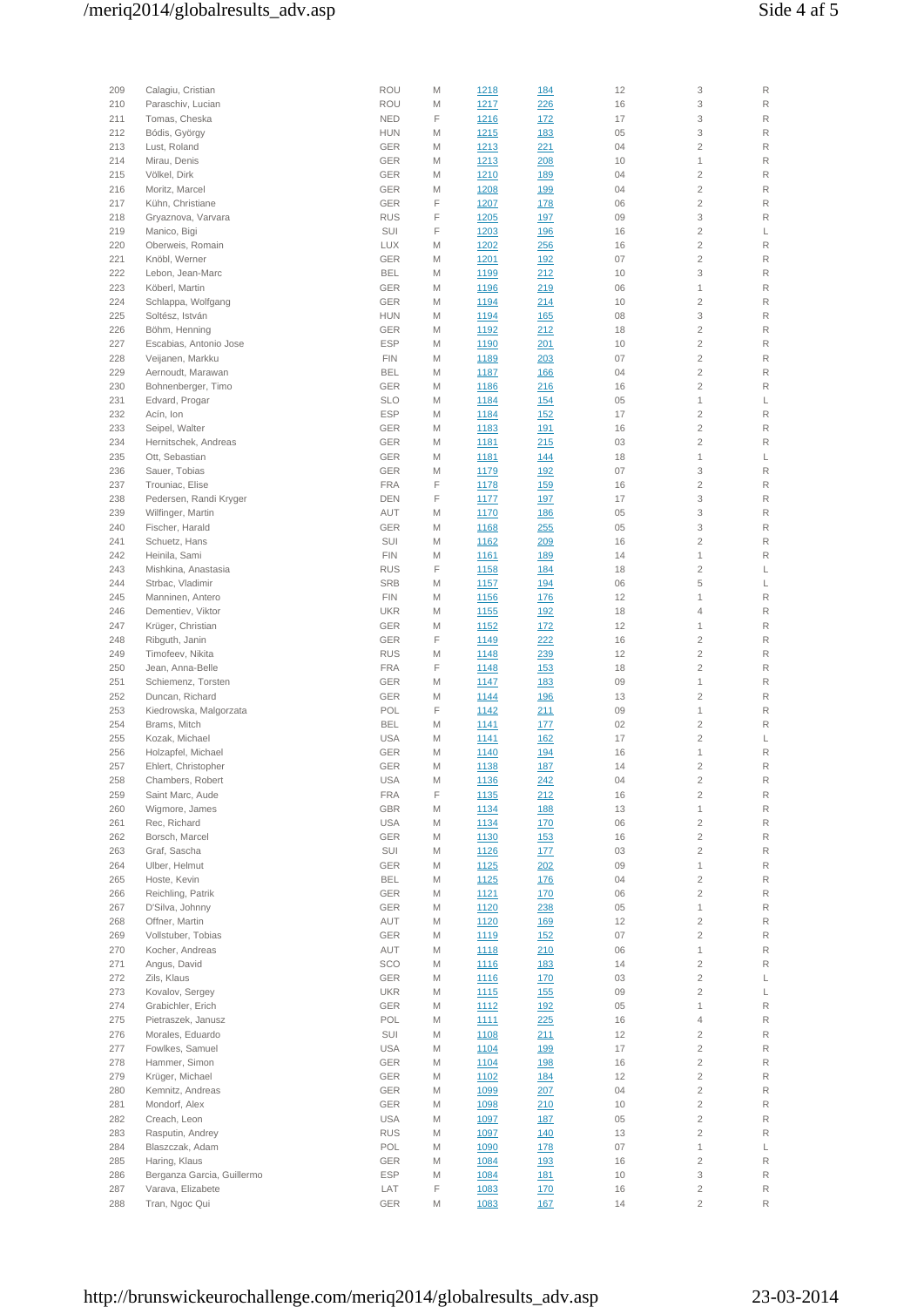| | | | | | | | | |
|---|---|---|---|---|---|---|---|---|
| 209 | Calagiu, Cristian | ROU | M | 1218 | 184 | 12 | 3 | R |
| 210 | Paraschiv, Lucian | ROU | M | 1217 | 226 | 16 | 3 | R |
| 211 | Tomas, Cheska | NED | F | 1216 | 172 | 17 | 3 | R |
| 212 | Bódis, György | HUN | M | 1215 | 183 | 05 | 3 | R |
| 213 | Lust, Roland | GER | M | 1213 | 221 | 04 | 2 | R |
| 214 | Mirau, Denis | GER | M | 1213 | 208 | 10 | 1 | R |
| 215 | Völkel, Dirk | GER | M | 1210 | 189 | 04 | 2 | R |
| 216 | Moritz, Marcel | GER | M | 1208 | 199 | 04 | 2 | R |
| 217 | Kühn, Christiane | GER | F | 1207 | 178 | 06 | 2 | R |
| 218 | Gryaznova, Varvara | RUS | F | 1205 | 197 | 09 | 3 | R |
| 219 | Manico, Bigi | SUI | F | 1203 | 196 | 16 | 2 | L |
| 220 | Oberweis, Romain | LUX | M | 1202 | 256 | 16 | 2 | R |
| 221 | Knöbl, Werner | GER | M | 1201 | 192 | 07 | 2 | R |
| 222 | Lebon, Jean-Marc | BEL | M | 1199 | 212 | 10 | 3 | R |
| 223 | Köberl, Martin | GER | M | 1196 | 219 | 06 | 1 | R |
| 224 | Schlappa, Wolfgang | GER | M | 1194 | 214 | 10 | 2 | R |
| 225 | Soltész, István | HUN | M | 1194 | 165 | 08 | 3 | R |
| 226 | Böhm, Henning | GER | M | 1192 | 212 | 18 | 2 | R |
| 227 | Escabias, Antonio Jose | ESP | M | 1190 | 201 | 10 | 2 | R |
| 228 | Veijanen, Markku | FIN | M | 1189 | 203 | 07 | 2 | R |
| 229 | Aernoudt, Marawan | BEL | M | 1187 | 166 | 04 | 2 | R |
| 230 | Bohnenberger, Timo | GER | M | 1186 | 216 | 16 | 2 | R |
| 231 | Edvard, Progar | SLO | M | 1184 | 154 | 05 | 1 | L |
| 232 | Acín, Ion | ESP | M | 1184 | 152 | 17 | 2 | R |
| 233 | Seipel, Walter | GER | M | 1183 | 191 | 16 | 2 | R |
| 234 | Hernitschek, Andreas | GER | M | 1181 | 215 | 03 | 2 | R |
| 235 | Ott, Sebastian | GER | M | 1181 | 144 | 18 | 1 | L |
| 236 | Sauer, Tobias | GER | M | 1179 | 192 | 07 | 3 | R |
| 237 | Trouniac, Elise | FRA | F | 1178 | 159 | 16 | 2 | R |
| 238 | Pedersen, Randi Kryger | DEN | F | 1177 | 197 | 17 | 3 | R |
| 239 | Wilfinger, Martin | AUT | M | 1170 | 186 | 05 | 3 | R |
| 240 | Fischer, Harald | GER | M | 1168 | 255 | 05 | 3 | R |
| 241 | Schuetz, Hans | SUI | M | 1162 | 209 | 16 | 2 | R |
| 242 | Heinila, Sami | FIN | M | 1161 | 189 | 14 | 1 | R |
| 243 | Mishkina, Anastasia | RUS | F | 1158 | 184 | 18 | 2 | L |
| 244 | Strbac, Vladimir | SRB | M | 1157 | 194 | 06 | 5 | L |
| 245 | Manninen, Antero | FIN | M | 1156 | 176 | 12 | 1 | R |
| 246 | Dementiev, Viktor | UKR | M | 1155 | 192 | 18 | 4 | R |
| 247 | Krüger, Christian | GER | M | 1152 | 172 | 12 | 1 | R |
| 248 | Ribguth, Janin | GER | F | 1149 | 222 | 16 | 2 | R |
| 249 | Timofeev, Nikita | RUS | M | 1148 | 239 | 12 | 2 | R |
| 250 | Jean, Anna-Belle | FRA | F | 1148 | 153 | 18 | 2 | R |
| 251 | Schiemenz, Torsten | GER | M | 1147 | 183 | 09 | 1 | R |
| 252 | Duncan, Richard | GER | M | 1144 | 196 | 13 | 2 | R |
| 253 | Kiedrowska, Malgorzata | POL | F | 1142 | 211 | 09 | 1 | R |
| 254 | Brams, Mitch | BEL | M | 1141 | 177 | 02 | 2 | R |
| 255 | Kozak, Michael | USA | M | 1141 | 162 | 17 | 2 | L |
| 256 | Holzapfel, Michael | GER | M | 1140 | 194 | 16 | 1 | R |
| 257 | Ehlert, Christopher | GER | M | 1138 | 187 | 14 | 2 | R |
| 258 | Chambers, Robert | USA | M | 1136 | 242 | 04 | 2 | R |
| 259 | Saint Marc, Aude | FRA | F | 1135 | 212 | 16 | 2 | R |
| 260 | Wigmore, James | GBR | M | 1134 | 188 | 13 | 1 | R |
| 261 | Rec, Richard | USA | M | 1134 | 170 | 06 | 2 | R |
| 262 | Borsch, Marcel | GER | M | 1130 | 153 | 16 | 2 | R |
| 263 | Graf, Sascha | SUI | M | 1126 | 177 | 03 | 2 | R |
| 264 | Ulber, Helmut | GER | M | 1125 | 202 | 09 | 1 | R |
| 265 | Hoste, Kevin | BEL | M | 1125 | 176 | 04 | 2 | R |
| 266 | Reichling, Patrik | GER | M | 1121 | 170 | 06 | 2 | R |
| 267 | D'Silva, Johnny | GER | M | 1120 | 238 | 05 | 1 | R |
| 268 | Offner, Martin | AUT | M | 1120 | 169 | 12 | 2 | R |
| 269 | Vollstuber, Tobias | GER | M | 1119 | 152 | 07 | 2 | R |
| 270 | Kocher, Andreas | AUT | M | 1118 | 210 | 06 | 1 | R |
| 271 | Angus, David | SCO | M | 1116 | 183 | 14 | 2 | R |
| 272 | Zils, Klaus | GER | M | 1116 | 170 | 03 | 2 | L |
| 273 | Kovalov, Sergey | UKR | M | 1115 | 155 | 09 | 2 | L |
| 274 | Grabichler, Erich | GER | M | 1112 | 192 | 05 | 1 | R |
| 275 | Pietraszek, Janusz | POL | M | 1111 | 225 | 16 | 4 | R |
| 276 | Morales, Eduardo | SUI | M | 1108 | 211 | 12 | 2 | R |
| 277 | Fowlkes, Samuel | USA | M | 1104 | 199 | 17 | 2 | R |
| 278 | Hammer, Simon | GER | M | 1104 | 198 | 16 | 2 | R |
| 279 | Krüger, Michael | GER | M | 1102 | 184 | 12 | 2 | R |
| 280 | Kemnitz, Andreas | GER | M | 1099 | 207 | 04 | 2 | R |
| 281 | Mondorf, Alex | GER | M | 1098 | 210 | 10 | 2 | R |
| 282 | Creach, Leon | USA | M | 1097 | 187 | 05 | 2 | R |
| 283 | Rasputin, Andrey | RUS | M | 1097 | 140 | 13 | 2 | R |
| 284 | Blaszczak, Adam | POL | M | 1090 | 178 | 07 | 1 | L |
| 285 | Haring, Klaus | GER | M | 1084 | 193 | 16 | 2 | R |
| 286 | Berganza Garcia, Guillermo | ESP | M | 1084 | 181 | 10 | 3 | R |
| 287 | Varava, Elizabete | LAT | F | 1083 | 170 | 16 | 2 | R |
| 288 | Tran, Ngoc Qui | GER | M | 1083 | 167 | 14 | 2 | R |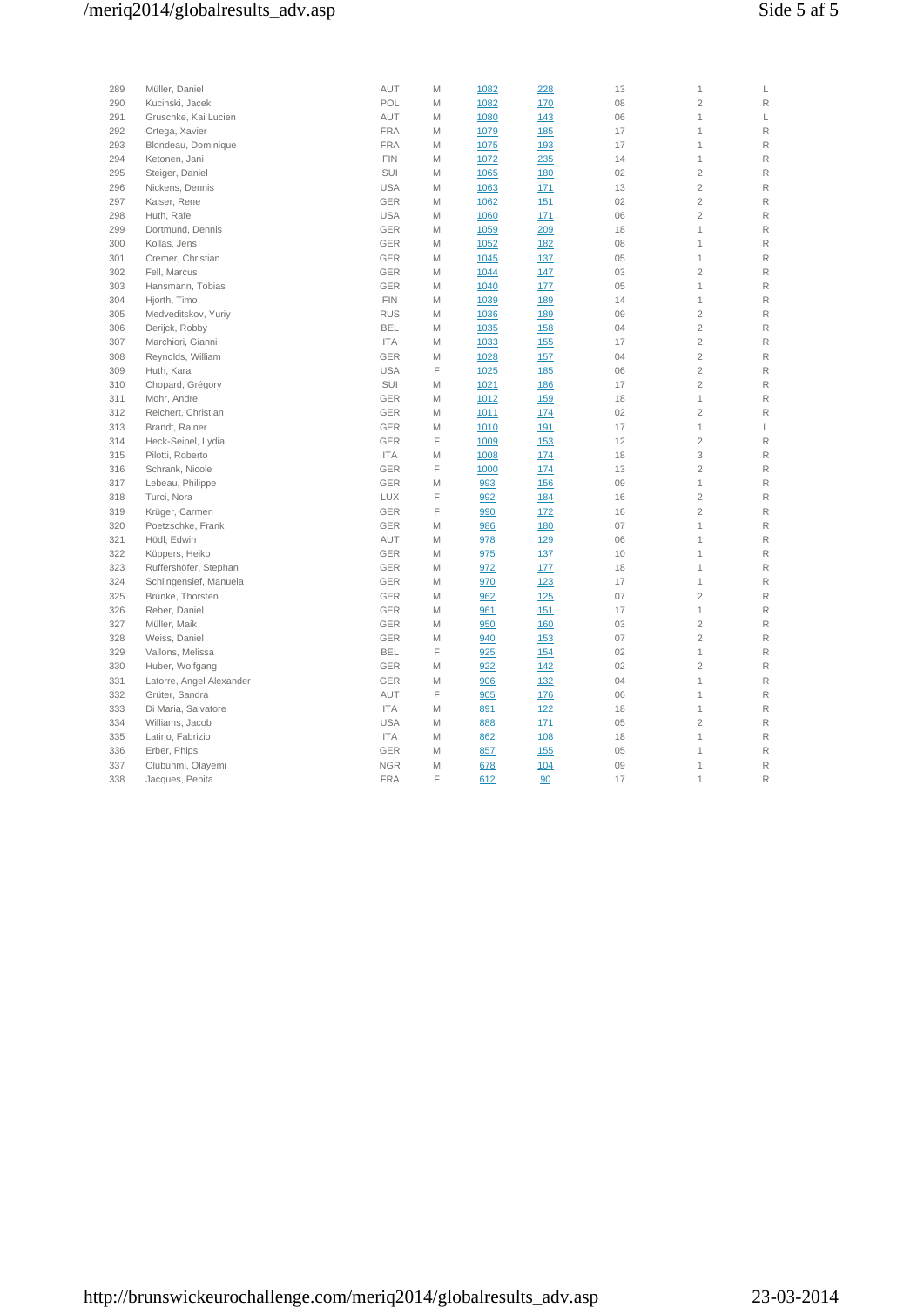| | | | | | | | | |
|---|---|---|---|---|---|---|---|---|
| 289 | Müller, Daniel | AUT | M | 1082 | 228 | 13 | 1 | L |
| 290 | Kucinski, Jacek | POL | M | 1082 | 170 | 08 | 2 | R |
| 291 | Gruschke, Kai Lucien | AUT | M | 1080 | 143 | 06 | 1 | L |
| 292 | Ortega, Xavier | FRA | M | 1079 | 185 | 17 | 1 | R |
| 293 | Blondeau, Dominique | FRA | M | 1075 | 193 | 17 | 1 | R |
| 294 | Ketonen, Jani | FIN | M | 1072 | 235 | 14 | 1 | R |
| 295 | Steiger, Daniel | SUI | M | 1065 | 180 | 02 | 2 | R |
| 296 | Nickens, Dennis | USA | M | 1063 | 171 | 13 | 2 | R |
| 297 | Kaiser, Rene | GER | M | 1062 | 151 | 02 | 2 | R |
| 298 | Huth, Rafe | USA | M | 1060 | 171 | 06 | 2 | R |
| 299 | Dortmund, Dennis | GER | M | 1059 | 209 | 18 | 1 | R |
| 300 | Kollas, Jens | GER | M | 1052 | 182 | 08 | 1 | R |
| 301 | Cremer, Christian | GER | M | 1045 | 137 | 05 | 1 | R |
| 302 | Fell, Marcus | GER | M | 1044 | 147 | 03 | 2 | R |
| 303 | Hansmann, Tobias | GER | M | 1040 | 177 | 05 | 1 | R |
| 304 | Hjorth, Timo | FIN | M | 1039 | 189 | 14 | 1 | R |
| 305 | Medveditskov, Yuriy | RUS | M | 1036 | 189 | 09 | 2 | R |
| 306 | Derijck, Robby | BEL | M | 1035 | 158 | 04 | 2 | R |
| 307 | Marchiori, Gianni | ITA | M | 1033 | 155 | 17 | 2 | R |
| 308 | Reynolds, William | GER | M | 1028 | 157 | 04 | 2 | R |
| 309 | Huth, Kara | USA | F | 1025 | 185 | 06 | 2 | R |
| 310 | Chopard, Grégory | SUI | M | 1021 | 186 | 17 | 2 | R |
| 311 | Mohr, Andre | GER | M | 1012 | 159 | 18 | 1 | R |
| 312 | Reichert, Christian | GER | M | 1011 | 174 | 02 | 2 | R |
| 313 | Brandt, Rainer | GER | M | 1010 | 191 | 17 | 1 | L |
| 314 | Heck-Seipel, Lydia | GER | F | 1009 | 153 | 12 | 2 | R |
| 315 | Pilotti, Roberto | ITA | M | 1008 | 174 | 18 | 3 | R |
| 316 | Schrank, Nicole | GER | F | 1000 | 174 | 13 | 2 | R |
| 317 | Lebeau, Philippe | GER | M | 993 | 156 | 09 | 1 | R |
| 318 | Turci, Nora | LUX | F | 992 | 184 | 16 | 2 | R |
| 319 | Krüger, Carmen | GER | F | 990 | 172 | 16 | 2 | R |
| 320 | Poetzschke, Frank | GER | M | 986 | 180 | 07 | 1 | R |
| 321 | Hödl, Edwin | AUT | M | 978 | 129 | 06 | 1 | R |
| 322 | Küppers, Heiko | GER | M | 975 | 137 | 10 | 1 | R |
| 323 | Ruffershöfer, Stephan | GER | M | 972 | 177 | 18 | 1 | R |
| 324 | Schlingensief, Manuela | GER | M | 970 | 123 | 17 | 1 | R |
| 325 | Brunke, Thorsten | GER | M | 962 | 125 | 07 | 2 | R |
| 326 | Reber, Daniel | GER | M | 961 | 151 | 17 | 1 | R |
| 327 | Müller, Maik | GER | M | 950 | 160 | 03 | 2 | R |
| 328 | Weiss, Daniel | GER | M | 940 | 153 | 07 | 2 | R |
| 329 | Vallons, Melissa | BEL | F | 925 | 154 | 02 | 1 | R |
| 330 | Huber, Wolfgang | GER | M | 922 | 142 | 02 | 2 | R |
| 331 | Latorre, Angel Alexander | GER | M | 906 | 132 | 04 | 1 | R |
| 332 | Grüter, Sandra | AUT | F | 905 | 176 | 06 | 1 | R |
| 333 | Di Maria, Salvatore | ITA | M | 891 | 122 | 18 | 1 | R |
| 334 | Williams, Jacob | USA | M | 888 | 171 | 05 | 2 | R |
| 335 | Latino, Fabrizio | ITA | M | 862 | 108 | 18 | 1 | R |
| 336 | Erber, Phips | GER | M | 857 | 155 | 05 | 1 | R |
| 337 | Olubunmi, Olayemi | NGR | M | 678 | 104 | 09 | 1 | R |
| 338 | Jacques, Pepita | FRA | F | 612 | 90 | 17 | 1 | R |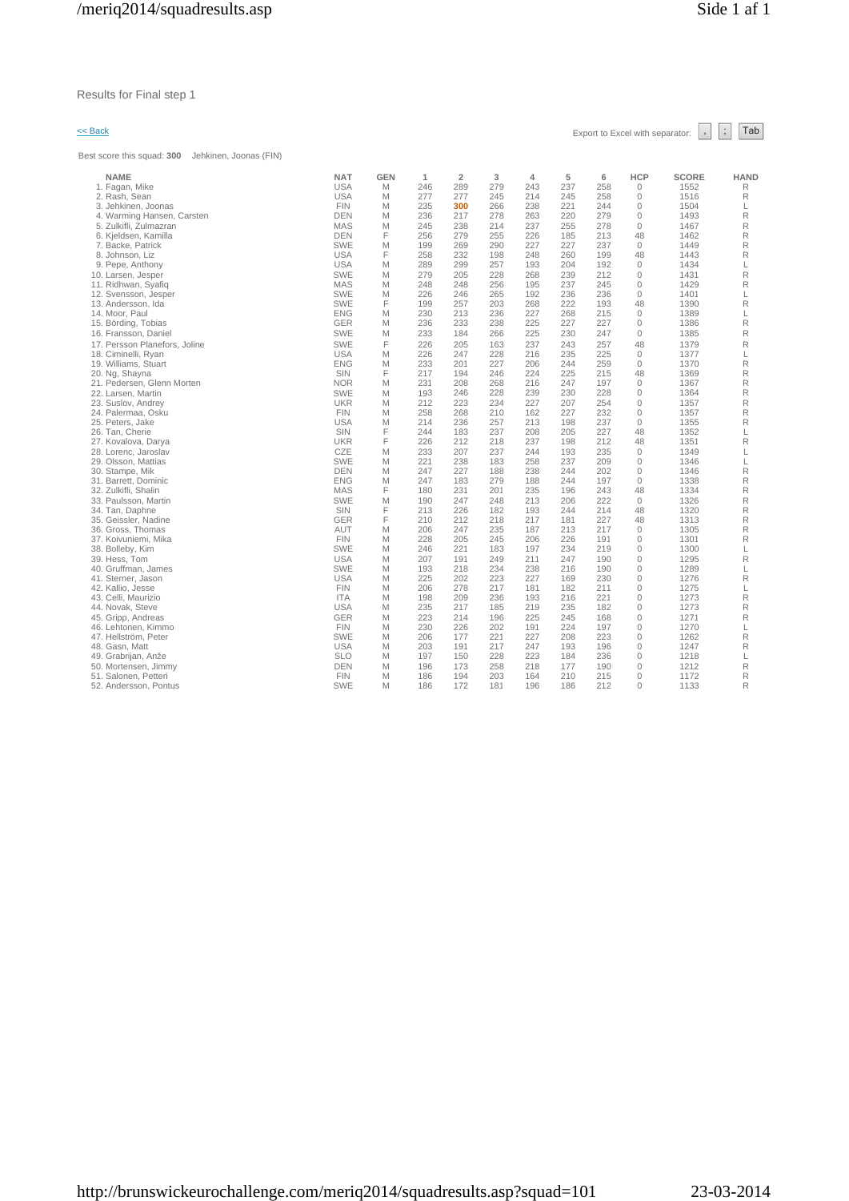Results for Final step 1

<< Back

Export to Excel with separator: , ; Tab

Best score this squad: **300** Jehkinen, Joonas (FIN)

| NAME | NAT | GEN | 1 | 2 | 3 | 4 | 5 | 6 | HCP | SCORE | HAND |
|---|---|---|---|---|---|---|---|---|---|---|---|
| 1. Fagan, Mike | USA | M | 246 | 289 | 279 | 243 | 237 | 258 | 0 | 1552 | R |
| 2. Rash, Sean | USA | M | 277 | 277 | 245 | 214 | 245 | 258 | 0 | 1516 | R |
| 3. Jehkinen, Joonas | FIN | M | 235 | **300** | 266 | 238 | 221 | 244 | 0 | 1504 | L |
| 4. Warming Hansen, Carsten | DEN | M | 236 | 217 | 278 | 263 | 220 | 279 | 0 | 1493 | R |
| 5. Zulkifli, Zulmazran | MAS | M | 245 | 238 | 214 | 237 | 255 | 278 | 0 | 1467 | R |
| 6. Kjeldsen, Kamilla | DEN | F | 256 | 279 | 255 | 226 | 185 | 213 | 48 | 1462 | R |
| 7. Backe, Patrick | SWE | M | 199 | 269 | 290 | 227 | 227 | 237 | 0 | 1449 | R |
| 8. Johnson, Liz | USA | F | 258 | 232 | 198 | 248 | 260 | 199 | 48 | 1443 | R |
| 9. Pepe, Anthony | USA | M | 289 | 299 | 257 | 193 | 204 | 192 | 0 | 1434 | L |
| 10. Larsen, Jesper | SWE | M | 279 | 205 | 228 | 268 | 239 | 212 | 0 | 1431 | R |
| 11. Ridhwan, Syafiq | MAS | M | 248 | 248 | 256 | 195 | 237 | 245 | 0 | 1429 | R |
| 12. Svensson, Jesper | SWE | M | 226 | 246 | 265 | 192 | 236 | 236 | 0 | 1401 | L |
| 13. Andersson, Ida | SWE | F | 199 | 257 | 203 | 268 | 222 | 193 | 48 | 1390 | R |
| 14. Moor, Paul | ENG | M | 230 | 213 | 236 | 227 | 268 | 215 | 0 | 1389 | L |
| 15. Börding, Tobias | GER | M | 236 | 233 | 238 | 225 | 227 | 227 | 0 | 1386 | R |
| 16. Fransson, Daniel | SWE | M | 233 | 184 | 266 | 225 | 230 | 247 | 0 | 1385 | R |
| 17. Persson Planefors, Joline | SWE | F | 226 | 205 | 163 | 237 | 243 | 257 | 48 | 1379 | R |
| 18. Ciminelli, Ryan | USA | M | 226 | 247 | 228 | 216 | 235 | 225 | 0 | 1377 | L |
| 19. Williams, Stuart | ENG | M | 233 | 201 | 227 | 206 | 244 | 259 | 0 | 1370 | R |
| 20. Ng, Shayna | SIN | F | 217 | 194 | 246 | 224 | 225 | 215 | 48 | 1369 | R |
| 21. Pedersen, Glenn Morten | NOR | M | 231 | 208 | 268 | 216 | 247 | 197 | 0 | 1367 | R |
| 22. Larsen, Martin | SWE | M | 193 | 246 | 228 | 239 | 230 | 228 | 0 | 1364 | R |
| 23. Suslov, Andrey | UKR | M | 212 | 223 | 234 | 227 | 207 | 254 | 0 | 1357 | R |
| 24. Palermaa, Osku | FIN | M | 258 | 268 | 210 | 162 | 227 | 232 | 0 | 1357 | R |
| 25. Peters, Jake | USA | M | 214 | 236 | 257 | 213 | 198 | 237 | 0 | 1355 | R |
| 26. Tan, Cherie | SIN | F | 244 | 183 | 237 | 208 | 205 | 227 | 48 | 1352 | L |
| 27. Kovalova, Darya | UKR | F | 226 | 212 | 218 | 237 | 198 | 212 | 48 | 1351 | R |
| 28. Lorenc, Jaroslav | CZE | M | 233 | 207 | 237 | 244 | 193 | 235 | 0 | 1349 | L |
| 29. Olsson, Mattias | SWE | M | 221 | 238 | 183 | 258 | 237 | 209 | 0 | 1346 | L |
| 30. Stampe, Mik | DEN | M | 247 | 227 | 188 | 238 | 244 | 202 | 0 | 1346 | R |
| 31. Barrett, Dominic | ENG | M | 247 | 183 | 279 | 188 | 244 | 197 | 0 | 1338 | R |
| 32. Zulkifli, Shalin | MAS | F | 180 | 231 | 201 | 235 | 196 | 243 | 48 | 1334 | R |
| 33. Paulsson, Martin | SWE | M | 190 | 247 | 248 | 213 | 206 | 222 | 0 | 1326 | R |
| 34. Tan, Daphne | SIN | F | 213 | 226 | 182 | 193 | 244 | 214 | 48 | 1320 | R |
| 35. Geissler, Nadine | GER | F | 210 | 212 | 218 | 217 | 181 | 227 | 48 | 1313 | R |
| 36. Gross, Thomas | AUT | M | 206 | 247 | 235 | 187 | 213 | 217 | 0 | 1305 | R |
| 37. Koivuniemi, Mika | FIN | M | 228 | 205 | 245 | 206 | 226 | 191 | 0 | 1301 | R |
| 38. Bolleby, Kim | SWE | M | 246 | 221 | 183 | 197 | 234 | 219 | 0 | 1300 | L |
| 39. Hess, Tom | USA | M | 207 | 191 | 249 | 211 | 247 | 190 | 0 | 1295 | R |
| 40. Gruffman, James | SWE | M | 193 | 218 | 234 | 238 | 216 | 190 | 0 | 1289 | L |
| 41. Sterner, Jason | USA | M | 225 | 202 | 223 | 227 | 169 | 230 | 0 | 1276 | R |
| 42. Kallio, Jesse | FIN | M | 206 | 278 | 217 | 181 | 182 | 211 | 0 | 1275 | L |
| 43. Celli, Maurizio | ITA | M | 198 | 209 | 236 | 193 | 216 | 221 | 0 | 1273 | R |
| 44. Novak, Steve | USA | M | 235 | 217 | 185 | 219 | 235 | 182 | 0 | 1273 | R |
| 45. Gripp, Andreas | GER | M | 223 | 214 | 196 | 225 | 245 | 168 | 0 | 1271 | R |
| 46. Lehtonen, Kimmo | FIN | M | 230 | 226 | 202 | 191 | 224 | 197 | 0 | 1270 | L |
| 47. Hellström, Peter | SWE | M | 206 | 177 | 221 | 227 | 208 | 223 | 0 | 1262 | R |
| 48. Gasn, Matt | USA | M | 203 | 191 | 217 | 247 | 193 | 196 | 0 | 1247 | R |
| 49. Grabrijan, Anže | SLO | M | 197 | 150 | 228 | 223 | 184 | 236 | 0 | 1218 | L |
| 50. Mortensen, Jimmy | DEN | M | 196 | 173 | 258 | 218 | 177 | 190 | 0 | 1212 | R |
| 51. Salonen, Petteri | FIN | M | 186 | 194 | 203 | 164 | 210 | 215 | 0 | 1172 | R |
| 52. Andersson, Pontus | SWE | M | 186 | 172 | 181 | 196 | 186 | 212 | 0 | 1133 | R |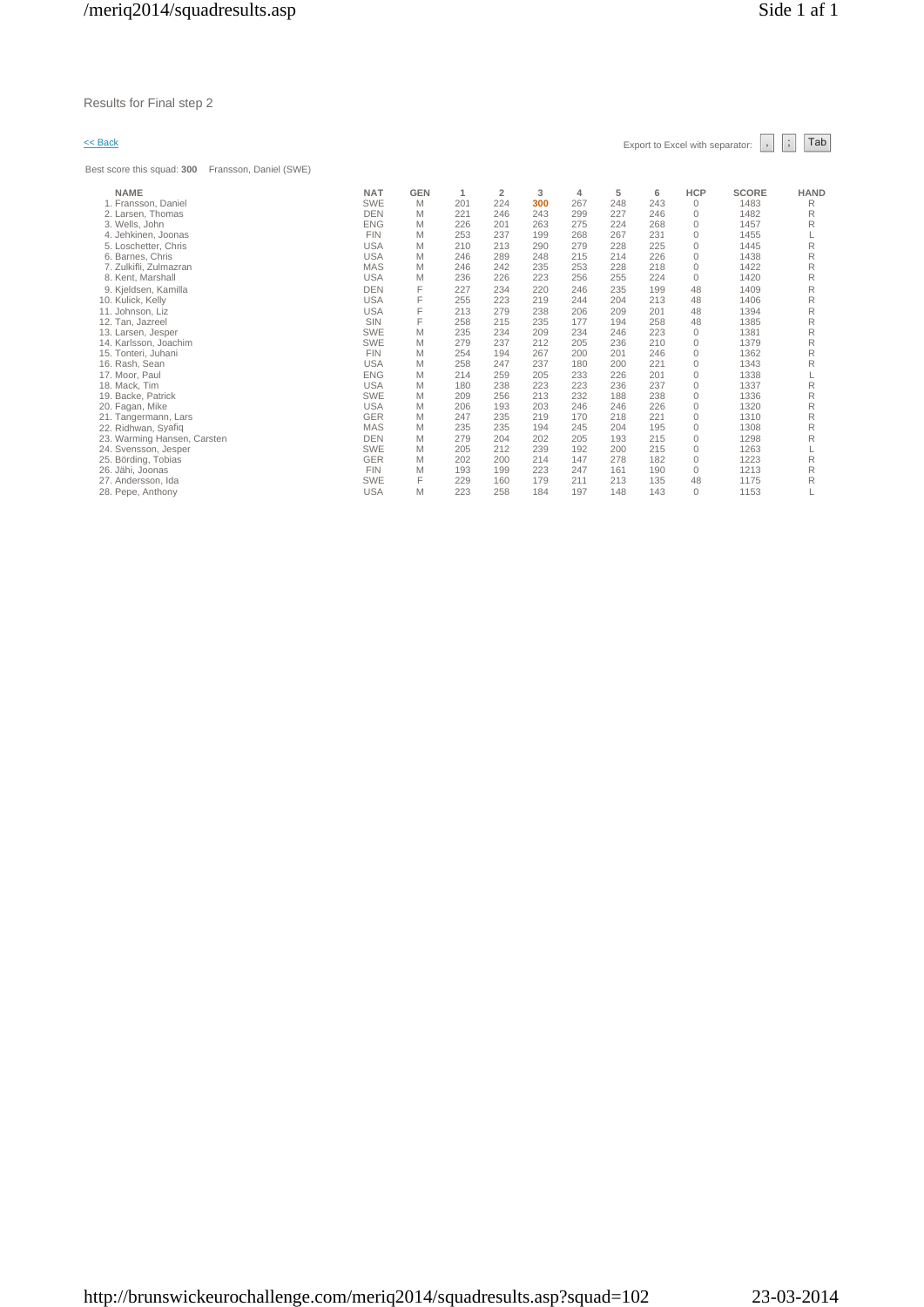Results for Final step 2

<< Back

Export to Excel with separator: , ; Tab

Best score this squad: **300** Fransson, Daniel (SWE)

| NAME | NAT | GEN | 1 | 2 | 3 | 4 | 5 | 6 | HCP | SCORE | HAND |
|---|---|---|---|---|---|---|---|---|---|---|---|
| 1. Fransson, Daniel | SWE | M | 201 | 224 | **300** | 267 | 248 | 243 | 0 | 1483 | R |
| 2. Larsen, Thomas | DEN | M | 221 | 246 | 243 | 299 | 227 | 246 | 0 | 1482 | R |
| 3. Wells, John | ENG | M | 226 | 201 | 263 | 275 | 224 | 268 | 0 | 1457 | R |
| 4. Jehkinen, Joonas | FIN | M | 253 | 237 | 199 | 268 | 267 | 231 | 0 | 1455 | L |
| 5. Loschetter, Chris | USA | M | 210 | 213 | 290 | 279 | 228 | 225 | 0 | 1445 | R |
| 6. Barnes, Chris | USA | M | 246 | 289 | 248 | 215 | 214 | 226 | 0 | 1438 | R |
| 7. Zulkifli, Zulmazran | MAS | M | 246 | 242 | 235 | 253 | 228 | 218 | 0 | 1422 | R |
| 8. Kent, Marshall | USA | M | 236 | 226 | 223 | 256 | 255 | 224 | 0 | 1420 | R |
| 9. Kjeldsen, Kamilla | DEN | F | 227 | 234 | 220 | 246 | 235 | 199 | 48 | 1409 | R |
| 10. Kulick, Kelly | USA | F | 255 | 223 | 219 | 244 | 204 | 213 | 48 | 1406 | R |
| 11. Johnson, Liz | USA | F | 213 | 279 | 238 | 206 | 209 | 201 | 48 | 1394 | R |
| 12. Tan, Jazreel | SIN | F | 258 | 215 | 235 | 177 | 194 | 258 | 48 | 1385 | R |
| 13. Larsen, Jesper | SWE | M | 235 | 234 | 209 | 234 | 246 | 223 | 0 | 1381 | R |
| 14. Karlsson, Joachim | SWE | M | 279 | 237 | 212 | 205 | 236 | 210 | 0 | 1379 | R |
| 15. Tonteri, Juhani | FIN | M | 254 | 194 | 267 | 200 | 201 | 246 | 0 | 1362 | R |
| 16. Rash, Sean | USA | M | 258 | 247 | 237 | 180 | 200 | 221 | 0 | 1343 | R |
| 17. Moor, Paul | ENG | M | 214 | 259 | 205 | 233 | 226 | 201 | 0 | 1338 | L |
| 18. Mack, Tim | USA | M | 180 | 238 | 223 | 223 | 236 | 237 | 0 | 1337 | R |
| 19. Backe, Patrick | SWE | M | 209 | 256 | 213 | 232 | 188 | 238 | 0 | 1336 | R |
| 20. Fagan, Mike | USA | M | 206 | 193 | 203 | 246 | 246 | 226 | 0 | 1320 | R |
| 21. Tangermann, Lars | GER | M | 247 | 235 | 219 | 170 | 218 | 221 | 0 | 1310 | R |
| 22. Ridhwan, Syafiq | MAS | M | 235 | 235 | 194 | 245 | 204 | 195 | 0 | 1308 | R |
| 23. Warming Hansen, Carsten | DEN | M | 279 | 204 | 202 | 205 | 193 | 215 | 0 | 1298 | R |
| 24. Svensson, Jesper | SWE | M | 205 | 212 | 239 | 192 | 200 | 215 | 0 | 1263 | L |
| 25. Börding, Tobias | GER | M | 202 | 200 | 214 | 147 | 278 | 182 | 0 | 1223 | R |
| 26. Jähi, Joonas | FIN | M | 193 | 199 | 223 | 247 | 161 | 190 | 0 | 1213 | R |
| 27. Andersson, Ida | SWE | F | 229 | 160 | 179 | 211 | 213 | 135 | 48 | 1175 | R |
| 28. Pepe, Anthony | USA | M | 223 | 258 | 184 | 197 | 148 | 143 | 0 | 1153 | L |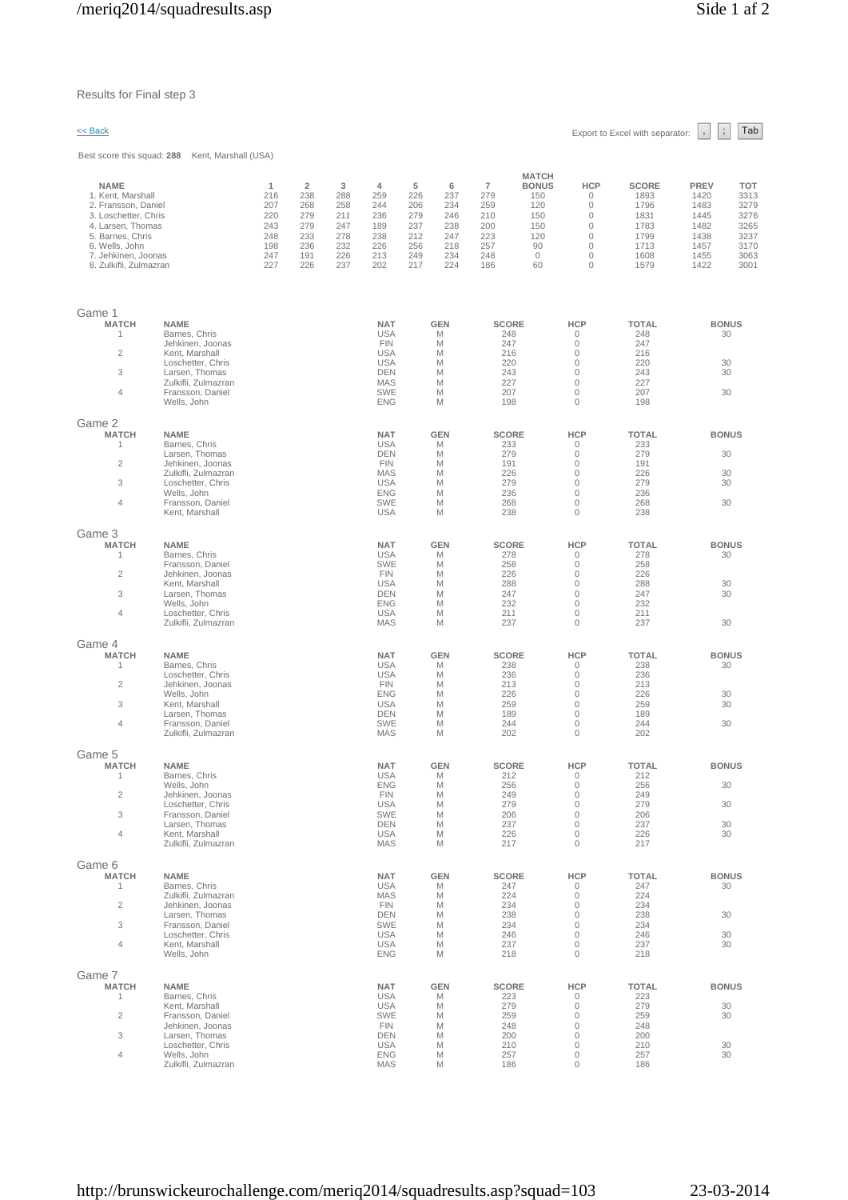Results for Final step 3

<< Back

Export to Excel with separator: , ; Tab

Best score this squad: **288** Kent, Marshall (USA)

| NAME | 1 | 2 | 3 | 4 | 5 | 6 | 7 | MATCH BONUS | HCP | SCORE | PREV | TOT |
|---|---|---|---|---|---|---|---|---|---|---|---|---|
| 1. Kent, Marshall | 216 | 238 | 288 | 259 | 226 | 237 | 279 | 150 | 0 | 1893 | 1420 | 3313 |
| 2. Fransson, Daniel | 207 | 268 | 258 | 244 | 206 | 234 | 259 | 120 | 0 | 1796 | 1483 | 3279 |
| 3. Loschetter, Chris | 220 | 279 | 211 | 236 | 279 | 246 | 210 | 150 | 0 | 1831 | 1445 | 3276 |
| 4. Larsen, Thomas | 243 | 279 | 247 | 189 | 237 | 238 | 200 | 150 | 0 | 1783 | 1482 | 3265 |
| 5. Barnes, Chris | 248 | 233 | 278 | 238 | 212 | 247 | 223 | 120 | 0 | 1799 | 1438 | 3237 |
| 6. Wells, John | 198 | 236 | 232 | 226 | 256 | 218 | 257 | 90 | 0 | 1713 | 1457 | 3170 |
| 7. Jehkinen, Joonas | 247 | 191 | 226 | 213 | 249 | 234 | 248 | 0 | 0 | 1608 | 1455 | 3063 |
| 8. Zulkifli, Zulmazran | 227 | 226 | 237 | 202 | 217 | 224 | 186 | 60 | 0 | 1579 | 1422 | 3001 |

Game 1

| MATCH | NAME | NAT | GEN | SCORE | HCP | TOTAL | BONUS |
|---|---|---|---|---|---|---|---|
| 1 | Barnes, Chris | USA | M | 248 | 0 | 248 | 30 |
| | Jehkinen, Joonas | FIN | M | 247 | 0 | 247 | |
| 2 | Kent, Marshall | USA | M | 216 | 0 | 216 | |
| | Loschetter, Chris | USA | M | 220 | 0 | 220 | 30 |
| 3 | Larsen, Thomas | DEN | M | 243 | 0 | 243 | 30 |
| | Zulkifli, Zulmazran | MAS | M | 227 | 0 | 227 | |
| 4 | Fransson, Daniel | SWE | M | 207 | 0 | 207 | 30 |
| | Wells, John | ENG | M | 198 | 0 | 198 | |

Game 2

| MATCH | NAME | NAT | GEN | SCORE | HCP | TOTAL | BONUS |
|---|---|---|---|---|---|---|---|
| 1 | Barnes, Chris | USA | M | 233 | 0 | 233 | |
| | Larsen, Thomas | DEN | M | 279 | 0 | 279 | 30 |
| 2 | Jehkinen, Joonas | FIN | M | 191 | 0 | 191 | |
| | Zulkifli, Zulmazran | MAS | M | 226 | 0 | 226 | 30 |
| 3 | Loschetter, Chris | USA | M | 279 | 0 | 279 | 30 |
| | Wells, John | ENG | M | 236 | 0 | 236 | |
| 4 | Fransson, Daniel | SWE | M | 268 | 0 | 268 | 30 |
| | Kent, Marshall | USA | M | 238 | 0 | 238 | |

Game 3

| MATCH | NAME | NAT | GEN | SCORE | HCP | TOTAL | BONUS |
|---|---|---|---|---|---|---|---|
| 1 | Barnes, Chris | USA | M | 278 | 0 | 278 | 30 |
| | Fransson, Daniel | SWE | M | 258 | 0 | 258 | |
| 2 | Jehkinen, Joonas | FIN | M | 226 | 0 | 226 | |
| | Kent, Marshall | USA | M | 288 | 0 | 288 | 30 |
| 3 | Larsen, Thomas | DEN | M | 247 | 0 | 247 | 30 |
| | Wells, John | ENG | M | 232 | 0 | 232 | |
| 4 | Loschetter, Chris | USA | M | 211 | 0 | 211 | |
| | Zulkifli, Zulmazran | MAS | M | 237 | 0 | 237 | 30 |

Game 4

| MATCH | NAME | NAT | GEN | SCORE | HCP | TOTAL | BONUS |
|---|---|---|---|---|---|---|---|
| 1 | Barnes, Chris | USA | M | 238 | 0 | 238 | 30 |
| | Loschetter, Chris | USA | M | 236 | 0 | 236 | |
| 2 | Jehkinen, Joonas | FIN | M | 213 | 0 | 213 | |
| | Wells, John | ENG | M | 226 | 0 | 226 | 30 |
| 3 | Kent, Marshall | USA | M | 259 | 0 | 259 | 30 |
| | Larsen, Thomas | DEN | M | 189 | 0 | 189 | |
| 4 | Fransson, Daniel | SWE | M | 244 | 0 | 244 | 30 |
| | Zulkifli, Zulmazran | MAS | M | 202 | 0 | 202 | |

Game 5

| MATCH | NAME | NAT | GEN | SCORE | HCP | TOTAL | BONUS |
|---|---|---|---|---|---|---|---|
| 1 | Barnes, Chris | USA | M | 212 | 0 | 212 | |
| | Wells, John | ENG | M | 256 | 0 | 256 | 30 |
| 2 | Jehkinen, Joonas | FIN | M | 249 | 0 | 249 | |
| | Loschetter, Chris | USA | M | 279 | 0 | 279 | 30 |
| 3 | Fransson, Daniel | SWE | M | 206 | 0 | 206 | |
| | Larsen, Thomas | DEN | M | 237 | 0 | 237 | 30 |
| 4 | Kent, Marshall | USA | M | 226 | 0 | 226 | 30 |
| | Zulkifli, Zulmazran | MAS | M | 217 | 0 | 217 | |

Game 6

| MATCH | NAME | NAT | GEN | SCORE | HCP | TOTAL | BONUS |
|---|---|---|---|---|---|---|---|
| 1 | Barnes, Chris | USA | M | 247 | 0 | 247 | 30 |
| | Zulkifli, Zulmazran | MAS | M | 224 | 0 | 224 | |
| 2 | Jehkinen, Joonas | FIN | M | 234 | 0 | 234 | |
| | Larsen, Thomas | DEN | M | 238 | 0 | 238 | 30 |
| 3 | Fransson, Daniel | SWE | M | 234 | 0 | 234 | |
| | Loschetter, Chris | USA | M | 246 | 0 | 246 | 30 |
| 4 | Kent, Marshall | USA | M | 237 | 0 | 237 | 30 |
| | Wells, John | ENG | M | 218 | 0 | 218 | |

Game 7

| MATCH | NAME | NAT | GEN | SCORE | HCP | TOTAL | BONUS |
|---|---|---|---|---|---|---|---|
| 1 | Barnes, Chris | USA | M | 223 | 0 | 223 | |
| | Kent, Marshall | USA | M | 279 | 0 | 279 | 30 |
| 2 | Fransson, Daniel | SWE | M | 259 | 0 | 259 | 30 |
| | Jehkinen, Joonas | FIN | M | 248 | 0 | 248 | |
| 3 | Larsen, Thomas | DEN | M | 200 | 0 | 200 | |
| | Loschetter, Chris | USA | M | 210 | 0 | 210 | 30 |
| 4 | Wells, John | ENG | M | 257 | 0 | 257 | 30 |
| | Zulkifli, Zulmazran | MAS | M | 186 | 0 | 186 | |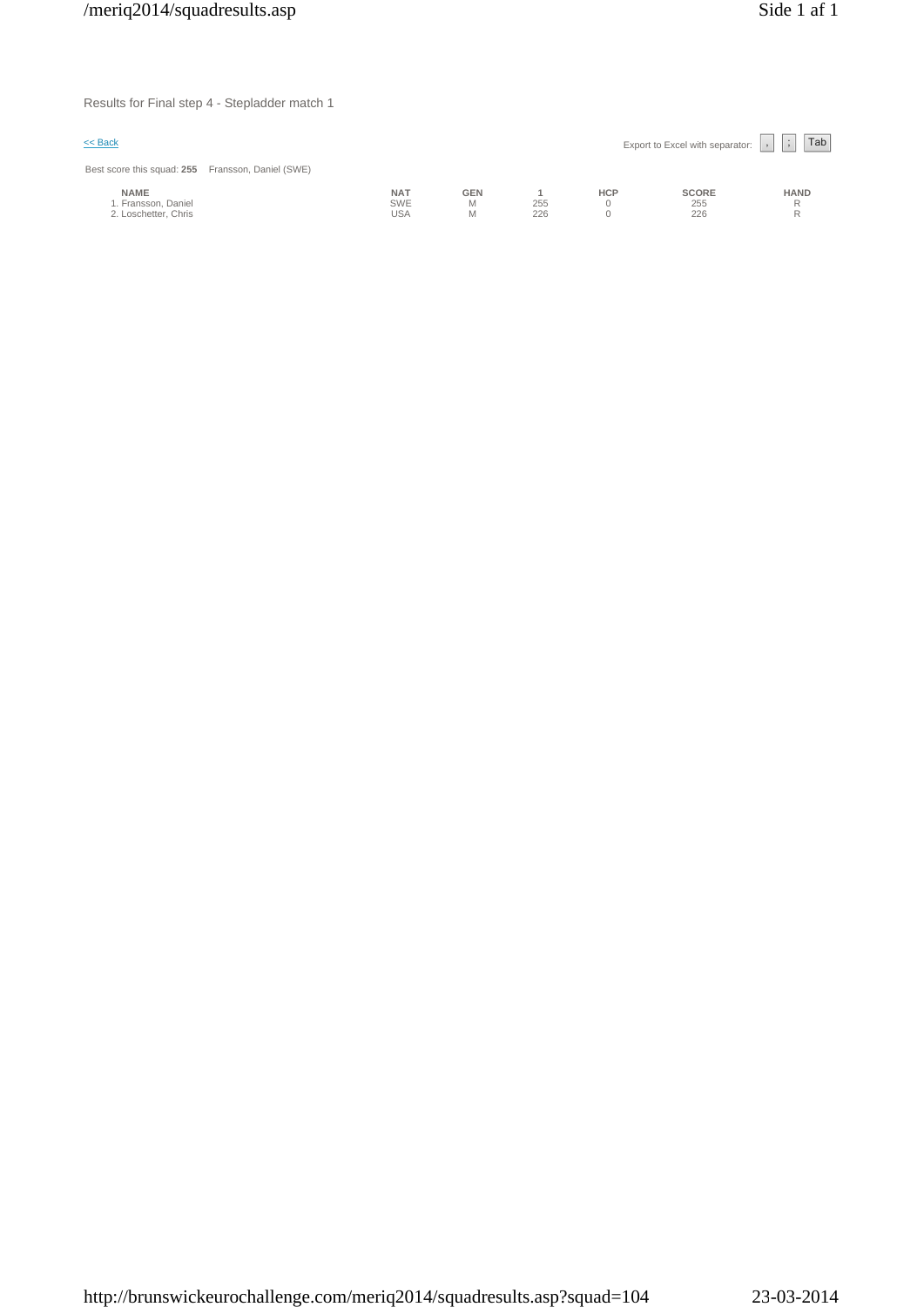Results for Final step 4 - Stepladder match 1

<< Back

Export to Excel with separator: , ; Tab

Best score this squad: **255** Fransson, Daniel (SWE)

| NAME | NAT | GEN | 1 | HCP | SCORE | HAND |
|---|---|---|---|---|---|---|
| 1. Fransson, Daniel | SWE | M | 255 | 0 | 255 | R |
| 2. Loschetter, Chris | USA | M | 226 | 0 | 226 | R |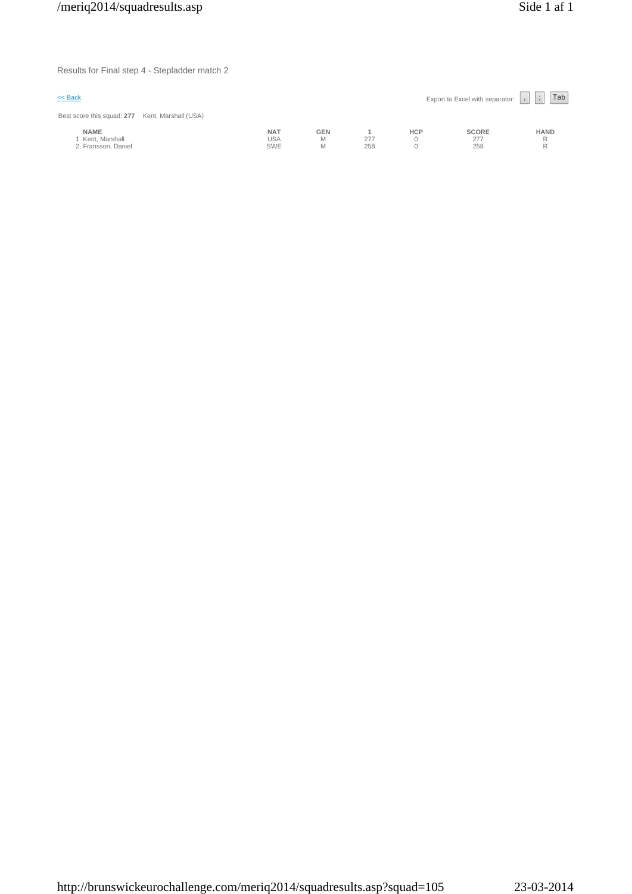Results for Final step 4 - Stepladder match 2

<< Back

Export to Excel with separator: , ; Tab

Best score this squad: **277** Kent, Marshall (USA)

| NAME | NAT | GEN | 1 | HCP | SCORE | HAND |
|---|---|---|---|---|---|---|
| 1. Kent, Marshall | USA | M | 277 | 0 | 277 | R |
| 2. Fransson, Daniel | SWE | M | 258 | 0 | 258 | R |